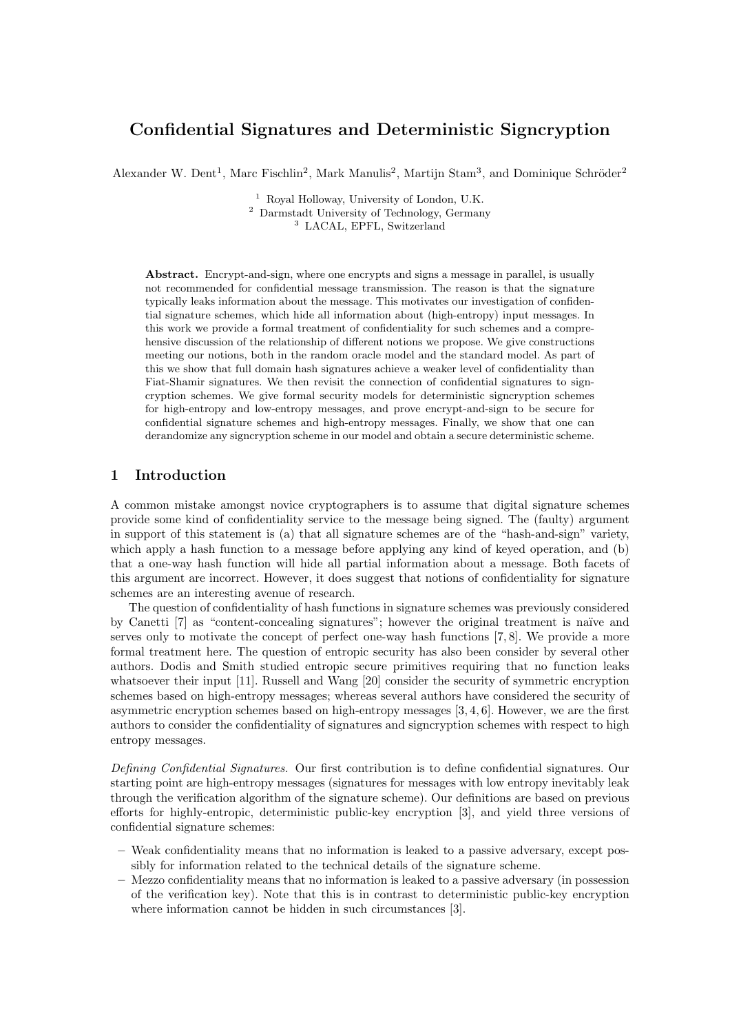// Confidential Signatures and Deterministic Signcryption

Alexander W. Dent[1], Marc Fischlin[2], Mark Manulis[2], Martijn Stam[3], and Dominique Schröder[2]

[1] Royal Holloway, University of London, U.K.
[2] Darmstadt University of Technology, Germany
[3] LACAL, EPFL, Switzerland

**Abstract.** Encrypt-and-sign, where one encrypts and signs a message in parallel, is usually not recommended for confidential message transmission. The reason is that the signature typically leaks information about the message. This motivates our investigation of confidential signature schemes, which hide all information about (high-entropy) input messages. In this work we provide a formal treatment of confidentiality for such schemes and a comprehensive discussion of the relationship of different notions we propose. We give constructions meeting our notions, both in the random oracle model and the standard model. As part of this we show that full domain hash signatures achieve a weaker level of confidentiality than Fiat-Shamir signatures. We then revisit the connection of confidential signatures to signcryption schemes. We give formal security models for deterministic signcryption schemes for high-entropy and low-entropy messages, and prove encrypt-and-sign to be secure for confidential signature schemes and high-entropy messages. Finally, we show that one can derandomize any signcryption scheme in our model and obtain a secure deterministic scheme.

## 1 Introduction

A common mistake amongst novice cryptographers is to assume that digital signature schemes provide some kind of confidentiality service to the message being signed. The (faulty) argument in support of this statement is (a) that all signature schemes are of the "hash-and-sign" variety, which apply a hash function to a message before applying any kind of keyed operation, and (b) that a one-way hash function will hide all partial information about a message. Both facets of this argument are incorrect. However, it does suggest that notions of confidentiality for signature schemes are an interesting avenue of research.

The question of confidentiality of hash functions in signature schemes was previously considered by Canetti [7] as "content-concealing signatures"; however the original treatment is naïve and serves only to motivate the concept of perfect one-way hash functions [7, 8]. We provide a more formal treatment here. The question of entropic security has also been consider by several other authors. Dodis and Smith studied entropic secure primitives requiring that no function leaks whatsoever their input [11]. Russell and Wang [20] consider the security of symmetric encryption schemes based on high-entropy messages; whereas several authors have considered the security of asymmetric encryption schemes based on high-entropy messages [3, 4, 6]. However, we are the first authors to consider the confidentiality of signatures and signcryption schemes with respect to high entropy messages.

*Defining Confidential Signatures.* Our first contribution is to define confidential signatures. Our starting point are high-entropy messages (signatures for messages with low entropy inevitably leak through the verification algorithm of the signature scheme). Our definitions are based on previous efforts for highly-entropic, deterministic public-key encryption [3], and yield three versions of confidential signature schemes:

- Weak confidentiality means that no information is leaked to a passive adversary, except possibly for information related to the technical details of the signature scheme.
- Mezzo confidentiality means that no information is leaked to a passive adversary (in possession of the verification key). Note that this is in contrast to deterministic public-key encryption where information cannot be hidden in such circumstances [3].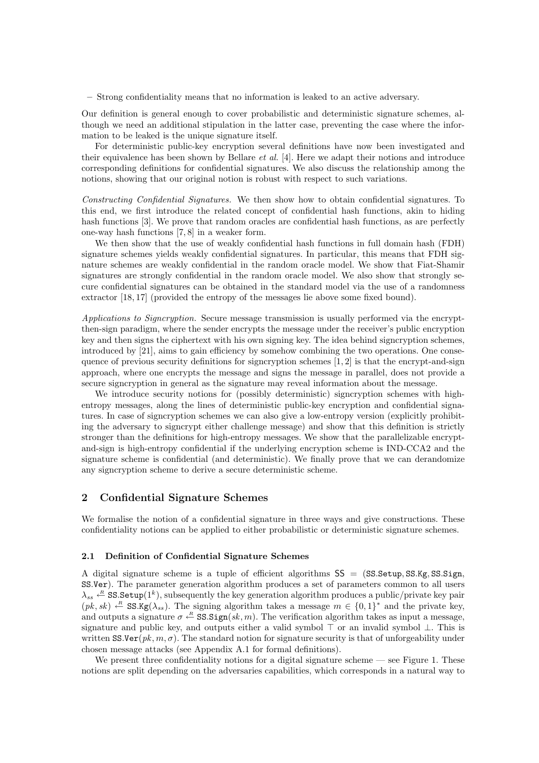– Strong confidentiality means that no information is leaked to an active adversary.

Our definition is general enough to cover probabilistic and deterministic signature schemes, although we need an additional stipulation in the latter case, preventing the case where the information to be leaked is the unique signature itself.

For deterministic public-key encryption several definitions have now been investigated and their equivalence has been shown by Bellare *et al.* [4]. Here we adapt their notions and introduce corresponding definitions for confidential signatures. We also discuss the relationship among the notions, showing that our original notion is robust with respect to such variations.

*Constructing Confidential Signatures.* We then show how to obtain confidential signatures. To this end, we first introduce the related concept of confidential hash functions, akin to hiding hash functions [3]. We prove that random oracles are confidential hash functions, as are perfectly one-way hash functions [7, 8] in a weaker form.

We then show that the use of weakly confidential hash functions in full domain hash (FDH) signature schemes yields weakly confidential signatures. In particular, this means that FDH signature schemes are weakly confidential in the random oracle model. We show that Fiat-Shamir signatures are strongly confidential in the random oracle model. We also show that strongly secure confidential signatures can be obtained in the standard model via the use of a randomness extractor [18, 17] (provided the entropy of the messages lie above some fixed bound).

*Applications to Signcryption.* Secure message transmission is usually performed via the encrypt-then-sign paradigm, where the sender encrypts the message under the receiver's public encryption key and then signs the ciphertext with his own signing key. The idea behind signcryption schemes, introduced by [21], aims to gain efficiency by somehow combining the two operations. One consequence of previous security definitions for signcryption schemes [1, 2] is that the encrypt-and-sign approach, where one encrypts the message and signs the message in parallel, does not provide a secure signcryption in general as the signature may reveal information about the message.

We introduce security notions for (possibly deterministic) signcryption schemes with high-entropy messages, along the lines of deterministic public-key encryption and confidential signatures. In case of signcryption schemes we can also give a low-entropy version (explicitly prohibiting the adversary to signcrypt either challenge message) and show that this definition is strictly stronger than the definitions for high-entropy messages. We show that the parallelizable encrypt-and-sign is high-entropy confidential if the underlying encryption scheme is IND-CCA2 and the signature scheme is confidential (and deterministic). We finally prove that we can derandomize any signcryption scheme to derive a secure deterministic scheme.

## 2 Confidential Signature Schemes

We formalise the notion of a confidential signature in three ways and give constructions. These confidentiality notions can be applied to either probabilistic or deterministic signature schemes.

### 2.1 Definition of Confidential Signature Schemes

A digital signature scheme is a tuple of efficient algorithms $\mathsf{SS} = (\mathtt{SS.Setup}, \mathtt{SS.Kg}, \mathtt{SS.Sign}, \mathtt{SS.Ver})$. The parameter generation algorithm produces a set of parameters common to all users $\lambda_{ss} \xleftarrow{R} \mathtt{SS.Setup}(1^k)$, subsequently the key generation algorithm produces a public/private key pair $(pk, sk) \xleftarrow{R} \mathtt{SS.Kg}(\lambda_{ss})$. The signing algorithm takes a message $m \in \{0,1\}^*$ and the private key, and outputs a signature $\sigma \xleftarrow{R} \mathtt{SS.Sign}(sk, m)$. The verification algorithm takes as input a message, signature and public key, and outputs either a valid symbol $\top$ or an invalid symbol $\bot$. This is written $\mathtt{SS.Ver}(pk, m, \sigma)$. The standard notion for signature security is that of unforgeability under chosen message attacks (see Appendix A.1 for formal definitions).

We present three confidentiality notions for a digital signature scheme — see Figure 1. These notions are split depending on the adversaries capabilities, which corresponds in a natural way to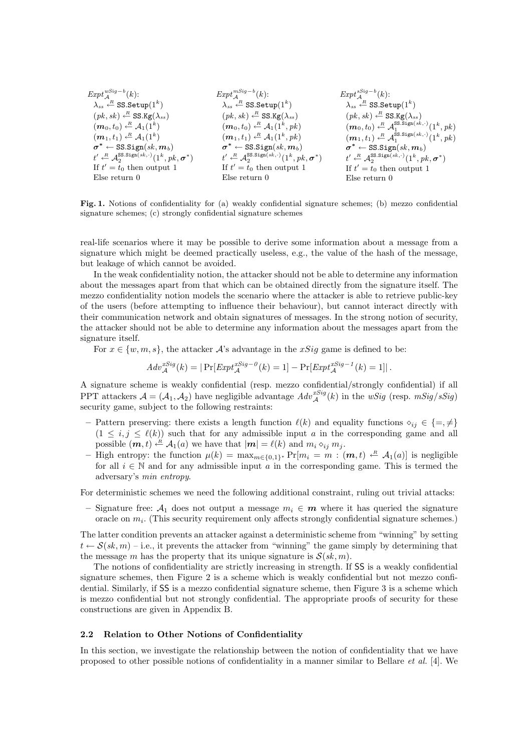$Expt_{\mathcal{A}}^{wSig-b}(k)$:
$\lambda_{ss} \xleftarrow{R} \mathtt{SS.Setup}(1^k)$
$(pk, sk) \xleftarrow{R} \mathtt{SS.Kg}(\lambda_{ss})$
$(\boldsymbol{m}_0, t_0) \xleftarrow{R} \mathcal{A}_1(1^k)$
$(\boldsymbol{m}_1, t_1) \xleftarrow{R} \mathcal{A}_1(1^k)$
$\boldsymbol{\sigma}^* \leftarrow \mathtt{SS.Sign}(sk, \boldsymbol{m}_b)$
$t' \xleftarrow{R} \mathcal{A}_2^{\mathtt{SS.Sign}(sk,\cdot)}(1^k, pk, \boldsymbol{\sigma}^*)$
If $t' = t_0$ then output 1
Else return 0

$Expt_{\mathcal{A}}^{mSig-b}(k)$:
$\lambda_{ss} \xleftarrow{R} \mathtt{SS.Setup}(1^k)$
$(pk, sk) \xleftarrow{R} \mathtt{SS.Kg}(\lambda_{ss})$
$(\boldsymbol{m}_0, t_0) \xleftarrow{R} \mathcal{A}_1(1^k, pk)$
$(\boldsymbol{m}_1, t_1) \xleftarrow{R} \mathcal{A}_1(1^k, pk)$
$\boldsymbol{\sigma}^* \leftarrow \mathtt{SS.Sign}(sk, \boldsymbol{m}_b)$
$t' \xleftarrow{R} \mathcal{A}_2^{\mathtt{SS.Sign}(sk,\cdot)}(1^k, pk, \boldsymbol{\sigma}^*)$
If $t' = t_0$ then output 1
Else return 0

$Expt_{\mathcal{A}}^{sSig-b}(k)$:
$\lambda_{ss} \xleftarrow{R} \mathtt{SS.Setup}(1^k)$
$(pk, sk) \xleftarrow{R} \mathtt{SS.Kg}(\lambda_{ss})$
$(\boldsymbol{m}_0, t_0) \xleftarrow{R} \mathcal{A}_1^{\mathtt{SS.Sign}(sk,\cdot)}(1^k, pk)$
$(\boldsymbol{m}_1, t_1) \xleftarrow{R} \mathcal{A}_1^{\mathtt{SS.Sign}(sk,\cdot)}(1^k, pk)$
$\boldsymbol{\sigma}^* \leftarrow \mathtt{SS.Sign}(sk, \boldsymbol{m}_b)$
$t' \xleftarrow{R} \mathcal{A}_2^{\mathtt{SS.Sign}(sk,\cdot)}(1^k, pk, \boldsymbol{\sigma}^*)$
If $t' = t_0$ then output 1
Else return 0

**Fig. 1.** Notions of confidentiality for (a) weakly confidential signature schemes; (b) mezzo confidential signature schemes; (c) strongly confidential signature schemes

real-life scenarios where it may be possible to derive some information about a message from a signature which might be deemed practically useless, e.g., the value of the hash of the message, but leakage of which cannot be avoided.

In the weak confidentiality notion, the attacker should not be able to determine any information about the messages apart from that which can be obtained directly from the signature itself. The mezzo confidentiality notion models the scenario where the attacker is able to retrieve public-key of the users (before attempting to influence their behaviour), but cannot interact directly with their communication network and obtain signatures of messages. In the strong notion of security, the attacker should not be able to determine any information about the messages apart from the signature itself.

For $x \in \{w, m, s\}$, the attacker $\mathcal{A}$'s advantage in the $xSig$ game is defined to be:

$$Adv_{\mathcal{A}}^{xSig}(k) = |\Pr[Expt_{\mathcal{A}}^{xSig-0}(k) = 1] - \Pr[Expt_{\mathcal{A}}^{xSig-1}(k) = 1]|.$$

A signature scheme is weakly confidential (resp. mezzo confidential/strongly confidential) if all PPT attackers $\mathcal{A} = (\mathcal{A}_1, \mathcal{A}_2)$ have negligible advantage $Adv_{\mathcal{A}}^{xSig}(k)$ in the $wSig$ (resp. $mSig/sSig$) security game, subject to the following restraints:

- Pattern preserving: there exists a length function $\ell(k)$ and equality functions $\diamond_{ij} \in \{=, \neq\}$ $(1 \leq i, j \leq \ell(k))$ such that for any admissible input $a$ in the corresponding game and all possible $(\boldsymbol{m}, t) \xleftarrow{R} \mathcal{A}_1(a)$ we have that $|\boldsymbol{m}| = \ell(k)$ and $m_i \diamond_{ij} m_j$.
- High entropy: the function $\mu(k) = \max_{m \in \{0,1\}^*} \Pr[m_i = m : (\boldsymbol{m}, t) \xleftarrow{R} \mathcal{A}_1(a)]$ is negligible for all $i \in \mathbb{N}$ and for any admissible input $a$ in the corresponding game. This is termed the adversary's *min entropy*.

For deterministic schemes we need the following additional constraint, ruling out trivial attacks:

- Signature free: $\mathcal{A}_1$ does not output a message $m_i \in \boldsymbol{m}$ where it has queried the signature oracle on $m_i$. (This security requirement only affects strongly confidential signature schemes.)

The latter condition prevents an attacker against a deterministic scheme from "winning" by setting $t \leftarrow \mathcal{S}(sk, m)$ – i.e., it prevents the attacker from "winning" the game simply by determining that the message $m$ has the property that its unique signature is $\mathcal{S}(sk, m)$.

The notions of confidentiality are strictly increasing in strength. If SS is a weakly confidential signature schemes, then Figure 2 is a scheme which is weakly confidential but not mezzo confidential. Similarly, if SS is a mezzo confidential signature scheme, then Figure 3 is a scheme which is mezzo confidential but not strongly confidential. The appropriate proofs of security for these constructions are given in Appendix B.

### 2.2 Relation to Other Notions of Confidentiality

In this section, we investigate the relationship between the notion of confidentiality that we have proposed to other possible notions of confidentiality in a manner similar to Bellare *et al.* [4]. We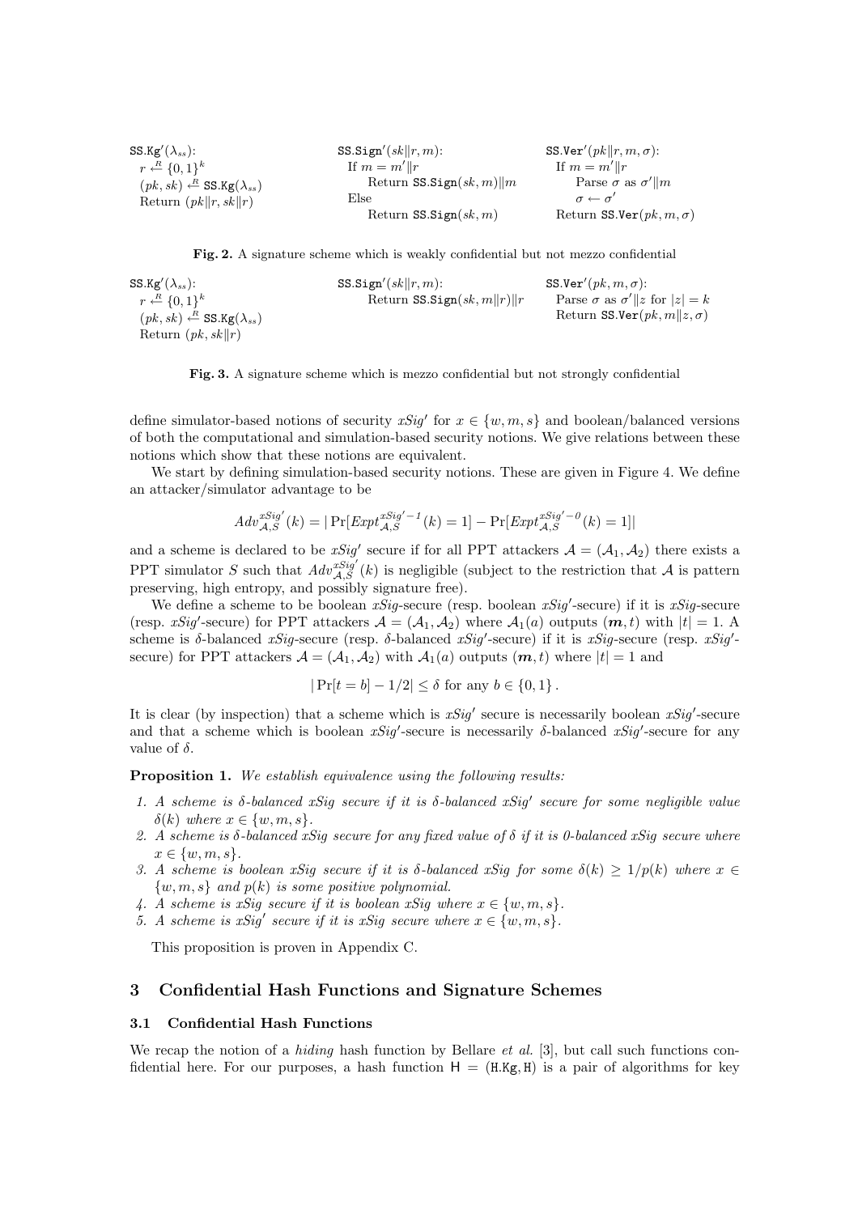```
SS.Kg′(λ_ss):
  r ←R {0,1}^k
  (pk, sk) ←R SS.Kg(λ_ss)
  Return (pk‖r, sk‖r)

SS.Sign′(sk‖r, m):
  If m = m′‖r
      Return SS.Sign(sk, m)‖m
  Else
      Return SS.Sign(sk, m)

SS.Ver′(pk‖r, m, σ):
  If m = m′‖r
      Parse σ as σ′‖m
      σ ← σ′
  Return SS.Ver(pk, m, σ)
```

**Fig. 2.** A signature scheme which is weakly confidential but not mezzo confidential

```
SS.Kg′(λ_ss):
  r ←R {0,1}^k
  (pk, sk) ←R SS.Kg(λ_ss)
  Return (pk, sk‖r)

SS.Sign′(sk‖r, m):
  Return SS.Sign(sk, m‖r)‖r

SS.Ver′(pk, m, σ):
  Parse σ as σ′‖z for |z| = k
  Return SS.Ver(pk, m‖z, σ)
```

**Fig. 3.** A signature scheme which is mezzo confidential but not strongly confidential

define simulator-based notions of security $xSig'$ for $x \in \{w, m, s\}$ and boolean/balanced versions of both the computational and simulation-based security notions. We give relations between these notions which show that these notions are equivalent.

We start by defining simulation-based security notions. These are given in Figure 4. We define an attacker/simulator advantage to be

$$Adv^{xSig'}_{\mathcal{A},S}(k) = |\Pr[Expt^{xSig'-1}_{\mathcal{A},S}(k) = 1] - \Pr[Expt^{xSig'-0}_{\mathcal{A},S}(k) = 1]|$$

and a scheme is declared to be $xSig'$ secure if for all PPT attackers $\mathcal{A} = (\mathcal{A}_1, \mathcal{A}_2)$ there exists a PPT simulator $S$ such that $Adv^{xSig'}_{\mathcal{A},S}(k)$ is negligible (subject to the restriction that $\mathcal{A}$ is pattern preserving, high entropy, and possibly signature free).

We define a scheme to be boolean $xSig$-secure (resp. boolean $xSig'$-secure) if it is $xSig$-secure (resp. $xSig'$-secure) for PPT attackers $\mathcal{A} = (\mathcal{A}_1, \mathcal{A}_2)$ where $\mathcal{A}_1(a)$ outputs $(\boldsymbol{m}, t)$ with $|t| = 1$. A scheme is $\delta$-balanced $xSig$-secure (resp. $\delta$-balanced $xSig'$-secure) if it is $xSig$-secure (resp. $xSig'$-secure) for PPT attackers $\mathcal{A} = (\mathcal{A}_1, \mathcal{A}_2)$ with $\mathcal{A}_1(a)$ outputs $(\boldsymbol{m}, t)$ where $|t| = 1$ and

$$|\Pr[t = b] - 1/2| \leq \delta \text{ for any } b \in \{0, 1\}.$$

It is clear (by inspection) that a scheme which is $xSig'$ secure is necessarily boolean $xSig'$-secure and that a scheme which is boolean $xSig'$-secure is necessarily $\delta$-balanced $xSig'$-secure for any value of $\delta$.

**Proposition 1.** *We establish equivalence using the following results:*

1. *A scheme is $\delta$-balanced xSig secure if it is $\delta$-balanced xSig′ secure for some negligible value $\delta(k)$ where $x \in \{w, m, s\}$.*
2. *A scheme is $\delta$-balanced xSig secure for any fixed value of $\delta$ if it is 0-balanced xSig secure where $x \in \{w, m, s\}$.*
3. *A scheme is boolean xSig secure if it is $\delta$-balanced xSig for some $\delta(k) \geq 1/p(k)$ where $x \in \{w, m, s\}$ and $p(k)$ is some positive polynomial.*
4. *A scheme is xSig secure if it is boolean xSig where $x \in \{w, m, s\}$.*
5. *A scheme is xSig′ secure if it is xSig secure where $x \in \{w, m, s\}$.*

This proposition is proven in Appendix C.

## 3 Confidential Hash Functions and Signature Schemes

### 3.1 Confidential Hash Functions

We recap the notion of a *hiding* hash function by Bellare *et al.* [3], but call such functions confidential here. For our purposes, a hash function $\mathsf{H} = (\mathtt{H.Kg}, \mathtt{H})$ is a pair of algorithms for key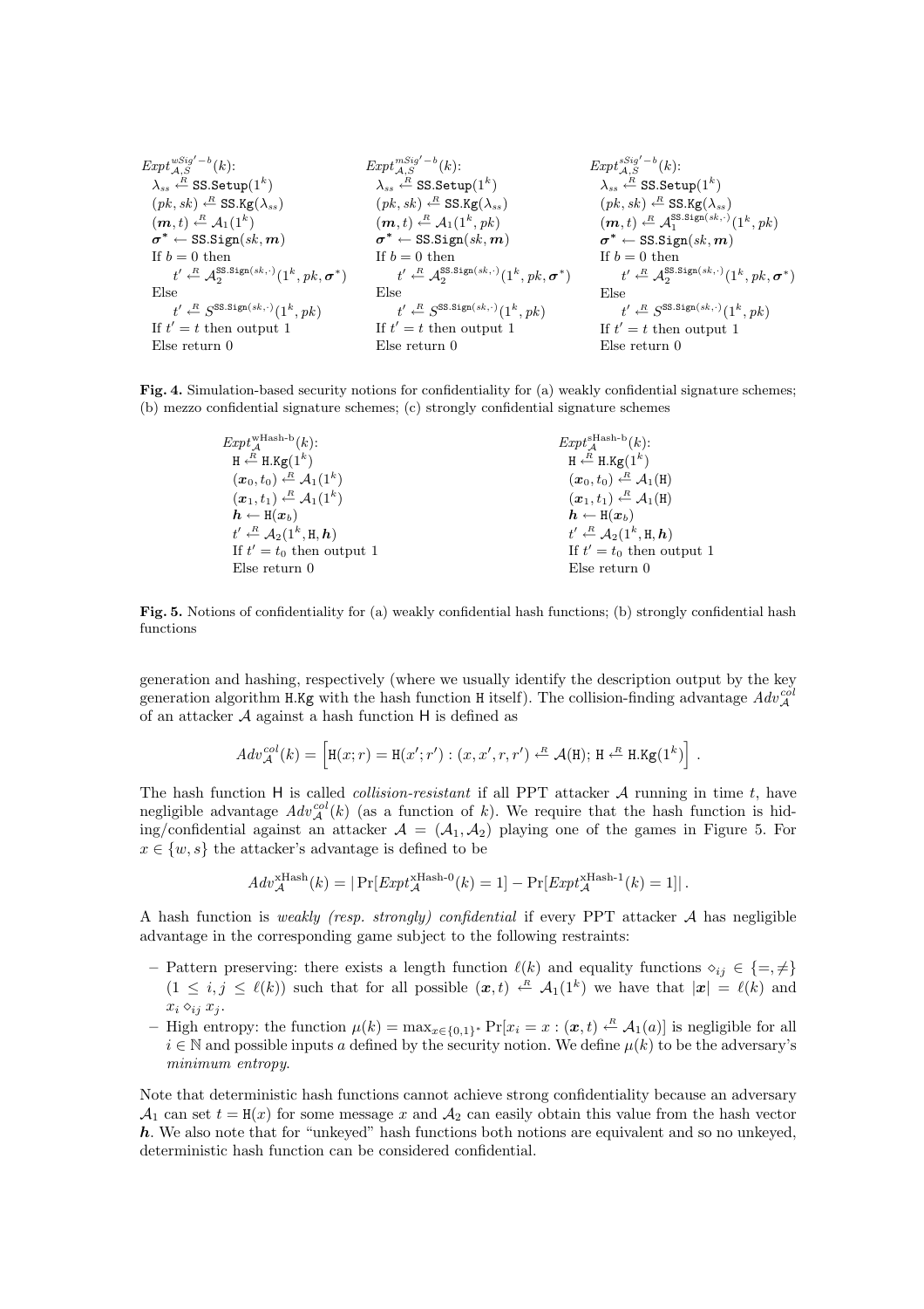$Expt_{\mathcal{A},S}^{wSig'-b}(k)$:
$\lambda_{ss} \xleftarrow{R} \texttt{SS.Setup}(1^k)$
$(pk, sk) \xleftarrow{R} \texttt{SS.Kg}(\lambda_{ss})$
$(\boldsymbol{m}, t) \xleftarrow{R} \mathcal{A}_1(1^k)$
$\boldsymbol{\sigma}^* \leftarrow \texttt{SS.Sign}(sk, \boldsymbol{m})$
If $b = 0$ then
  $t' \xleftarrow{R} \mathcal{A}_2^{\texttt{SS.Sign}(sk,\cdot)}(1^k, pk, \boldsymbol{\sigma}^*)$
Else
  $t' \xleftarrow{R} S^{\texttt{SS.Sign}(sk,\cdot)}(1^k, pk)$
If $t' = t$ then output 1
Else return 0

$Expt_{\mathcal{A},S}^{mSig'-b}(k)$:
$\lambda_{ss} \xleftarrow{R} \texttt{SS.Setup}(1^k)$
$(pk, sk) \xleftarrow{R} \texttt{SS.Kg}(\lambda_{ss})$
$(\boldsymbol{m}, t) \xleftarrow{R} \mathcal{A}_1(1^k, pk)$
$\boldsymbol{\sigma}^* \leftarrow \texttt{SS.Sign}(sk, \boldsymbol{m})$
If $b = 0$ then
  $t' \xleftarrow{R} \mathcal{A}_2^{\texttt{SS.Sign}(sk,\cdot)}(1^k, pk, \boldsymbol{\sigma}^*)$
Else
  $t' \xleftarrow{R} S^{\texttt{SS.Sign}(sk,\cdot)}(1^k, pk)$
If $t' = t$ then output 1
Else return 0

$Expt_{\mathcal{A},S}^{sSig'-b}(k)$:
$\lambda_{ss} \xleftarrow{R} \texttt{SS.Setup}(1^k)$
$(pk, sk) \xleftarrow{R} \texttt{SS.Kg}(\lambda_{ss})$
$(\boldsymbol{m}, t) \xleftarrow{R} \mathcal{A}_1^{\texttt{SS.Sign}(sk,\cdot)}(1^k, pk)$
$\boldsymbol{\sigma}^* \leftarrow \texttt{SS.Sign}(sk, \boldsymbol{m})$
If $b = 0$ then
  $t' \xleftarrow{R} \mathcal{A}_2^{\texttt{SS.Sign}(sk,\cdot)}(1^k, pk, \boldsymbol{\sigma}^*)$
Else
  $t' \xleftarrow{R} S^{\texttt{SS.Sign}(sk,\cdot)}(1^k, pk)$
If $t' = t$ then output 1
Else return 0

**Fig. 4.** Simulation-based security notions for confidentiality for (a) weakly confidential signature schemes; (b) mezzo confidential signature schemes; (c) strongly confidential signature schemes

$Expt_{\mathcal{A}}^{\text{wHash-b}}(k)$:
$\texttt{H} \xleftarrow{R} \texttt{H.Kg}(1^k)$
$(\boldsymbol{x}_0, t_0) \xleftarrow{R} \mathcal{A}_1(1^k)$
$(\boldsymbol{x}_1, t_1) \xleftarrow{R} \mathcal{A}_1(1^k)$
$\boldsymbol{h} \leftarrow \texttt{H}(\boldsymbol{x}_b)$
$t' \xleftarrow{R} \mathcal{A}_2(1^k, \texttt{H}, \boldsymbol{h})$
If $t' = t_0$ then output 1
Else return 0

$Expt_{\mathcal{A}}^{\text{sHash-b}}(k)$:
$\texttt{H} \xleftarrow{R} \texttt{H.Kg}(1^k)$
$(\boldsymbol{x}_0, t_0) \xleftarrow{R} \mathcal{A}_1(\texttt{H})$
$(\boldsymbol{x}_1, t_1) \xleftarrow{R} \mathcal{A}_1(\texttt{H})$
$\boldsymbol{h} \leftarrow \texttt{H}(\boldsymbol{x}_b)$
$t' \xleftarrow{R} \mathcal{A}_2(1^k, \texttt{H}, \boldsymbol{h})$
If $t' = t_0$ then output 1
Else return 0

**Fig. 5.** Notions of confidentiality for (a) weakly confidential hash functions; (b) strongly confidential hash functions

generation and hashing, respectively (where we usually identify the description output by the key generation algorithm H.Kg with the hash function H itself). The collision-finding advantage $Adv_{\mathcal{A}}^{col}$ of an attacker $\mathcal{A}$ against a hash function H is defined as

$$Adv_{\mathcal{A}}^{col}(k) = \left[ \texttt{H}(x; r) = \texttt{H}(x'; r') : (x, x', r, r') \xleftarrow{R} \mathcal{A}(\texttt{H});\ \texttt{H} \xleftarrow{R} \texttt{H.Kg}(1^k) \right] .$$

The hash function H is called *collision-resistant* if all PPT attacker $\mathcal{A}$ running in time $t$, have negligible advantage $Adv_{\mathcal{A}}^{col}(k)$ (as a function of $k$). We require that the hash function is hiding/confidential against an attacker $\mathcal{A} = (\mathcal{A}_1, \mathcal{A}_2)$ playing one of the games in Figure 5. For $x \in \{w, s\}$ the attacker's advantage is defined to be

$$Adv_{\mathcal{A}}^{\text{xHash}}(k) = |\Pr[Expt_{\mathcal{A}}^{\text{xHash-0}}(k) = 1] - \Pr[Expt_{\mathcal{A}}^{\text{xHash-1}}(k) = 1]| .$$

A hash function is *weakly (resp. strongly) confidential* if every PPT attacker $\mathcal{A}$ has negligible advantage in the corresponding game subject to the following restraints:

- Pattern preserving: there exists a length function $\ell(k)$ and equality functions $\diamond_{ij} \in \{=, \neq\}$ $(1 \leq i, j \leq \ell(k))$ such that for all possible $(\boldsymbol{x}, t) \xleftarrow{R} \mathcal{A}_1(1^k)$ we have that $|\boldsymbol{x}| = \ell(k)$ and $x_i \diamond_{ij} x_j$.
- High entropy: the function $\mu(k) = \max_{x \in \{0,1\}^*} \Pr[x_i = x : (\boldsymbol{x}, t) \xleftarrow{R} \mathcal{A}_1(a)]$ is negligible for all $i \in \mathbb{N}$ and possible inputs $a$ defined by the security notion. We define $\mu(k)$ to be the adversary's *minimum entropy*.

Note that deterministic hash functions cannot achieve strong confidentiality because an adversary $\mathcal{A}_1$ can set $t = \texttt{H}(x)$ for some message $x$ and $\mathcal{A}_2$ can easily obtain this value from the hash vector $\boldsymbol{h}$. We also note that for "unkeyed" hash functions both notions are equivalent and so no unkeyed, deterministic hash function can be considered confidential.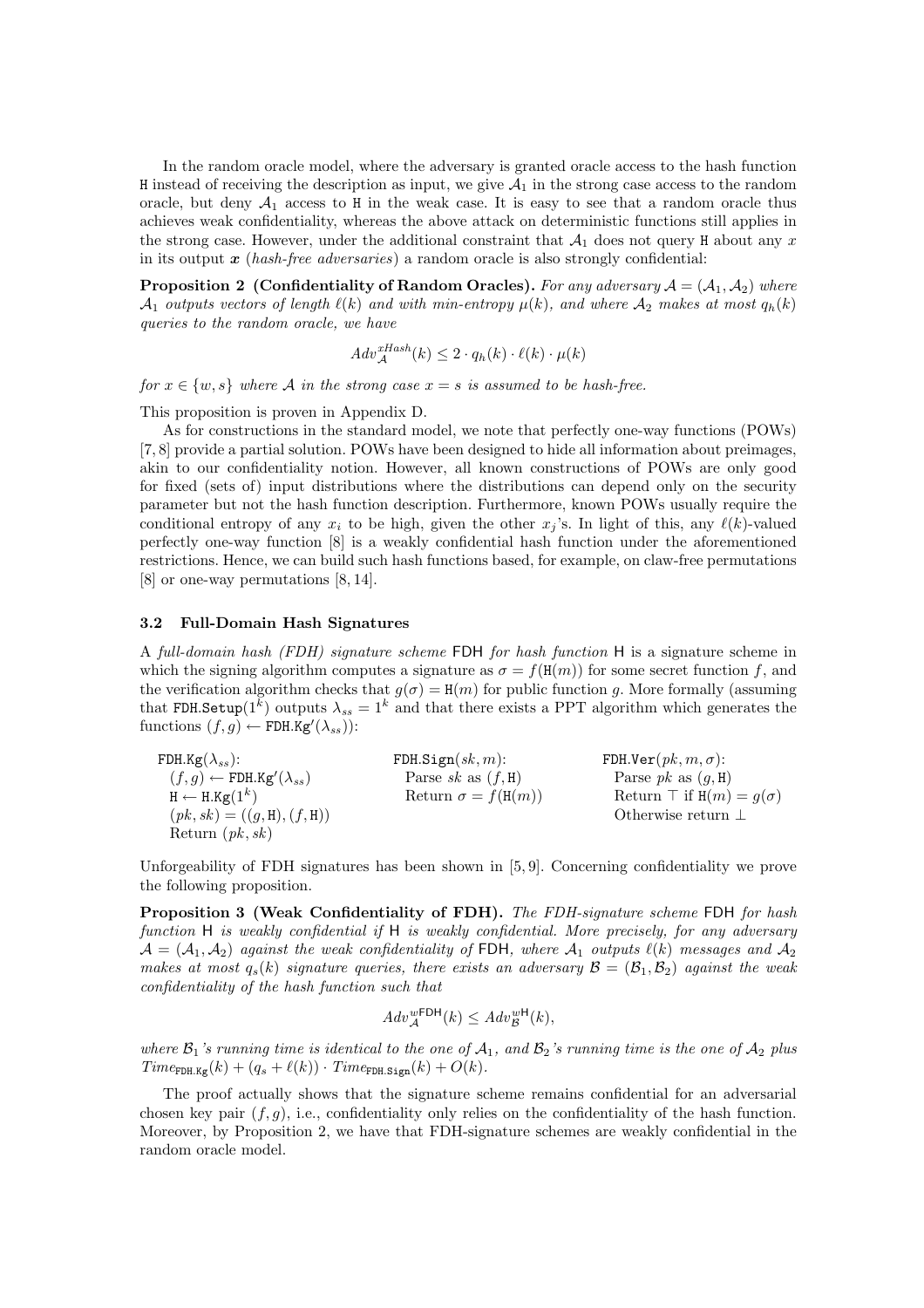In the random oracle model, where the adversary is granted oracle access to the hash function $\mathtt{H}$ instead of receiving the description as input, we give $\mathcal{A}_1$ in the strong case access to the random oracle, but deny $\mathcal{A}_1$ access to $\mathtt{H}$ in the weak case. It is easy to see that a random oracle thus achieves weak confidentiality, whereas the above attack on deterministic functions still applies in the strong case. However, under the additional constraint that $\mathcal{A}_1$ does not query $\mathtt{H}$ about any $x$ in its output $\boldsymbol{x}$ (*hash-free adversaries*) a random oracle is also strongly confidential:

**Proposition 2 (Confidentiality of Random Oracles).** *For any adversary $\mathcal{A} = (\mathcal{A}_1, \mathcal{A}_2)$ where $\mathcal{A}_1$ outputs vectors of length $\ell(k)$ and with min-entropy $\mu(k)$, and where $\mathcal{A}_2$ makes at most $q_h(k)$ queries to the random oracle, we have*

$$Adv_{\mathcal{A}}^{xHash}(k) \leq 2 \cdot q_h(k) \cdot \ell(k) \cdot \mu(k)$$

*for $x \in \{w, s\}$ where $\mathcal{A}$ in the strong case $x = s$ is assumed to be hash-free.*

This proposition is proven in Appendix D.

As for constructions in the standard model, we note that perfectly one-way functions (POWs) [7, 8] provide a partial solution. POWs have been designed to hide all information about preimages, akin to our confidentiality notion. However, all known constructions of POWs are only good for fixed (sets of) input distributions where the distributions can depend only on the security parameter but not the hash function description. Furthermore, known POWs usually require the conditional entropy of any $x_i$ to be high, given the other $x_j$'s. In light of this, any $\ell(k)$-valued perfectly one-way function [8] is a weakly confidential hash function under the aforementioned restrictions. Hence, we can build such hash functions based, for example, on claw-free permutations [8] or one-way permutations [8, 14].

### 3.2 Full-Domain Hash Signatures

A *full-domain hash (FDH) signature scheme* $\mathsf{FDH}$ *for hash function* $\mathsf{H}$ is a signature scheme in which the signing algorithm computes a signature as $\sigma = f(\mathtt{H}(m))$ for some secret function $f$, and the verification algorithm checks that $g(\sigma) = \mathtt{H}(m)$ for public function $g$. More formally (assuming that $\mathtt{FDH.Setup}(1^k)$ outputs $\lambda_{ss} = 1^k$ and that there exists a PPT algorithm which generates the functions $(f, g) \leftarrow \mathtt{FDH.Kg}'(\lambda_{ss})$):

| $\mathtt{FDH.Kg}(\lambda_{ss})$: | $\mathtt{FDH.Sign}(sk, m)$: | $\mathtt{FDH.Ver}(pk, m, \sigma)$: |
|---|---|---|
| $(f, g) \leftarrow \mathtt{FDH.Kg}'(\lambda_{ss})$ | Parse $sk$ as $(f, \mathtt{H})$ | Parse $pk$ as $(g, \mathtt{H})$ |
| $\mathtt{H} \leftarrow \mathtt{H.Kg}(1^k)$ | Return $\sigma = f(\mathtt{H}(m))$ | Return $\top$ if $\mathtt{H}(m) = g(\sigma)$ |
| $(pk, sk) = ((g, \mathtt{H}), (f, \mathtt{H}))$ | | Otherwise return $\bot$ |
| Return $(pk, sk)$ | | |

Unforgeability of FDH signatures has been shown in [5, 9]. Concerning confidentiality we prove the following proposition.

**Proposition 3 (Weak Confidentiality of FDH).** *The FDH-signature scheme* $\mathsf{FDH}$ *for hash function* $\mathsf{H}$ *is weakly confidential if* $\mathsf{H}$ *is weakly confidential. More precisely, for any adversary $\mathcal{A} = (\mathcal{A}_1, \mathcal{A}_2)$ against the weak confidentiality of* $\mathsf{FDH}$*, where $\mathcal{A}_1$ outputs $\ell(k)$ messages and $\mathcal{A}_2$ makes at most $q_s(k)$ signature queries, there exists an adversary $\mathcal{B} = (\mathcal{B}_1, \mathcal{B}_2)$ against the weak confidentiality of the hash function such that*

$$Adv_{\mathcal{A}}^{w\mathsf{FDH}}(k) \leq Adv_{\mathcal{B}}^{w\mathsf{H}}(k),$$

*where $\mathcal{B}_1$'s running time is identical to the one of $\mathcal{A}_1$, and $\mathcal{B}_2$'s running time is the one of $\mathcal{A}_2$ plus $Time_{\mathtt{FDH.Kg}}(k) + (q_s + \ell(k)) \cdot Time_{\mathtt{FDH.Sign}}(k) + O(k)$.*

The proof actually shows that the signature scheme remains confidential for an adversarial chosen key pair $(f, g)$, i.e., confidentiality only relies on the confidentiality of the hash function. Moreover, by Proposition 2, we have that FDH-signature schemes are weakly confidential in the random oracle model.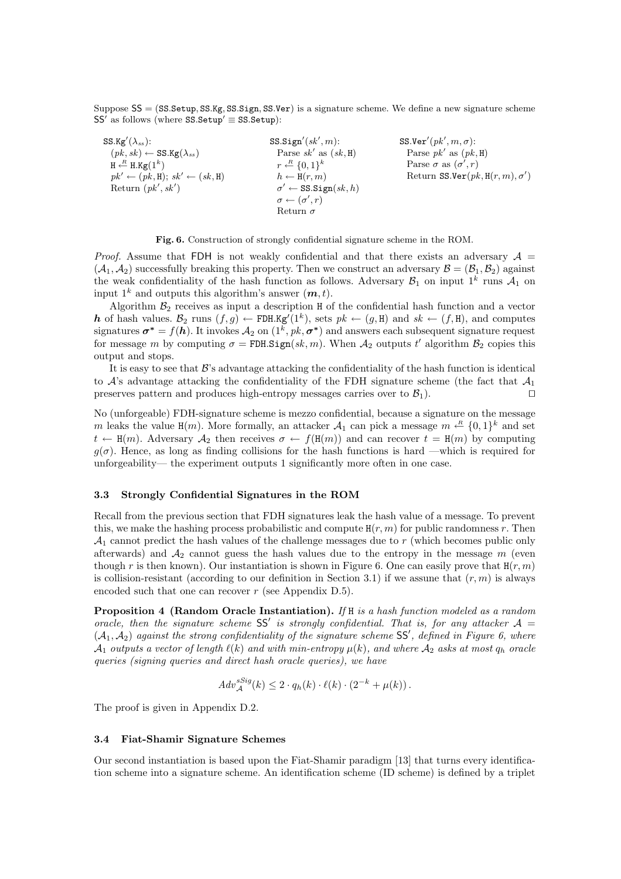Suppose $\mathsf{SS} = (\texttt{SS.Setup}, \texttt{SS.Kg}, \texttt{SS.Sign}, \texttt{SS.Ver})$ is a signature scheme. We define a new signature scheme $\mathsf{SS}'$ as follows (where $\texttt{SS.Setup}' \equiv \texttt{SS.Setup}$):

```
SS.Kg'(λ_ss):                    SS.Sign'(sk', m):              SS.Ver'(pk', m, σ):
  (pk, sk) ← SS.Kg(λ_ss)           Parse sk' as (sk, H)            Parse pk' as (pk, H)
  H ←R H.Kg(1^k)                   r ←R {0,1}^k                    Parse σ as (σ', r)
  pk' ← (pk, H); sk' ← (sk, H)     h ← H(r, m)                     Return SS.Ver(pk, H(r, m), σ')
  Return (pk', sk')                σ' ← SS.Sign(sk, h)
                                   σ ← (σ', r)
                                   Return σ
```

**Fig. 6.** Construction of strongly confidential signature scheme in the ROM.

*Proof.* Assume that FDH is not weakly confidential and that there exists an adversary $\mathcal{A} = (\mathcal{A}_1, \mathcal{A}_2)$ successfully breaking this property. Then we construct an adversary $\mathcal{B} = (\mathcal{B}_1, \mathcal{B}_2)$ against the weak confidentiality of the hash function as follows. Adversary $\mathcal{B}_1$ on input $1^k$ runs $\mathcal{A}_1$ on input $1^k$ and outputs this algorithm's answer $(\boldsymbol{m}, t)$.

Algorithm $\mathcal{B}_2$ receives as input a description $\texttt{H}$ of the confidential hash function and a vector $\boldsymbol{h}$ of hash values. $\mathcal{B}_2$ runs $(f, g) \leftarrow \texttt{FDH.Kg}'(1^k)$, sets $pk \leftarrow (g, \texttt{H})$ and $sk \leftarrow (f, \texttt{H})$, and computes signatures $\boldsymbol{\sigma}^* = f(\boldsymbol{h})$. It invokes $\mathcal{A}_2$ on $(1^k, pk, \boldsymbol{\sigma}^*)$ and answers each subsequent signature request for message $m$ by computing $\sigma = \texttt{FDH.Sign}(sk, m)$. When $\mathcal{A}_2$ outputs $t'$ algorithm $\mathcal{B}_2$ copies this output and stops.

It is easy to see that $\mathcal{B}$'s advantage attacking the confidentiality of the hash function is identical to $\mathcal{A}$'s advantage attacking the confidentiality of the FDH signature scheme (the fact that $\mathcal{A}_1$ preserves pattern and produces high-entropy messages carries over to $\mathcal{B}_1$). $\square$

No (unforgeable) FDH-signature scheme is mezzo confidential, because a signature on the message $m$ leaks the value $\texttt{H}(m)$. More formally, an attacker $\mathcal{A}_1$ can pick a message $m \xleftarrow{R} \{0,1\}^k$ and set $t \leftarrow \texttt{H}(m)$. Adversary $\mathcal{A}_2$ then receives $\sigma \leftarrow f(\texttt{H}(m))$ and can recover $t = \texttt{H}(m)$ by computing $g(\sigma)$. Hence, as long as finding collisions for the hash functions is hard —which is required for unforgeability— the experiment outputs 1 significantly more often in one case.

### 3.3 Strongly Confidential Signatures in the ROM

Recall from the previous section that FDH signatures leak the hash value of a message. To prevent this, we make the hashing process probabilistic and compute $\texttt{H}(r, m)$ for public randomness $r$. Then $\mathcal{A}_1$ cannot predict the hash values of the challenge messages due to $r$ (which becomes public only afterwards) and $\mathcal{A}_2$ cannot guess the hash values due to the entropy in the message $m$ (even though $r$ is then known). Our instantiation is shown in Figure 6. One can easily prove that $\texttt{H}(r, m)$ is collision-resistant (according to our definition in Section 3.1) if we assume that $(r, m)$ is always encoded such that one can recover $r$ (see Appendix D.5).

**Proposition 4 (Random Oracle Instantiation).** *If* $\texttt{H}$ *is a hash function modeled as a random oracle, then the signature scheme* $\mathsf{SS}'$ *is strongly confidential. That is, for any attacker* $\mathcal{A} = (\mathcal{A}_1, \mathcal{A}_2)$ *against the strong confidentiality of the signature scheme* $\mathsf{SS}'$*, defined in Figure 6, where* $\mathcal{A}_1$ *outputs a vector of length* $\ell(k)$ *and with min-entropy* $\mu(k)$*, and where* $\mathcal{A}_2$ *asks at most* $q_h$ *oracle queries (signing queries and direct hash oracle queries), we have*

$$Adv_{\mathcal{A}}^{sSig}(k) \leq 2 \cdot q_h(k) \cdot \ell(k) \cdot (2^{-k} + \mu(k)) .$$

The proof is given in Appendix D.2.

### 3.4 Fiat-Shamir Signature Schemes

Our second instantiation is based upon the Fiat-Shamir paradigm [13] that turns every identification scheme into a signature scheme. An identification scheme (ID scheme) is defined by a triplet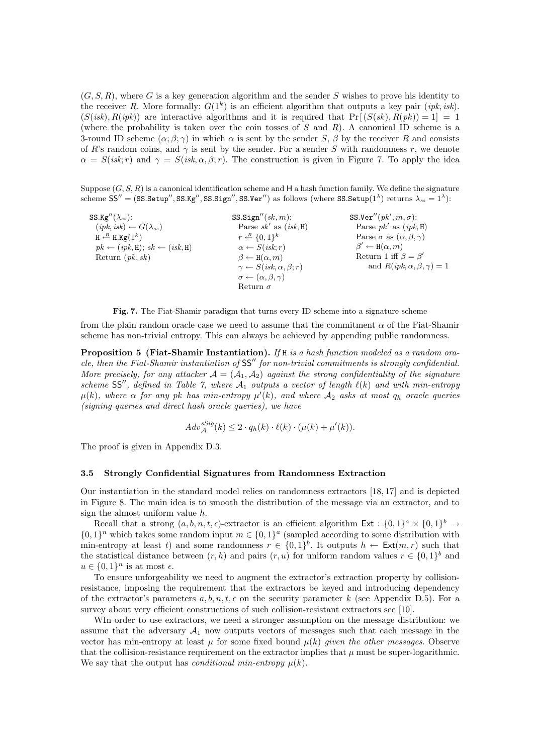$(G, S, R)$, where $G$ is a key generation algorithm and the sender $S$ wishes to prove his identity to the receiver $R$. More formally: $G(1^k)$ is an efficient algorithm that outputs a key pair $(ipk, isk)$. $(S(isk), R(ipk))$ are interactive algorithms and it is required that $\Pr[(S(sk), R(pk)) = 1] = 1$ (where the probability is taken over the coin tosses of $S$ and $R$). A canonical ID scheme is a 3-round ID scheme $(\alpha; \beta; \gamma)$ in which $\alpha$ is sent by the sender $S$, $\beta$ by the receiver $R$ and consists of $R$'s random coins, and $\gamma$ is sent by the sender. For a sender $S$ with randomness $r$, we denote $\alpha = S(isk; r)$ and $\gamma = S(isk, \alpha, \beta; r)$. The construction is given in Figure 7. To apply the idea

Suppose $(G, S, R)$ is a canonical identification scheme and $\mathsf{H}$ a hash function family. We define the signature scheme $\mathsf{SS}'' = (\mathtt{SS.Setup}'', \mathtt{SS.Kg}'', \mathtt{SS.Sign}'', \mathtt{SS.Ver}'')$ as follows (where $\mathtt{SS.Setup}(1^\lambda)$ returns $\lambda_{ss} = 1^\lambda$):

```
SS.Kg''(λ_ss):
  (ipk, isk) ← G(λ_ss)
  H ←R H.Kg(1^k)
  pk ← (ipk, H); sk ← (isk, H)
  Return (pk, sk)

SS.Sign''(sk, m):
  Parse sk' as (isk, H)
  r ←R {0,1}^k
  α ← S(isk; r)
  β ← H(α, m)
  γ ← S(isk, α, β; r)
  σ ← (α, β, γ)
  Return σ

SS.Ver''(pk', m, σ):
  Parse pk' as (ipk, H)
  Parse σ as (α, β, γ)
  β' ← H(α, m)
  Return 1 iff β = β'
    and R(ipk, α, β, γ) = 1
```

**Fig. 7.** The Fiat-Shamir paradigm that turns every ID scheme into a signature scheme

from the plain random oracle case we need to assume that the commitment $\alpha$ of the Fiat-Shamir scheme has non-trivial entropy. This can always be achieved by appending public randomness.

**Proposition 5 (Fiat-Shamir Instantiation).** *If* $\mathtt{H}$ *is a hash function modeled as a random oracle, then the Fiat-Shamir instantiation of* $\mathsf{SS}''$ *for non-trivial commitments is strongly confidential. More precisely, for any attacker* $\mathcal{A} = (\mathcal{A}_1, \mathcal{A}_2)$ *against the strong confidentiality of the signature scheme* $\mathsf{SS}''$*, defined in Table 7, where* $\mathcal{A}_1$ *outputs a vector of length* $\ell(k)$ *and with min-entropy* $\mu(k)$*, where* $\alpha$ *for any pk has min-entropy* $\mu'(k)$*, and where* $\mathcal{A}_2$ *asks at most* $q_h$ *oracle queries (signing queries and direct hash oracle queries), we have*

$$Adv_{\mathcal{A}}^{sSig}(k) \leq 2 \cdot q_h(k) \cdot \ell(k) \cdot (\mu(k) + \mu'(k)).$$

The proof is given in Appendix D.3.

### 3.5 Strongly Confidential Signatures from Randomness Extraction

Our instantiation in the standard model relies on randomness extractors [18, 17] and is depicted in Figure 8. The main idea is to smooth the distribution of the message via an extractor, and to sign the almost uniform value $h$.

Recall that a strong $(a, b, n, t, \epsilon)$-extractor is an efficient algorithm $\mathsf{Ext} : \{0,1\}^a \times \{0,1\}^b \to \{0,1\}^n$ which takes some random input $m \in \{0,1\}^a$ (sampled according to some distribution with min-entropy at least $t$) and some randomness $r \in \{0,1\}^b$. It outputs $h \leftarrow \mathsf{Ext}(m, r)$ such that the statistical distance between $(r, h)$ and pairs $(r, u)$ for uniform random values $r \in \{0,1\}^b$ and $u \in \{0,1\}^n$ is at most $\epsilon$.

To ensure unforgeability we need to augment the extractor's extraction property by collision-resistance, imposing the requirement that the extractors be keyed and introducing dependency of the extractor's parameters $a, b, n, t, \epsilon$ on the security parameter $k$ (see Appendix D.5). For a survey about very efficient constructions of such collision-resistant extractors see [10].

WIn order to use extractors, we need a stronger assumption on the message distribution: we assume that the adversary $\mathcal{A}_1$ now outputs vectors of messages such that each message in the vector has min-entropy at least $\mu$ for some fixed bound $\mu(k)$ *given the other messages*. Observe that the collision-resistance requirement on the extractor implies that $\mu$ must be super-logarithmic. We say that the output has *conditional min-entropy* $\mu(k)$.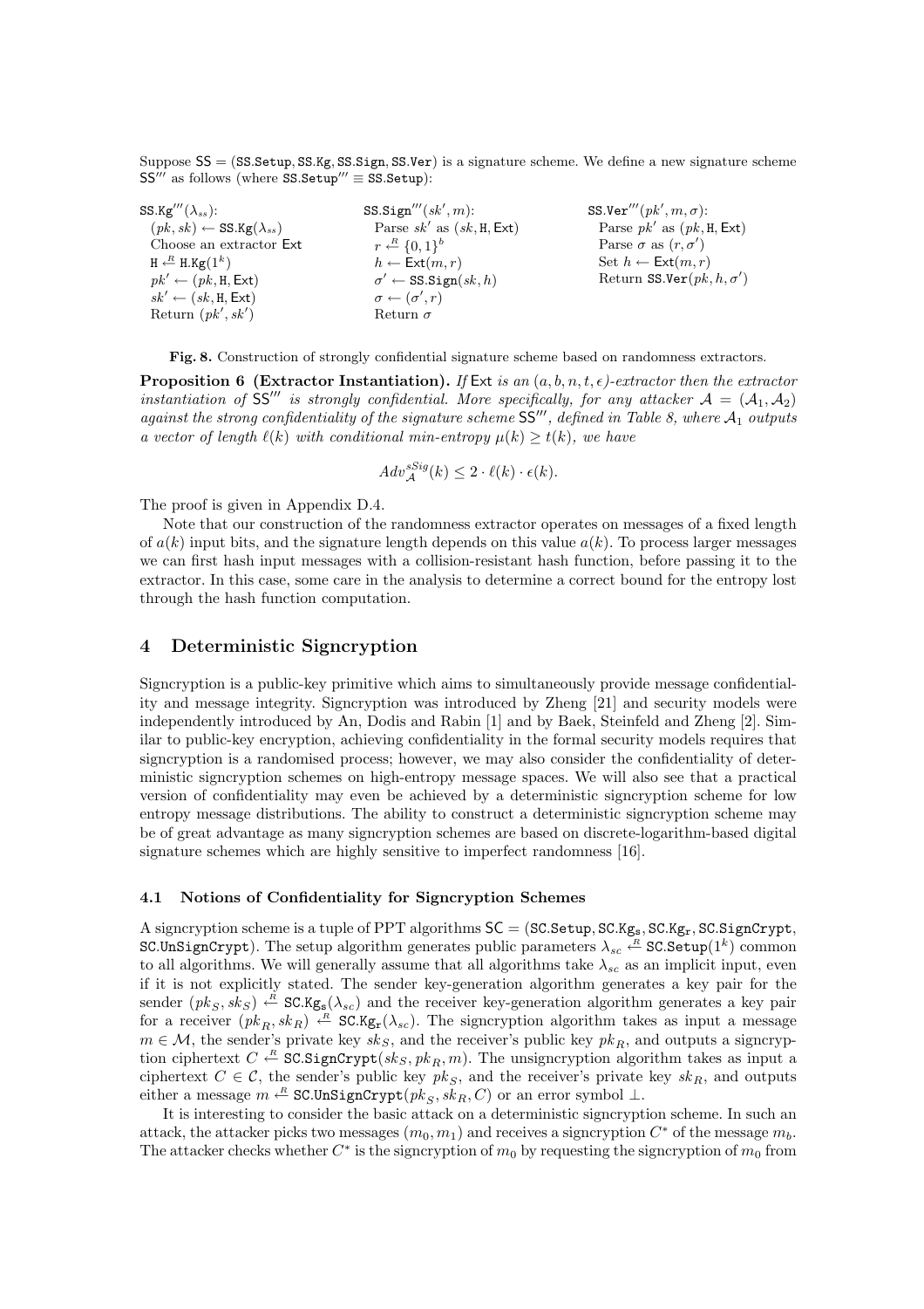Suppose $\mathsf{SS} = (\mathtt{SS.Setup}, \mathtt{SS.Kg}, \mathtt{SS.Sign}, \mathtt{SS.Ver})$ is a signature scheme. We define a new signature scheme $\mathsf{SS}'''$ as follows (where $\mathtt{SS.Setup}''' \equiv \mathtt{SS.Setup}$):

```
SS.Kg'''(λ_ss):                SS.Sign'''(sk', m):            SS.Ver'''(pk', m, σ):
  (pk, sk) ← SS.Kg(λ_ss)         Parse sk' as (sk, H, Ext)      Parse pk' as (pk, H, Ext)
  Choose an extractor Ext        r ←R {0,1}^b                   Parse σ as (r, σ')
  H ←R H.Kg(1^k)                 h ← Ext(m, r)                  Set h ← Ext(m, r)
  pk' ← (pk, H, Ext)             σ' ← SS.Sign(sk, h)            Return SS.Ver(pk, h, σ')
  sk' ← (sk, H, Ext)             σ ← (σ', r)
  Return (pk', sk')              Return σ
```

**Fig. 8.** Construction of strongly confidential signature scheme based on randomness extractors.

**Proposition 6 (Extractor Instantiation).** *If* $\mathsf{Ext}$ *is an* $(a, b, n, t, \epsilon)$*-extractor then the extractor instantiation of* $\mathsf{SS}'''$ *is strongly confidential. More specifically, for any attacker* $\mathcal{A} = (\mathcal{A}_1, \mathcal{A}_2)$ *against the strong confidentiality of the signature scheme* $\mathsf{SS}'''$*, defined in Table 8, where* $\mathcal{A}_1$ *outputs a vector of length* $\ell(k)$ *with conditional min-entropy* $\mu(k) \geq t(k)$*, we have*

$$Adv_{\mathcal{A}}^{sSig}(k) \leq 2 \cdot \ell(k) \cdot \epsilon(k).$$

The proof is given in Appendix D.4.

Note that our construction of the randomness extractor operates on messages of a fixed length of $a(k)$ input bits, and the signature length depends on this value $a(k)$. To process larger messages we can first hash input messages with a collision-resistant hash function, before passing it to the extractor. In this case, some care in the analysis to determine a correct bound for the entropy lost through the hash function computation.

## 4 Deterministic Signcryption

Signcryption is a public-key primitive which aims to simultaneously provide message confidentiality and message integrity. Signcryption was introduced by Zheng [21] and security models were independently introduced by An, Dodis and Rabin [1] and by Baek, Steinfeld and Zheng [2]. Similar to public-key encryption, achieving confidentiality in the formal security models requires that signcryption is a randomised process; however, we may also consider the confidentiality of deterministic signcryption schemes on high-entropy message spaces. We will also see that a practical version of confidentiality may even be achieved by a deterministic signcryption scheme for low entropy message distributions. The ability to construct a deterministic signcryption scheme may be of great advantage as many signcryption schemes are based on discrete-logarithm-based digital signature schemes which are highly sensitive to imperfect randomness [16].

### 4.1 Notions of Confidentiality for Signcryption Schemes

A signcryption scheme is a tuple of PPT algorithms $\mathsf{SC} = (\mathtt{SC.Setup}, \mathtt{SC.Kg_s}, \mathtt{SC.Kg_r}, \mathtt{SC.SignCrypt}, \mathtt{SC.UnSignCrypt})$. The setup algorithm generates public parameters $\lambda_{sc} \xleftarrow{R} \mathtt{SC.Setup}(1^k)$ common to all algorithms. We will generally assume that all algorithms take $\lambda_{sc}$ as an implicit input, even if it is not explicitly stated. The sender key-generation algorithm generates a key pair for the sender $(pk_S, sk_S) \xleftarrow{R} \mathtt{SC.Kg_s}(\lambda_{sc})$ and the receiver key-generation algorithm generates a key pair for a receiver $(pk_R, sk_R) \xleftarrow{R} \mathtt{SC.Kg_r}(\lambda_{sc})$. The signcryption algorithm takes as input a message $m \in \mathcal{M}$, the sender's private key $sk_S$, and the receiver's public key $pk_R$, and outputs a signcryption ciphertext $C \xleftarrow{R} \mathtt{SC.SignCrypt}(sk_S, pk_R, m)$. The unsigncryption algorithm takes as input a ciphertext $C \in \mathcal{C}$, the sender's public key $pk_S$, and the receiver's private key $sk_R$, and outputs either a message $m \xleftarrow{R} \mathtt{SC.UnSignCrypt}(pk_S, sk_R, C)$ or an error symbol $\perp$.

It is interesting to consider the basic attack on a deterministic signcryption scheme. In such an attack, the attacker picks two messages $(m_0, m_1)$ and receives a signcryption $C^*$ of the message $m_b$. The attacker checks whether $C^*$ is the signcryption of $m_0$ by requesting the signcryption of $m_0$ from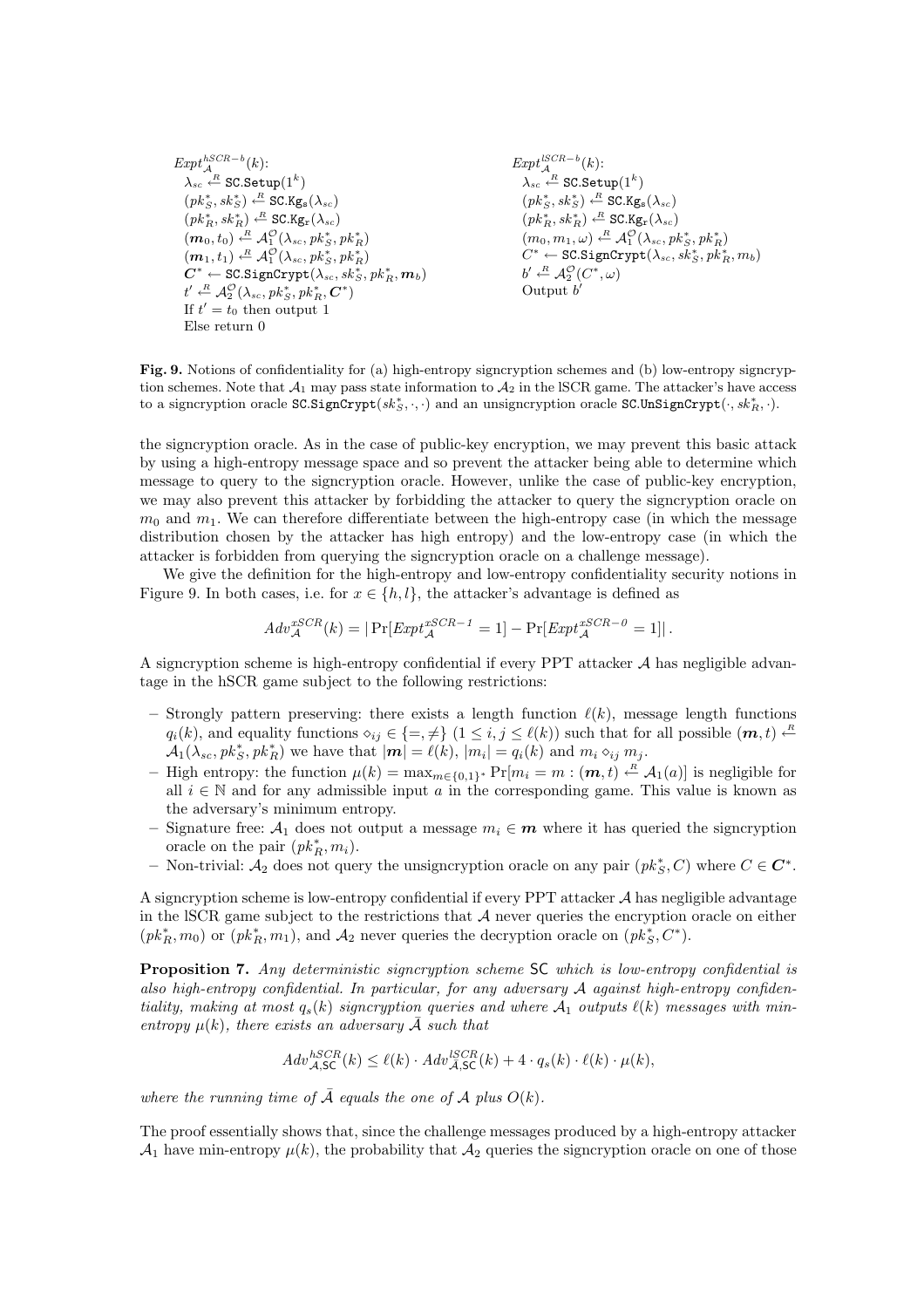$Expt_{\mathcal{A}}^{hSCR-b}(k)$:
$\lambda_{sc} \xleftarrow{R} \texttt{SC.Setup}(1^k)$
$(pk_S^*, sk_S^*) \xleftarrow{R} \texttt{SC.Kg}_\texttt{s}(\lambda_{sc})$
$(pk_R^*, sk_R^*) \xleftarrow{R} \texttt{SC.Kg}_\texttt{r}(\lambda_{sc})$
$(\boldsymbol{m}_0, t_0) \xleftarrow{R} \mathcal{A}_1^{\mathcal{O}}(\lambda_{sc}, pk_S^*, pk_R^*)$
$(\boldsymbol{m}_1, t_1) \xleftarrow{R} \mathcal{A}_1^{\mathcal{O}}(\lambda_{sc}, pk_S^*, pk_R^*)$
$\boldsymbol{C}^* \leftarrow \texttt{SC.SignCrypt}(\lambda_{sc}, sk_S^*, pk_R^*, \boldsymbol{m}_b)$
$t' \xleftarrow{R} \mathcal{A}_2^{\mathcal{O}}(\lambda_{sc}, pk_S^*, pk_R^*, \boldsymbol{C}^*)$
If $t' = t_0$ then output 1
Else return 0

$Expt_{\mathcal{A}}^{lSCR-b}(k)$:
$\lambda_{sc} \xleftarrow{R} \texttt{SC.Setup}(1^k)$
$(pk_S^*, sk_S^*) \xleftarrow{R} \texttt{SC.Kg}_\texttt{s}(\lambda_{sc})$
$(pk_R^*, sk_R^*) \xleftarrow{R} \texttt{SC.Kg}_\texttt{r}(\lambda_{sc})$
$(m_0, m_1, \omega) \xleftarrow{R} \mathcal{A}_1^{\mathcal{O}}(\lambda_{sc}, pk_S^*, pk_R^*)$
$C^* \leftarrow \texttt{SC.SignCrypt}(\lambda_{sc}, sk_S^*, pk_R^*, m_b)$
$b' \xleftarrow{R} \mathcal{A}_2^{\mathcal{O}}(C^*, \omega)$
Output $b'$

**Fig. 9.** Notions of confidentiality for (a) high-entropy signcryption schemes and (b) low-entropy signcryption schemes. Note that $\mathcal{A}_1$ may pass state information to $\mathcal{A}_2$ in the lSCR game. The attacker's have access to a signcryption oracle $\texttt{SC.SignCrypt}(sk_S^*, \cdot, \cdot)$ and an unsigncryption oracle $\texttt{SC.UnSignCrypt}(\cdot, sk_R^*, \cdot)$.

the signcryption oracle. As in the case of public-key encryption, we may prevent this basic attack by using a high-entropy message space and so prevent the attacker being able to determine which message to query to the signcryption oracle. However, unlike the case of public-key encryption, we may also prevent this attacker by forbidding the attacker to query the signcryption oracle on $m_0$ and $m_1$. We can therefore differentiate between the high-entropy case (in which the message distribution chosen by the attacker has high entropy) and the low-entropy case (in which the attacker is forbidden from querying the signcryption oracle on a challenge message).

We give the definition for the high-entropy and low-entropy confidentiality security notions in Figure 9. In both cases, i.e. for $x \in \{h, l\}$, the attacker's advantage is defined as

$$Adv_{\mathcal{A}}^{xSCR}(k) = |\Pr[Expt_{\mathcal{A}}^{xSCR-1} = 1] - \Pr[Expt_{\mathcal{A}}^{xSCR-0} = 1]|\,.$$

A signcryption scheme is high-entropy confidential if every PPT attacker $\mathcal{A}$ has negligible advantage in the hSCR game subject to the following restrictions:

- Strongly pattern preserving: there exists a length function $\ell(k)$, message length functions $q_i(k)$, and equality functions $\diamond_{ij} \in \{=, \neq\}$ $(1 \le i, j \le \ell(k))$ such that for all possible $(\boldsymbol{m}, t) \xleftarrow{R} \mathcal{A}_1(\lambda_{sc}, pk_S^*, pk_R^*)$ we have that $|\boldsymbol{m}| = \ell(k)$, $|m_i| = q_i(k)$ and $m_i \diamond_{ij} m_j$.
- High entropy: the function $\mu(k) = \max_{m \in \{0,1\}^*} \Pr[m_i = m : (\boldsymbol{m}, t) \xleftarrow{R} \mathcal{A}_1(a)]$ is negligible for all $i \in \mathbb{N}$ and for any admissible input $a$ in the corresponding game. This value is known as the adversary's minimum entropy.
- Signature free: $\mathcal{A}_1$ does not output a message $m_i \in \boldsymbol{m}$ where it has queried the signcryption oracle on the pair $(pk_R^*, m_i)$.
- Non-trivial: $\mathcal{A}_2$ does not query the unsigncryption oracle on any pair $(pk_S^*, C)$ where $C \in \boldsymbol{C}^*$.

A signcryption scheme is low-entropy confidential if every PPT attacker $\mathcal{A}$ has negligible advantage in the lSCR game subject to the restrictions that $\mathcal{A}$ never queries the encryption oracle on either $(pk_R^*, m_0)$ or $(pk_R^*, m_1)$, and $\mathcal{A}_2$ never queries the decryption oracle on $(pk_S^*, C^*)$.

**Proposition 7.** *Any deterministic signcryption scheme* $\mathsf{SC}$ *which is low-entropy confidential is also high-entropy confidential. In particular, for any adversary* $\mathcal{A}$ *against high-entropy confidentiality, making at most* $q_s(k)$ *signcryption queries and where* $\mathcal{A}_1$ *outputs* $\ell(k)$ *messages with min-entropy* $\mu(k)$*, there exists an adversary* $\bar{\mathcal{A}}$ *such that*

$$Adv_{\mathcal{A},\mathsf{SC}}^{hSCR}(k) \le \ell(k) \cdot Adv_{\bar{\mathcal{A}},\mathsf{SC}}^{lSCR}(k) + 4 \cdot q_s(k) \cdot \ell(k) \cdot \mu(k),$$

*where the running time of* $\bar{\mathcal{A}}$ *equals the one of* $\mathcal{A}$ *plus* $O(k)$.

The proof essentially shows that, since the challenge messages produced by a high-entropy attacker $\mathcal{A}_1$ have min-entropy $\mu(k)$, the probability that $\mathcal{A}_2$ queries the signcryption oracle on one of those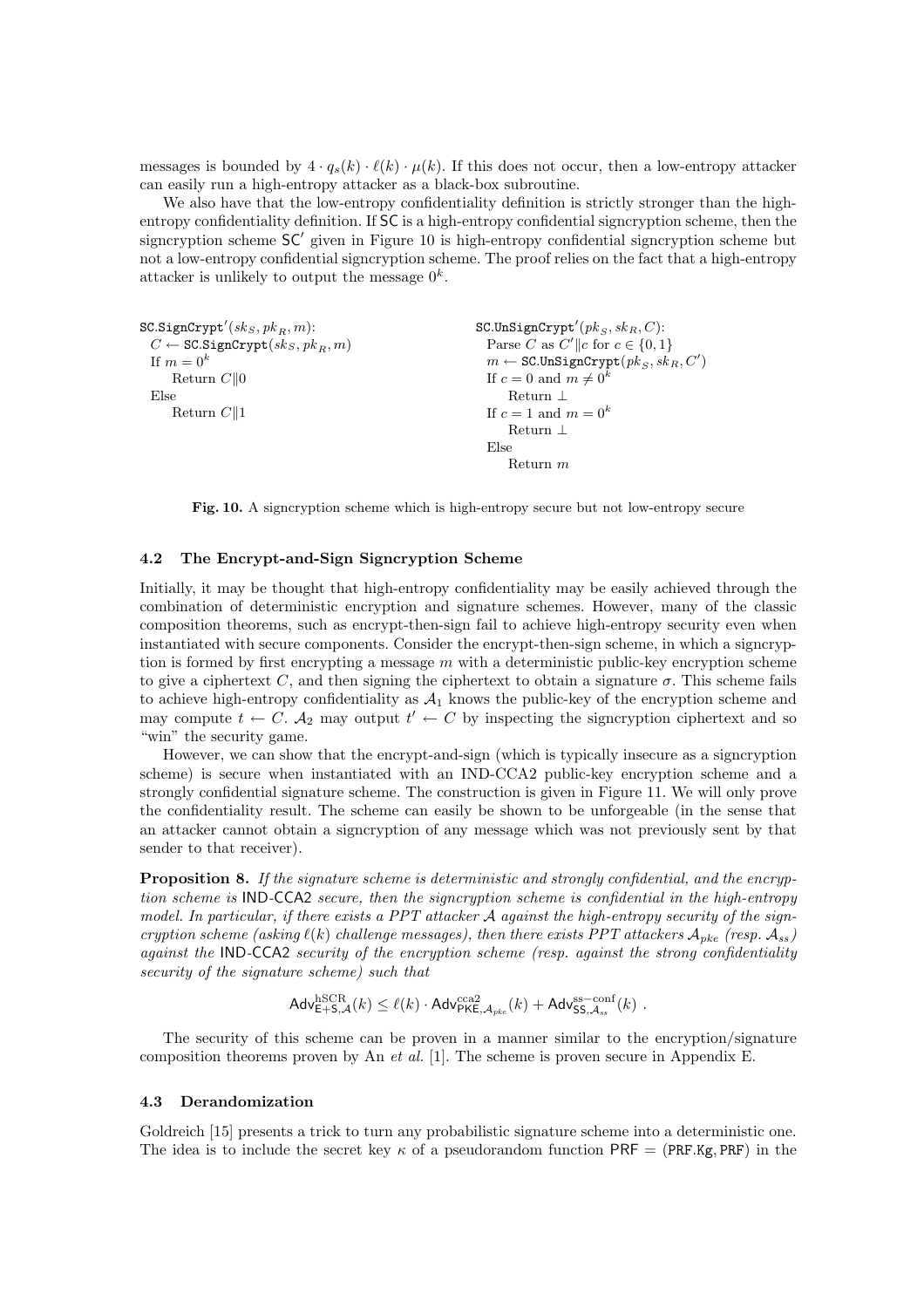messages is bounded by $4 \cdot q_s(k) \cdot \ell(k) \cdot \mu(k)$. If this does not occur, then a low-entropy attacker can easily run a high-entropy attacker as a black-box subroutine.

We also have that the low-entropy confidentiality definition is strictly stronger than the high-entropy confidentiality definition. If $\mathsf{SC}$ is a high-entropy confidential signcryption scheme, then the signcryption scheme $\mathsf{SC}'$ given in Figure 10 is high-entropy confidential signcryption scheme but not a low-entropy confidential signcryption scheme. The proof relies on the fact that a high-entropy attacker is unlikely to output the message $0^k$.

```
SC.SignCrypt'(sk_S, pk_R, m):
  C ← SC.SignCrypt(sk_S, pk_R, m)
  If m = 0^k
      Return C||0
  Else
      Return C||1

SC.UnSignCrypt'(pk_S, sk_R, C):
  Parse C as C'||c for c ∈ {0,1}
  m ← SC.UnSignCrypt(pk_S, sk_R, C')
  If c = 0 and m ≠ 0^k
      Return ⊥
  If c = 1 and m = 0^k
      Return ⊥
  Else
      Return m
```

**Fig. 10.** A signcryption scheme which is high-entropy secure but not low-entropy secure

### 4.2 The Encrypt-and-Sign Signcryption Scheme

Initially, it may be thought that high-entropy confidentiality may be easily achieved through the combination of deterministic encryption and signature schemes. However, many of the classic composition theorems, such as encrypt-then-sign fail to achieve high-entropy security even when instantiated with secure components. Consider the encrypt-then-sign scheme, in which a signcryption is formed by first encrypting a message $m$ with a deterministic public-key encryption scheme to give a ciphertext $C$, and then signing the ciphertext to obtain a signature $\sigma$. This scheme fails to achieve high-entropy confidentiality as $\mathcal{A}_1$ knows the public-key of the encryption scheme and may compute $t \leftarrow C$. $\mathcal{A}_2$ may output $t' \leftarrow C$ by inspecting the signcryption ciphertext and so "win" the security game.

However, we can show that the encrypt-and-sign (which is typically insecure as a signcryption scheme) is secure when instantiated with an IND-CCA2 public-key encryption scheme and a strongly confidential signature scheme. The construction is given in Figure 11. We will only prove the confidentiality result. The scheme can easily be shown to be unforgeable (in the sense that an attacker cannot obtain a signcryption of any message which was not previously sent by that sender to that receiver).

**Proposition 8.** *If the signature scheme is deterministic and strongly confidential, and the encryption scheme is* IND-CCA2 *secure, then the signcryption scheme is confidential in the high-entropy model. In particular, if there exists a PPT attacker $\mathcal{A}$ against the high-entropy security of the signcryption scheme (asking $\ell(k)$ challenge messages), then there exists PPT attackers $\mathcal{A}_{pke}$ (resp. $\mathcal{A}_{ss}$) against the* IND-CCA2 *security of the encryption scheme (resp. against the strong confidentiality security of the signature scheme) such that*

$$\mathsf{Adv}^{\mathrm{hSCR}}_{\mathsf{E+S},\mathcal{A}}(k) \leq \ell(k) \cdot \mathsf{Adv}^{\mathrm{cca2}}_{\mathsf{PKE},\mathcal{A}_{pke}}(k) + \mathsf{Adv}^{\mathrm{ss-conf}}_{\mathsf{SS},\mathcal{A}_{ss}}(k) \ .$$

The security of this scheme can be proven in a manner similar to the encryption/signature composition theorems proven by An *et al.* [1]. The scheme is proven secure in Appendix E.

### 4.3 Derandomization

Goldreich [15] presents a trick to turn any probabilistic signature scheme into a deterministic one. The idea is to include the secret key $\kappa$ of a pseudorandom function $\mathsf{PRF} = (\mathtt{PRF.Kg}, \mathtt{PRF})$ in the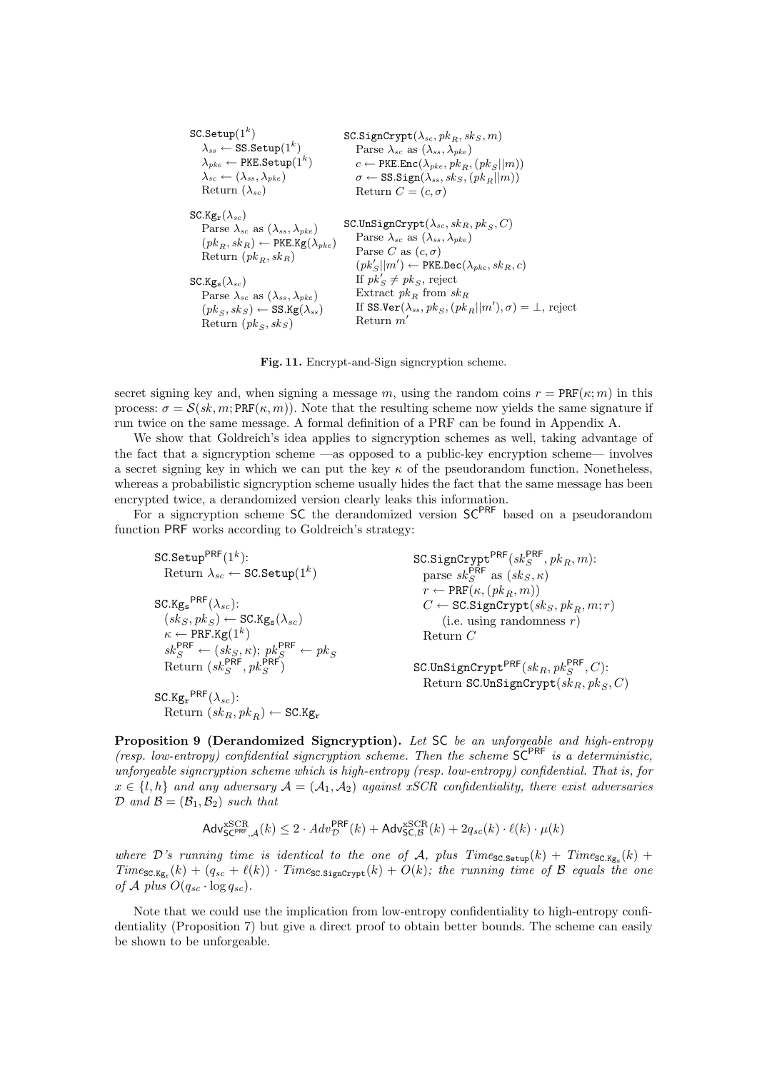```
SC.Setup(1^k)
  λ_ss ← SS.Setup(1^k)
  λ_pke ← PKE.Setup(1^k)
  λ_sc ← (λ_ss, λ_pke)
  Return (λ_sc)

SC.Kg_r(λ_sc)
  Parse λ_sc as (λ_ss, λ_pke)
  (pk_R, sk_R) ← PKE.Kg(λ_pke)
  Return (pk_R, sk_R)

SC.Kg_s(λ_sc)
  Parse λ_sc as (λ_ss, λ_pke)
  (pk_S, sk_S) ← SS.Kg(λ_ss)
  Return (pk_S, sk_S)

SC.SignCrypt(λ_sc, pk_R, sk_S, m)
  Parse λ_sc as (λ_ss, λ_pke)
  c ← PKE.Enc(λ_pke, pk_R, (pk_S||m))
  σ ← SS.Sign(λ_ss, sk_S, (pk_R||m))
  Return C = (c, σ)

SC.UnSignCrypt(λ_sc, sk_R, pk_S, C)
  Parse λ_sc as (λ_ss, λ_pke)
  Parse C as (c, σ)
  (pk'_S||m') ← PKE.Dec(λ_pke, sk_R, c)
  If pk'_S ≠ pk_S, reject
  Extract pk_R from sk_R
  If SS.Ver(λ_ss, pk_S, (pk_R||m'), σ) = ⊥, reject
  Return m'
```

**Fig. 11.** Encrypt-and-Sign signcryption scheme.

secret signing key and, when signing a message $m$, using the random coins $r = \mathtt{PRF}(\kappa; m)$ in this process: $\sigma = \mathcal{S}(sk, m; \mathtt{PRF}(\kappa, m))$. Note that the resulting scheme now yields the same signature if run twice on the same message. A formal definition of a PRF can be found in Appendix A.

We show that Goldreich's idea applies to signcryption schemes as well, taking advantage of the fact that a signcryption scheme —as opposed to a public-key encryption scheme— involves a secret signing key in which we can put the key $\kappa$ of the pseudorandom function. Nonetheless, whereas a probabilistic signcryption scheme usually hides the fact that the same message has been encrypted twice, a derandomized version clearly leaks this information.

For a signcryption scheme $\mathsf{SC}$ the derandomized version $\mathsf{SC}^{\mathsf{PRF}}$ based on a pseudorandom function $\mathsf{PRF}$ works according to Goldreich's strategy:

```
SC.Setup^PRF(1^k):
  Return λ_sc ← SC.Setup(1^k)

SC.Kg_s^PRF(λ_sc):
  (sk_S, pk_S) ← SC.Kg_s(λ_sc)
  κ ← PRF.Kg(1^k)
  sk_S^PRF ← (sk_S, κ); pk_S^PRF ← pk_S
  Return (sk_S^PRF, pk_S^PRF)

SC.Kg_r^PRF(λ_sc):
  Return (sk_R, pk_R) ← SC.Kg_r

SC.SignCrypt^PRF(sk_S^PRF, pk_R, m):
  parse sk_S^PRF as (sk_S, κ)
  r ← PRF(κ, (pk_R, m))
  C ← SC.SignCrypt(sk_S, pk_R, m; r)
    (i.e. using randomness r)
  Return C

SC.UnSignCrypt^PRF(sk_R, pk_S^PRF, C):
  Return SC.UnSignCrypt(sk_R, pk_S, C)
```

**Proposition 9 (Derandomized Signcryption).** *Let* $\mathsf{SC}$ *be an unforgeable and high-entropy (resp. low-entropy) confidential signcryption scheme. Then the scheme* $\mathsf{SC}^{\mathsf{PRF}}$ *is a deterministic, unforgeable signcryption scheme which is high-entropy (resp. low-entropy) confidential. That is, for* $x \in \{l, h\}$ *and any adversary* $\mathcal{A} = (\mathcal{A}_1, \mathcal{A}_2)$ *against xSCR confidentiality, there exist adversaries* $\mathcal{D}$ *and* $\mathcal{B} = (\mathcal{B}_1, \mathcal{B}_2)$ *such that*

$$\mathsf{Adv}^{\mathrm{xSCR}}_{\mathsf{SC}^{\mathsf{PRF}},\mathcal{A}}(k) \leq 2 \cdot Adv^{\mathsf{PRF}}_{\mathcal{D}}(k) + \mathsf{Adv}^{\mathrm{xSCR}}_{\mathsf{SC},\mathcal{B}}(k) + 2q_{sc}(k) \cdot \ell(k) \cdot \mu(k)$$

*where* $\mathcal{D}$*'s running time is identical to the one of* $\mathcal{A}$*, plus* $Time_{\mathtt{SC.Setup}}(k) + Time_{\mathtt{SC.Kg_s}}(k) + Time_{\mathtt{SC.Kg_r}}(k) + (q_{sc} + \ell(k)) \cdot Time_{\mathtt{SC.SignCrypt}}(k) + O(k)$*; the running time of* $\mathcal{B}$ *equals the one of* $\mathcal{A}$ *plus* $O(q_{sc} \cdot \log q_{sc})$*.*

Note that we could use the implication from low-entropy confidentiality to high-entropy confidentiality (Proposition 7) but give a direct proof to obtain better bounds. The scheme can easily be shown to be unforgeable.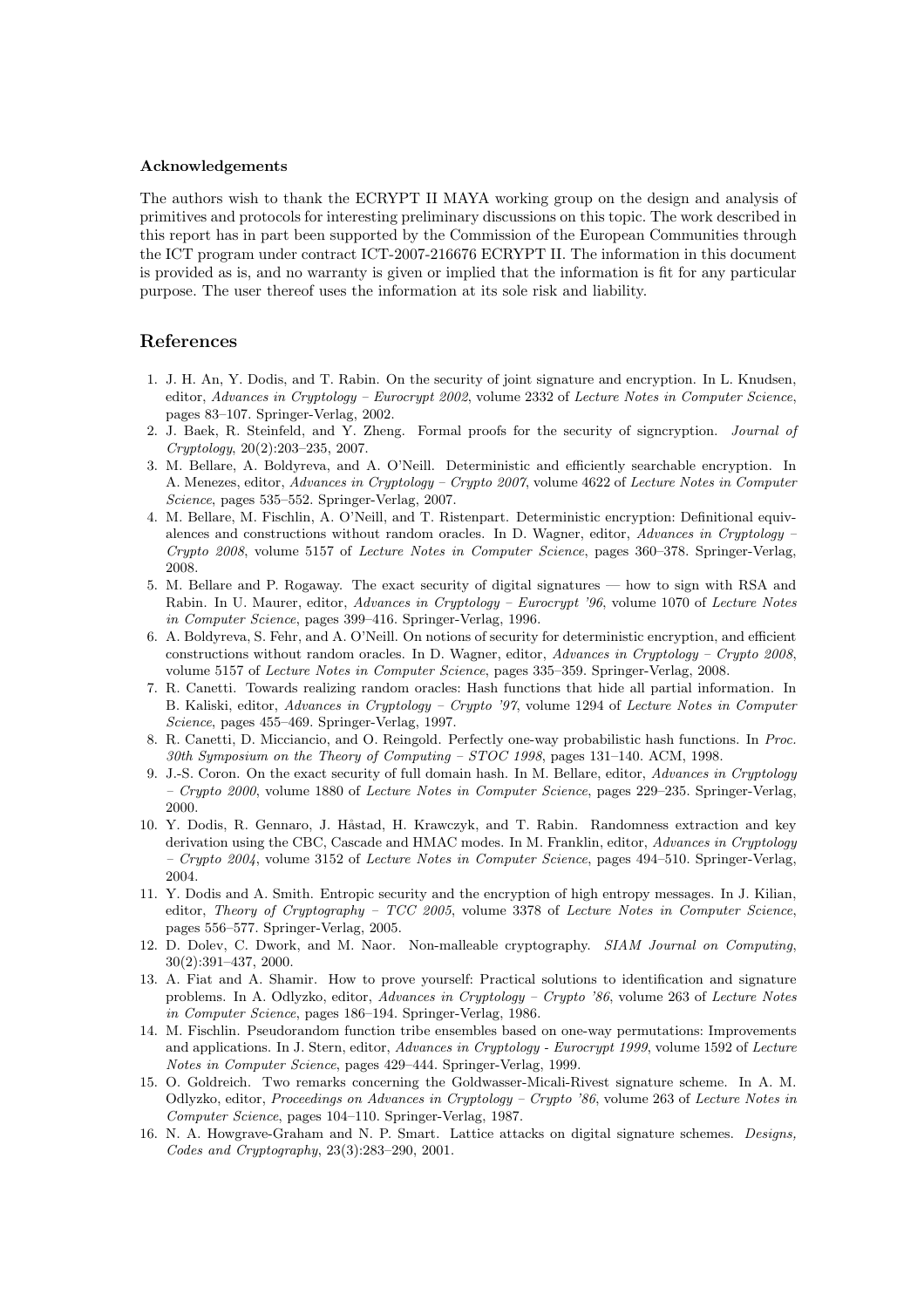#### Acknowledgements

The authors wish to thank the ECRYPT II MAYA working group on the design and analysis of primitives and protocols for interesting preliminary discussions on this topic. The work described in this report has in part been supported by the Commission of the European Communities through the ICT program under contract ICT-2007-216676 ECRYPT II. The information in this document is provided as is, and no warranty is given or implied that the information is fit for any particular purpose. The user thereof uses the information at its sole risk and liability.

## References

1. J. H. An, Y. Dodis, and T. Rabin. On the security of joint signature and encryption. In L. Knudsen, editor, *Advances in Cryptology – Eurocrypt 2002*, volume 2332 of *Lecture Notes in Computer Science*, pages 83–107. Springer-Verlag, 2002.
2. J. Baek, R. Steinfeld, and Y. Zheng. Formal proofs for the security of signcryption. *Journal of Cryptology*, 20(2):203–235, 2007.
3. M. Bellare, A. Boldyreva, and A. O'Neill. Deterministic and efficiently searchable encryption. In A. Menezes, editor, *Advances in Cryptology – Crypto 2007*, volume 4622 of *Lecture Notes in Computer Science*, pages 535–552. Springer-Verlag, 2007.
4. M. Bellare, M. Fischlin, A. O'Neill, and T. Ristenpart. Deterministic encryption: Definitional equivalences and constructions without random oracles. In D. Wagner, editor, *Advances in Cryptology – Crypto 2008*, volume 5157 of *Lecture Notes in Computer Science*, pages 360–378. Springer-Verlag, 2008.
5. M. Bellare and P. Rogaway. The exact security of digital signatures — how to sign with RSA and Rabin. In U. Maurer, editor, *Advances in Cryptology – Eurocrypt '96*, volume 1070 of *Lecture Notes in Computer Science*, pages 399–416. Springer-Verlag, 1996.
6. A. Boldyreva, S. Fehr, and A. O'Neill. On notions of security for deterministic encryption, and efficient constructions without random oracles. In D. Wagner, editor, *Advances in Cryptology – Crypto 2008*, volume 5157 of *Lecture Notes in Computer Science*, pages 335–359. Springer-Verlag, 2008.
7. R. Canetti. Towards realizing random oracles: Hash functions that hide all partial information. In B. Kaliski, editor, *Advances in Cryptology – Crypto '97*, volume 1294 of *Lecture Notes in Computer Science*, pages 455–469. Springer-Verlag, 1997.
8. R. Canetti, D. Micciancio, and O. Reingold. Perfectly one-way probabilistic hash functions. In *Proc. 30th Symposium on the Theory of Computing – STOC 1998*, pages 131–140. ACM, 1998.
9. J.-S. Coron. On the exact security of full domain hash. In M. Bellare, editor, *Advances in Cryptology – Crypto 2000*, volume 1880 of *Lecture Notes in Computer Science*, pages 229–235. Springer-Verlag, 2000.
10. Y. Dodis, R. Gennaro, J. Håstad, H. Krawczyk, and T. Rabin. Randomness extraction and key derivation using the CBC, Cascade and HMAC modes. In M. Franklin, editor, *Advances in Cryptology – Crypto 2004*, volume 3152 of *Lecture Notes in Computer Science*, pages 494–510. Springer-Verlag, 2004.
11. Y. Dodis and A. Smith. Entropic security and the encryption of high entropy messages. In J. Kilian, editor, *Theory of Cryptography – TCC 2005*, volume 3378 of *Lecture Notes in Computer Science*, pages 556–577. Springer-Verlag, 2005.
12. D. Dolev, C. Dwork, and M. Naor. Non-malleable cryptography. *SIAM Journal on Computing*, 30(2):391–437, 2000.
13. A. Fiat and A. Shamir. How to prove yourself: Practical solutions to identification and signature problems. In A. Odlyzko, editor, *Advances in Cryptology – Crypto '86*, volume 263 of *Lecture Notes in Computer Science*, pages 186–194. Springer-Verlag, 1986.
14. M. Fischlin. Pseudorandom function tribe ensembles based on one-way permutations: Improvements and applications. In J. Stern, editor, *Advances in Cryptology - Eurocrypt 1999*, volume 1592 of *Lecture Notes in Computer Science*, pages 429–444. Springer-Verlag, 1999.
15. O. Goldreich. Two remarks concerning the Goldwasser-Micali-Rivest signature scheme. In A. M. Odlyzko, editor, *Proceedings on Advances in Cryptology – Crypto '86*, volume 263 of *Lecture Notes in Computer Science*, pages 104–110. Springer-Verlag, 1987.
16. N. A. Howgrave-Graham and N. P. Smart. Lattice attacks on digital signature schemes. *Designs, Codes and Cryptography*, 23(3):283–290, 2001.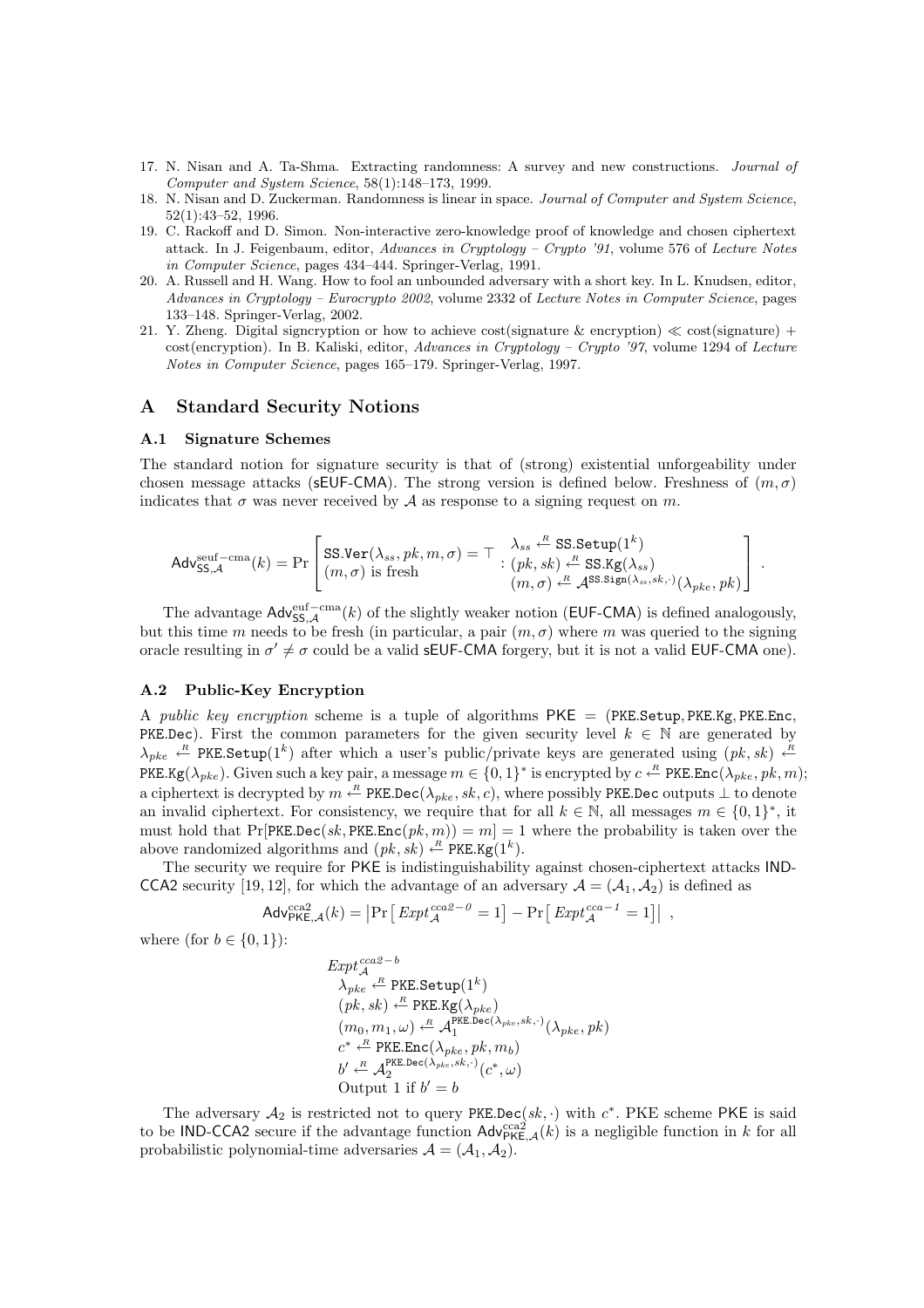17. N. Nisan and A. Ta-Shma. Extracting randomness: A survey and new constructions. *Journal of Computer and System Science*, 58(1):148–173, 1999.
18. N. Nisan and D. Zuckerman. Randomness is linear in space. *Journal of Computer and System Science*, 52(1):43–52, 1996.
19. C. Rackoff and D. Simon. Non-interactive zero-knowledge proof of knowledge and chosen ciphertext attack. In J. Feigenbaum, editor, *Advances in Cryptology – Crypto '91*, volume 576 of *Lecture Notes in Computer Science*, pages 434–444. Springer-Verlag, 1991.
20. A. Russell and H. Wang. How to fool an unbounded adversary with a short key. In L. Knudsen, editor, *Advances in Cryptology – Eurocrypto 2002*, volume 2332 of *Lecture Notes in Computer Science*, pages 133–148. Springer-Verlag, 2002.
21. Y. Zheng. Digital signcryption or how to achieve cost(signature & encryption) $\ll$ cost(signature) + cost(encryption). In B. Kaliski, editor, *Advances in Cryptology – Crypto '97*, volume 1294 of *Lecture Notes in Computer Science*, pages 165–179. Springer-Verlag, 1997.

## A Standard Security Notions

### A.1 Signature Schemes

The standard notion for signature security is that of (strong) existential unforgeability under chosen message attacks (sEUF-CMA). The strong version is defined below. Freshness of $(m, \sigma)$ indicates that $\sigma$ was never received by $\mathcal{A}$ as response to a signing request on $m$.

$$\mathsf{Adv}^{\text{seuf-cma}}_{\mathsf{SS},\mathcal{A}}(k) = \Pr\left[\begin{array}{l}\mathtt{SS.Ver}(\lambda_{ss}, pk, m, \sigma) = \top \\ (m,\sigma) \text{ is fresh}\end{array} : \begin{array}{l}\lambda_{ss} \xleftarrow{R} \mathtt{SS.Setup}(1^k) \\ (pk, sk) \xleftarrow{R} \mathtt{SS.Kg}(\lambda_{ss}) \\ (m,\sigma) \xleftarrow{R} \mathcal{A}^{\mathtt{SS.Sign}(\lambda_{ss}, sk, \cdot)}(\lambda_{pke}, pk)\end{array}\right] .$$

The advantage $\mathsf{Adv}^{\text{euf-cma}}_{\mathsf{SS},\mathcal{A}}(k)$ of the slightly weaker notion (EUF-CMA) is defined analogously, but this time $m$ needs to be fresh (in particular, a pair $(m, \sigma)$ where $m$ was queried to the signing oracle resulting in $\sigma' \neq \sigma$ could be a valid sEUF-CMA forgery, but it is not a valid EUF-CMA one).

### A.2 Public-Key Encryption

A *public key encryption* scheme is a tuple of algorithms $\mathsf{PKE} = (\mathtt{PKE.Setup}, \mathtt{PKE.Kg}, \mathtt{PKE.Enc}, \mathtt{PKE.Dec})$. First the common parameters for the given security level $k \in \mathbb{N}$ are generated by $\lambda_{pke} \xleftarrow{R} \mathtt{PKE.Setup}(1^k)$ after which a user's public/private keys are generated using $(pk, sk) \xleftarrow{R} \mathtt{PKE.Kg}(\lambda_{pke})$. Given such a key pair, a message $m \in \{0,1\}^*$ is encrypted by $c \xleftarrow{R} \mathtt{PKE.Enc}(\lambda_{pke}, pk, m)$; a ciphertext is decrypted by $m \xleftarrow{R} \mathtt{PKE.Dec}(\lambda_{pke}, sk, c)$, where possibly $\mathtt{PKE.Dec}$ outputs $\perp$ to denote an invalid ciphertext. For consistency, we require that for all $k \in \mathbb{N}$, all messages $m \in \{0,1\}^*$, it must hold that $\Pr[\mathtt{PKE.Dec}(sk, \mathtt{PKE.Enc}(pk, m)) = m] = 1$ where the probability is taken over the above randomized algorithms and $(pk, sk) \xleftarrow{R} \mathtt{PKE.Kg}(1^k)$.

The security we require for PKE is indistinguishability against chosen-ciphertext attacks IND-CCA2 security [19, 12], for which the advantage of an adversary $\mathcal{A} = (\mathcal{A}_1, \mathcal{A}_2)$ is defined as

$$\mathsf{Adv}^{\text{cca2}}_{\mathsf{PKE},\mathcal{A}}(k) = \left|\Pr\left[\,Expt^{cca2\text{-}0}_{\mathcal{A}} = 1\right] - \Pr\left[\,Expt^{cca\text{-}1}_{\mathcal{A}} = 1\right]\right| \ ,$$

where (for $b \in \{0,1\}$):

$$\begin{array}{l}
Expt^{cca2\text{-}b}_{\mathcal{A}} \\
\quad \lambda_{pke} \xleftarrow{R} \mathtt{PKE.Setup}(1^k) \\
\quad (pk, sk) \xleftarrow{R} \mathtt{PKE.Kg}(\lambda_{pke}) \\
\quad (m_0, m_1, \omega) \xleftarrow{R} \mathcal{A}_1^{\mathtt{PKE.Dec}(\lambda_{pke}, sk, \cdot)}(\lambda_{pke}, pk) \\
\quad c^* \xleftarrow{R} \mathtt{PKE.Enc}(\lambda_{pke}, pk, m_b) \\
\quad b' \xleftarrow{R} \mathcal{A}_2^{\mathtt{PKE.Dec}(\lambda_{pke}, sk, \cdot)}(c^*, \omega) \\
\quad \text{Output 1 if } b' = b
\end{array}$$

The adversary $\mathcal{A}_2$ is restricted not to query $\mathtt{PKE.Dec}(sk, \cdot)$ with $c^*$. PKE scheme PKE is said to be IND-CCA2 secure if the advantage function $\mathsf{Adv}^{\text{cca2}}_{\mathsf{PKE},\mathcal{A}}(k)$ is a negligible function in $k$ for all probabilistic polynomial-time adversaries $\mathcal{A} = (\mathcal{A}_1, \mathcal{A}_2)$.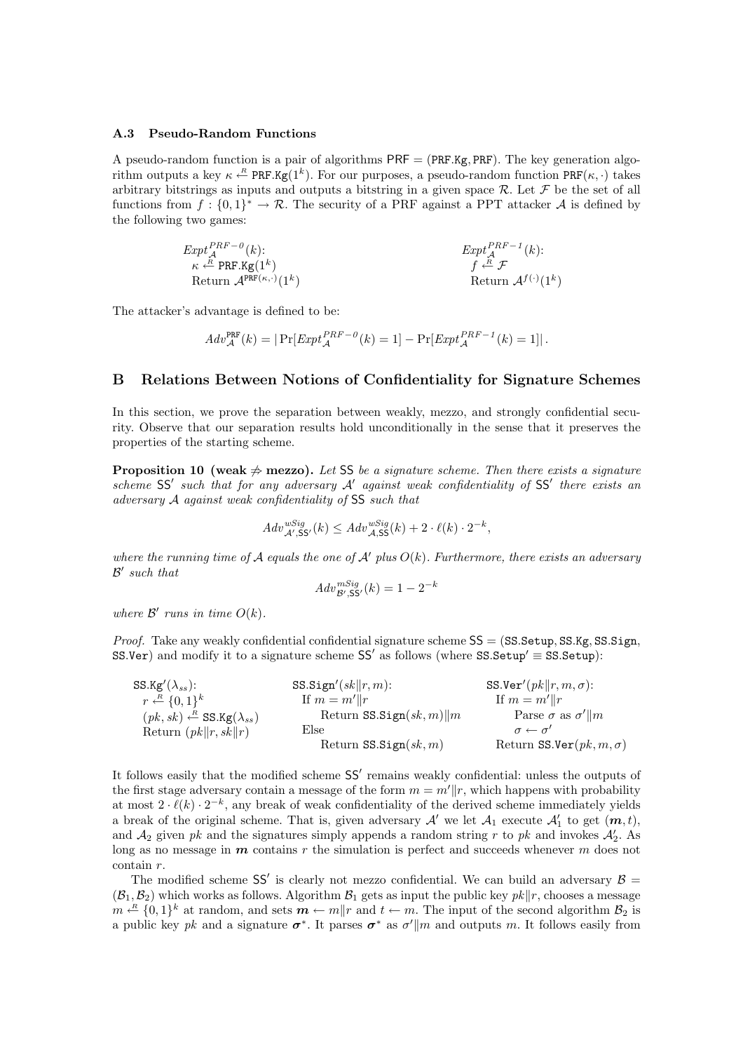### A.3 Pseudo-Random Functions

A pseudo-random function is a pair of algorithms $\mathsf{PRF} = (\mathtt{PRF.Kg}, \mathtt{PRF})$. The key generation algorithm outputs a key $\kappa \xleftarrow{R} \mathtt{PRF.Kg}(1^k)$. For our purposes, a pseudo-random function $\mathtt{PRF}(\kappa, \cdot)$ takes arbitrary bitstrings as inputs and outputs a bitstring in a given space $\mathcal{R}$. Let $\mathcal{F}$ be the set of all functions from $f : \{0,1\}^* \to \mathcal{R}$. The security of a PRF against a PPT attacker $\mathcal{A}$ is defined by the following two games:

| $Expt_{\mathcal{A}}^{PRF-0}(k)$: | $Expt_{\mathcal{A}}^{PRF-1}(k)$: |
|---|---|
| $\kappa \xleftarrow{R} \mathtt{PRF.Kg}(1^k)$ | $f \xleftarrow{R} \mathcal{F}$ |
| Return $\mathcal{A}^{\mathtt{PRF}(\kappa,\cdot)}(1^k)$ | Return $\mathcal{A}^{f(\cdot)}(1^k)$ |

The attacker's advantage is defined to be:

$$Adv_{\mathcal{A}}^{\mathtt{PRF}}(k) = \left|\Pr[Expt_{\mathcal{A}}^{PRF-0}(k) = 1] - \Pr[Expt_{\mathcal{A}}^{PRF-1}(k) = 1]\right|.$$

## B Relations Between Notions of Confidentiality for Signature Schemes

In this section, we prove the separation between weakly, mezzo, and strongly confidential security. Observe that our separation results hold unconditionally in the sense that it preserves the properties of the starting scheme.

**Proposition 10 (weak $\not\Rightarrow$ mezzo).** *Let $\mathsf{SS}$ be a signature scheme. Then there exists a signature scheme $\mathsf{SS}'$ such that for any adversary $\mathcal{A}'$ against weak confidentiality of $\mathsf{SS}'$ there exists an adversary $\mathcal{A}$ against weak confidentiality of $\mathsf{SS}$ such that*

$$Adv_{\mathcal{A}',\mathsf{SS}'}^{wSig}(k) \le Adv_{\mathcal{A},\mathsf{SS}}^{wSig}(k) + 2 \cdot \ell(k) \cdot 2^{-k},$$

*where the running time of $\mathcal{A}$ equals the one of $\mathcal{A}'$ plus $O(k)$. Furthermore, there exists an adversary $\mathcal{B}'$ such that*

$$Adv_{\mathcal{B}',\mathsf{SS}'}^{mSig}(k) = 1 - 2^{-k}$$

*where $\mathcal{B}'$ runs in time $O(k)$.*

*Proof.* Take any weakly confidential confidential signature scheme $\mathsf{SS} = (\mathtt{SS.Setup}, \mathtt{SS.Kg}, \mathtt{SS.Sign}, \mathtt{SS.Ver})$ and modify it to a signature scheme $\mathsf{SS}'$ as follows (where $\mathtt{SS.Setup}' \equiv \mathtt{SS.Setup}$):

| $\mathtt{SS.Kg}'(\lambda_{ss})$: | $\mathtt{SS.Sign}'(sk\|r, m)$: | $\mathtt{SS.Ver}'(pk\|r, m, \sigma)$: |
|---|---|---|
| $r \xleftarrow{R} \{0,1\}^k$ | If $m = m'\|r$ | If $m = m'\|r$ |
| $(pk, sk) \xleftarrow{R} \mathtt{SS.Kg}(\lambda_{ss})$ | Return $\mathtt{SS.Sign}(sk, m)\|m$ | Parse $\sigma$ as $\sigma'\|m$ |
| Return $(pk\|r, sk\|r)$ | Else | $\sigma \leftarrow \sigma'$ |
| | Return $\mathtt{SS.Sign}(sk, m)$ | Return $\mathtt{SS.Ver}(pk, m, \sigma)$ |

It follows easily that the modified scheme $\mathsf{SS}'$ remains weakly confidential: unless the outputs of the first stage adversary contain a message of the form $m = m'\|r$, which happens with probability at most $2 \cdot \ell(k) \cdot 2^{-k}$, any break of weak confidentiality of the derived scheme immediately yields a break of the original scheme. That is, given adversary $\mathcal{A}'$ we let $\mathcal{A}_1$ execute $\mathcal{A}'_1$ to get $(\boldsymbol{m}, t)$, and $\mathcal{A}_2$ given $pk$ and the signatures simply appends a random string $r$ to $pk$ and invokes $\mathcal{A}'_2$. As long as no message in $\boldsymbol{m}$ contains $r$ the simulation is perfect and succeeds whenever $m$ does not contain $r$.

The modified scheme $\mathsf{SS}'$ is clearly not mezzo confidential. We can build an adversary $\mathcal{B} = (\mathcal{B}_1, \mathcal{B}_2)$ which works as follows. Algorithm $\mathcal{B}_1$ gets as input the public key $pk\|r$, chooses a message $m \xleftarrow{R} \{0,1\}^k$ at random, and sets $\boldsymbol{m} \leftarrow m\|r$ and $t \leftarrow m$. The input of the second algorithm $\mathcal{B}_2$ is a public key $pk$ and a signature $\boldsymbol{\sigma}^*$. It parses $\boldsymbol{\sigma}^*$ as $\sigma'\|m$ and outputs $m$. It follows easily from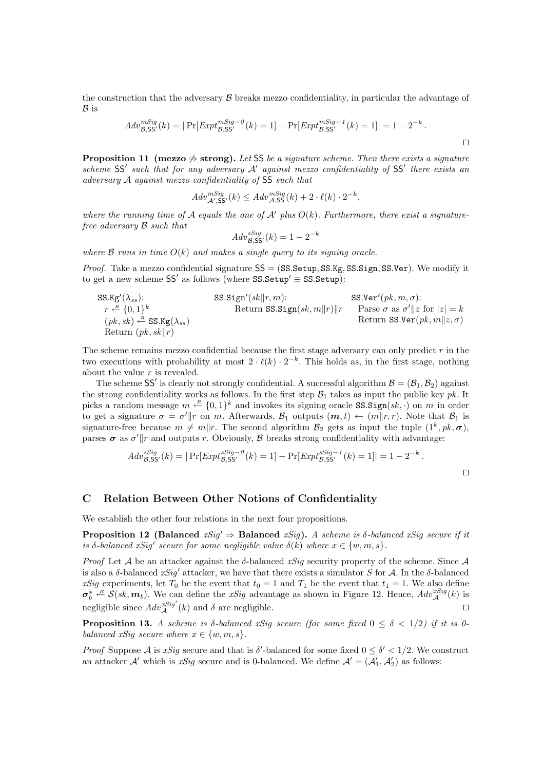the construction that the adversary $\mathcal{B}$ breaks mezzo confidentiality, in particular the advantage of $\mathcal{B}$ is

$$Adv^{mSig}_{\mathcal{B},\mathsf{SS}'}(k) = |\Pr[Expt^{mSig\text{-}0}_{\mathcal{B},\mathsf{SS}'}(k) = 1] - \Pr[Expt^{mSig\text{-}1}_{\mathcal{B},\mathsf{SS}'}(k) = 1]| = 1 - 2^{-k}\,.$$

□

**Proposition 11 (mezzo $\not\Rightarrow$ strong).** *Let* $\mathsf{SS}$ *be a signature scheme. Then there exists a signature scheme* $\mathsf{SS}'$ *such that for any adversary* $\mathcal{A}'$ *against mezzo confidentiality of* $\mathsf{SS}'$ *there exists an adversary* $\mathcal{A}$ *against mezzo confidentiality of* $\mathsf{SS}$ *such that*

$$Adv^{mSig}_{\mathcal{A}',\mathsf{SS}'}(k) \leq Adv^{mSig}_{\mathcal{A},\mathsf{SS}}(k) + 2 \cdot \ell(k) \cdot 2^{-k},$$

*where the running time of* $\mathcal{A}$ *equals the one of* $\mathcal{A}'$ *plus* $O(k)$*. Furthermore, there exist a signature-free adversary* $\mathcal{B}$ *such that*

$$Adv^{sSig}_{\mathcal{B},\mathsf{SS}'}(k) = 1 - 2^{-k}$$

*where* $\mathcal{B}$ *runs in time* $O(k)$ *and makes a single query to its signing oracle.*

*Proof.* Take a mezzo confidential signature $\mathsf{SS} = (\mathtt{SS.Setup}, \mathtt{SS.Kg}, \mathtt{SS.Sign}, \mathtt{SS.Ver})$. We modify it to get a new scheme $\mathsf{SS}'$ as follows (where $\mathtt{SS.Setup}' \equiv \mathtt{SS.Setup}$):

```
SS.Kg'(λ_ss):                 SS.Sign'(sk‖r, m):                 SS.Ver'(pk, m, σ):
  r ←R {0,1}^k                   Return SS.Sign(sk, m‖r)‖r          Parse σ as σ'‖z for |z| = k
  (pk, sk) ←R SS.Kg(λ_ss)                                           Return SS.Ver(pk, m‖z, σ)
  Return (pk, sk‖r)
```

The scheme remains mezzo confidential because the first stage adversary can only predict $r$ in the two executions with probability at most $2 \cdot \ell(k) \cdot 2^{-k}$. This holds as, in the first stage, nothing about the value $r$ is revealed.

The scheme $\mathsf{SS}'$ is clearly not strongly confidential. A successful algorithm $\mathcal{B} = (\mathcal{B}_1, \mathcal{B}_2)$ against the strong confidentiality works as follows. In the first step $\mathcal{B}_1$ takes as input the public key $pk$. It picks a random message $m \xleftarrow{R} \{0,1\}^k$ and invokes its signing oracle $\mathtt{SS.Sign}(sk, \cdot)$ on $m$ in order to get a signature $\sigma = \sigma'\|r$ on $m$. Afterwards, $\mathcal{B}_1$ outputs $(\boldsymbol{m}, t) \leftarrow (m\|r, r)$. Note that $\mathcal{B}_1$ is signature-free because $m \neq m\|r$. The second algorithm $\mathcal{B}_2$ gets as input the tuple $(1^k, pk, \boldsymbol{\sigma})$, parses $\boldsymbol{\sigma}$ as $\sigma'\|r$ and outputs $r$. Obviously, $\mathcal{B}$ breaks strong confidentiality with advantage:

$$Adv^{sSig}_{\mathcal{B},\mathsf{SS}'}(k) = |\Pr[Expt^{sSig\text{-}0}_{\mathcal{B},\mathsf{SS}'}(k) = 1] - \Pr[Expt^{sSig\text{-}1}_{\mathcal{B},\mathsf{SS}'}(k) = 1]| = 1 - 2^{-k}\,.$$

□

## C Relation Between Other Notions of Confidentiality

We establish the other four relations in the next four propositions.

**Proposition 12 (Balanced $xSig' \Rightarrow$ Balanced $xSig$).** *A scheme is* $\delta$*-balanced* $xSig$ *secure if it is* $\delta$*-balanced* $xSig'$ *secure for some negligible value* $\delta(k)$ *where* $x \in \{w, m, s\}$*.*

*Proof* Let $\mathcal{A}$ be an attacker against the $\delta$-balanced $xSig$ security property of the scheme. Since $\mathcal{A}$ is also a $\delta$-balanced $xSig'$ attacker, we have that there exists a simulator $S$ for $\mathcal{A}$. In the $\delta$-balanced $xSig$ experiments, let $T_0$ be the event that $t_0 = 1$ and $T_1$ be the event that $t_1 = 1$. We also define $\boldsymbol{\sigma}^*_b \xleftarrow{R} \mathcal{S}(sk, \boldsymbol{m}_b)$. We can define the $xSig$ advantage as shown in Figure 12. Hence, $Adv^{xSig}_{\mathcal{A}}(k)$ is negligible since $Adv^{xSig'}_{\mathcal{A}}(k)$ and $\delta$ are negligible. □

**Proposition 13.** *A scheme is* $\delta$*-balanced* $xSig$ *secure (for some fixed* $0 \leq \delta < 1/2$*) if it is* $0$*-balanced* $xSig$ *secure where* $x \in \{w, m, s\}$*.*

*Proof* Suppose $\mathcal{A}$ is $xSig$ secure and that is $\delta'$-balanced for some fixed $0 \leq \delta' < 1/2$. We construct an attacker $\mathcal{A}'$ which is $xSig$ secure and is 0-balanced. We define $\mathcal{A}' = (\mathcal{A}'_1, \mathcal{A}'_2)$ as follows: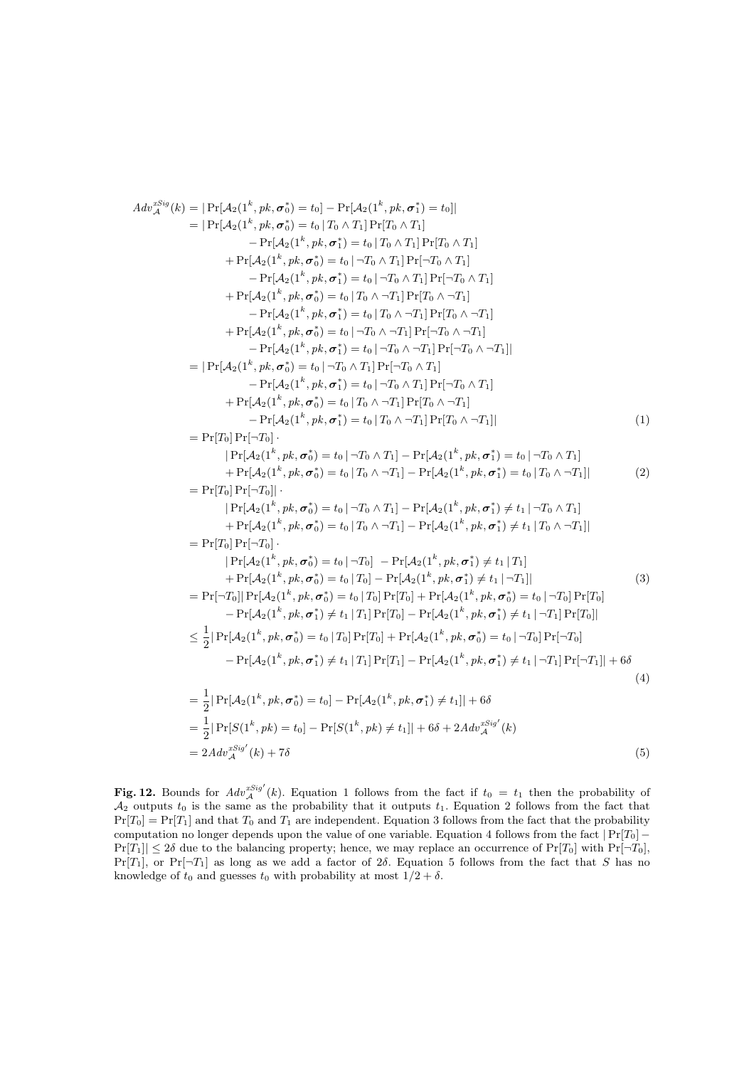$$
\begin{aligned}
Adv_{\mathcal{A}}^{xSig}(k) &= |\Pr[\mathcal{A}_2(1^k, pk, \boldsymbol{\sigma}_0^*) = t_0] - \Pr[\mathcal{A}_2(1^k, pk, \boldsymbol{\sigma}_1^*) = t_0]| \\
&= |\Pr[\mathcal{A}_2(1^k, pk, \boldsymbol{\sigma}_0^*) = t_0 \,|\, T_0 \wedge T_1] \Pr[T_0 \wedge T_1] \\
&\qquad - \Pr[\mathcal{A}_2(1^k, pk, \boldsymbol{\sigma}_1^*) = t_0 \,|\, T_0 \wedge T_1] \Pr[T_0 \wedge T_1] \\
&\quad + \Pr[\mathcal{A}_2(1^k, pk, \boldsymbol{\sigma}_0^*) = t_0 \,|\, \neg T_0 \wedge T_1] \Pr[\neg T_0 \wedge T_1] \\
&\qquad - \Pr[\mathcal{A}_2(1^k, pk, \boldsymbol{\sigma}_1^*) = t_0 \,|\, \neg T_0 \wedge T_1] \Pr[\neg T_0 \wedge T_1] \\
&\quad + \Pr[\mathcal{A}_2(1^k, pk, \boldsymbol{\sigma}_0^*) = t_0 \,|\, T_0 \wedge \neg T_1] \Pr[T_0 \wedge \neg T_1] \\
&\qquad - \Pr[\mathcal{A}_2(1^k, pk, \boldsymbol{\sigma}_1^*) = t_0 \,|\, T_0 \wedge \neg T_1] \Pr[T_0 \wedge \neg T_1] \\
&\quad + \Pr[\mathcal{A}_2(1^k, pk, \boldsymbol{\sigma}_0^*) = t_0 \,|\, \neg T_0 \wedge \neg T_1] \Pr[\neg T_0 \wedge \neg T_1] \\
&\qquad - \Pr[\mathcal{A}_2(1^k, pk, \boldsymbol{\sigma}_1^*) = t_0 \,|\, \neg T_0 \wedge \neg T_1] \Pr[\neg T_0 \wedge \neg T_1]| \\
&= |\Pr[\mathcal{A}_2(1^k, pk, \boldsymbol{\sigma}_0^*) = t_0 \,|\, \neg T_0 \wedge T_1] \Pr[\neg T_0 \wedge T_1] \\
&\qquad - \Pr[\mathcal{A}_2(1^k, pk, \boldsymbol{\sigma}_1^*) = t_0 \,|\, \neg T_0 \wedge T_1] \Pr[\neg T_0 \wedge T_1] \\
&\quad + \Pr[\mathcal{A}_2(1^k, pk, \boldsymbol{\sigma}_0^*) = t_0 \,|\, T_0 \wedge \neg T_1] \Pr[T_0 \wedge \neg T_1] \\
&\qquad - \Pr[\mathcal{A}_2(1^k, pk, \boldsymbol{\sigma}_1^*) = t_0 \,|\, T_0 \wedge \neg T_1] \Pr[T_0 \wedge \neg T_1]| &(1) \\
&= \Pr[T_0] \Pr[\neg T_0] \cdot \\
&\qquad |\Pr[\mathcal{A}_2(1^k, pk, \boldsymbol{\sigma}_0^*) = t_0 \,|\, \neg T_0 \wedge T_1] - \Pr[\mathcal{A}_2(1^k, pk, \boldsymbol{\sigma}_1^*) = t_0 \,|\, \neg T_0 \wedge T_1] \\
&\qquad + \Pr[\mathcal{A}_2(1^k, pk, \boldsymbol{\sigma}_0^*) = t_0 \,|\, T_0 \wedge \neg T_1] - \Pr[\mathcal{A}_2(1^k, pk, \boldsymbol{\sigma}_1^*) = t_0 \,|\, T_0 \wedge \neg T_1]| &(2) \\
&= \Pr[T_0] \Pr[\neg T_0]| \cdot \\
&\qquad |\Pr[\mathcal{A}_2(1^k, pk, \boldsymbol{\sigma}_0^*) = t_0 \,|\, \neg T_0 \wedge T_1] - \Pr[\mathcal{A}_2(1^k, pk, \boldsymbol{\sigma}_1^*) \neq t_1 \,|\, \neg T_0 \wedge T_1] \\
&\qquad + \Pr[\mathcal{A}_2(1^k, pk, \boldsymbol{\sigma}_0^*) = t_0 \,|\, T_0 \wedge \neg T_1] - \Pr[\mathcal{A}_2(1^k, pk, \boldsymbol{\sigma}_1^*) \neq t_1 \,|\, T_0 \wedge \neg T_1]| \\
&= \Pr[T_0] \Pr[\neg T_0] \cdot \\
&\qquad |\Pr[\mathcal{A}_2(1^k, pk, \boldsymbol{\sigma}_0^*) = t_0 \,|\, \neg T_0] \; - \Pr[\mathcal{A}_2(1^k, pk, \boldsymbol{\sigma}_1^*) \neq t_1 \,|\, T_1] \\
&\qquad + \Pr[\mathcal{A}_2(1^k, pk, \boldsymbol{\sigma}_0^*) = t_0 \,|\, T_0] - \Pr[\mathcal{A}_2(1^k, pk, \boldsymbol{\sigma}_1^*) \neq t_1 \,|\, \neg T_1]| &(3) \\
&= \Pr[\neg T_0]| \Pr[\mathcal{A}_2(1^k, pk, \boldsymbol{\sigma}_0^*) = t_0 \,|\, T_0] \Pr[T_0] + \Pr[\mathcal{A}_2(1^k, pk, \boldsymbol{\sigma}_0^*) = t_0 \,|\, \neg T_0] \Pr[T_0] \\
&\qquad - \Pr[\mathcal{A}_2(1^k, pk, \boldsymbol{\sigma}_1^*) \neq t_1 \,|\, T_1] \Pr[T_0] - \Pr[\mathcal{A}_2(1^k, pk, \boldsymbol{\sigma}_1^*) \neq t_1 \,|\, \neg T_1] \Pr[T_0]| \\
&\leq \frac{1}{2} |\Pr[\mathcal{A}_2(1^k, pk, \boldsymbol{\sigma}_0^*) = t_0 \,|\, T_0] \Pr[T_0] + \Pr[\mathcal{A}_2(1^k, pk, \boldsymbol{\sigma}_0^*) = t_0 \,|\, \neg T_0] \Pr[\neg T_0] \\
&\qquad - \Pr[\mathcal{A}_2(1^k, pk, \boldsymbol{\sigma}_1^*) \neq t_1 \,|\, T_1] \Pr[T_1] - \Pr[\mathcal{A}_2(1^k, pk, \boldsymbol{\sigma}_1^*) \neq t_1 \,|\, \neg T_1] \Pr[\neg T_1]| + 6\delta \\
& &(4) \\
&= \frac{1}{2} |\Pr[\mathcal{A}_2(1^k, pk, \boldsymbol{\sigma}_0^*) = t_0] - \Pr[\mathcal{A}_2(1^k, pk, \boldsymbol{\sigma}_1^*) \neq t_1]| + 6\delta \\
&= \frac{1}{2} |\Pr[S(1^k, pk) = t_0] - \Pr[S(1^k, pk) \neq t_1]| + 6\delta + 2Adv_{\mathcal{A}}^{xSig'}(k) \\
&= 2Adv_{\mathcal{A}}^{xSig'}(k) + 7\delta &(5)
\end{aligned}
$$

**Fig. 12.** Bounds for $Adv_{\mathcal{A}}^{xSig'}(k)$. Equation 1 follows from the fact if $t_0 = t_1$ then the probability of $\mathcal{A}_2$ outputs $t_0$ is the same as the probability that it outputs $t_1$. Equation 2 follows from the fact that $\Pr[T_0] = \Pr[T_1]$ and that $T_0$ and $T_1$ are independent. Equation 3 follows from the fact that the probability computation no longer depends upon the value of one variable. Equation 4 follows from the fact $|\Pr[T_0] - \Pr[T_1]| \leq 2\delta$ due to the balancing property; hence, we may replace an occurrence of $\Pr[T_0]$ with $\Pr[\neg T_0]$, $\Pr[T_1]$, or $\Pr[\neg T_1]$ as long as we add a factor of $2\delta$. Equation 5 follows from the fact that $S$ has no knowledge of $t_0$ and guesses $t_0$ with probability at most $1/2 + \delta$.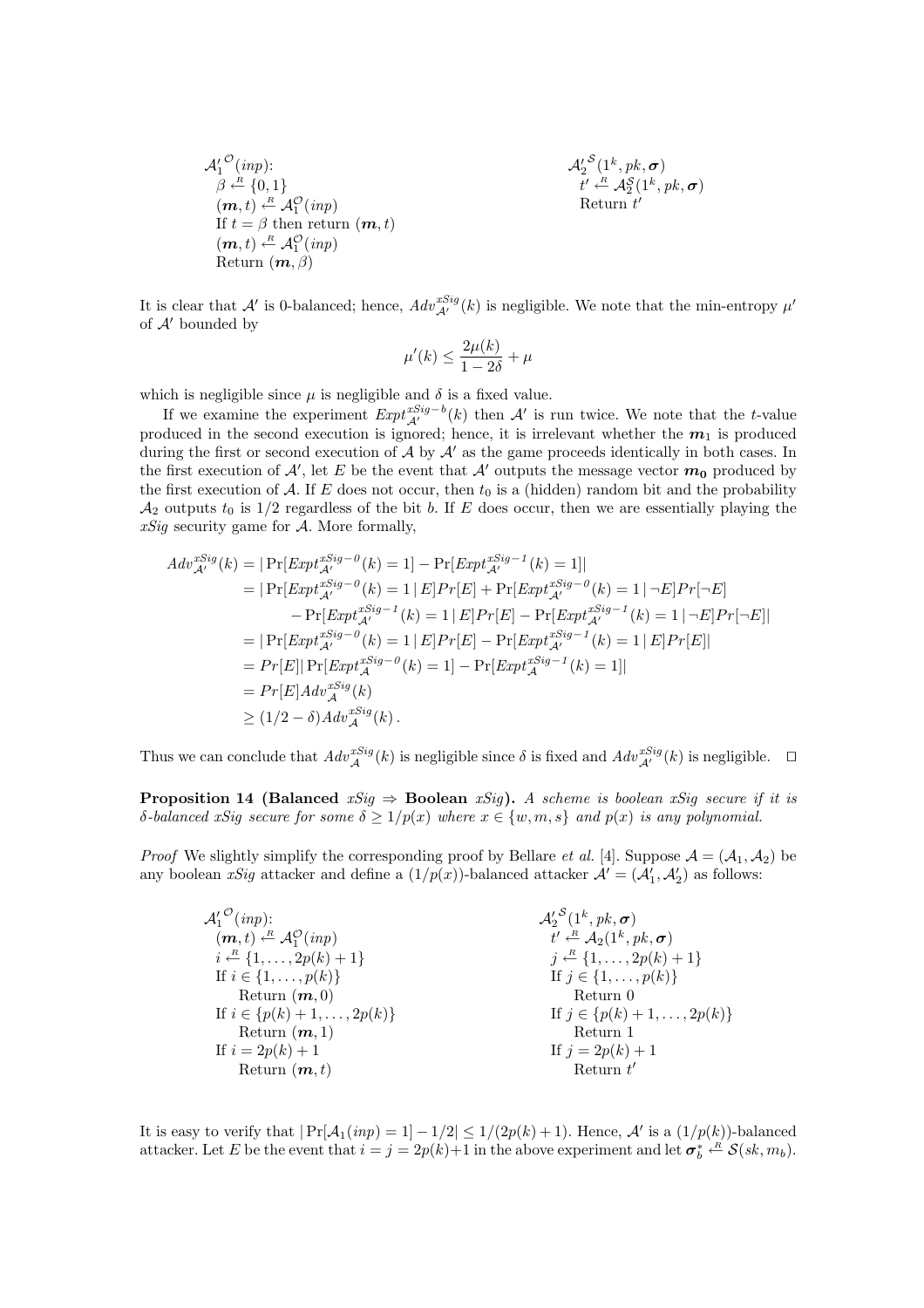```
A'_1^O(inp):                              A'_2^S(1^k, pk, σ)
  β ←R {0,1}                                t' ←R A_2^S(1^k, pk, σ)
  (m, t) ←R A_1^O(inp)                      Return t'
  If t = β then return (m, t)
  (m, t) ←R A_1^O(inp)
  Return (m, β)
```

It is clear that $\mathcal{A}'$ is 0-balanced; hence, $Adv_{\mathcal{A}'}^{xSig}(k)$ is negligible. We note that the min-entropy $\mu'$ of $\mathcal{A}'$ bounded by

$$\mu'(k) \leq \frac{2\mu(k)}{1-2\delta} + \mu$$

which is negligible since $\mu$ is negligible and $\delta$ is a fixed value.

If we examine the experiment $Expt_{\mathcal{A}'}^{xSig-b}(k)$ then $\mathcal{A}'$ is run twice. We note that the $t$-value produced in the second execution is ignored; hence, it is irrelevant whether the $\boldsymbol{m}_1$ is produced during the first or second execution of $\mathcal{A}$ by $\mathcal{A}'$ as the game proceeds identically in both cases. In the first execution of $\mathcal{A}'$, let $E$ be the event that $\mathcal{A}'$ outputs the message vector $\boldsymbol{m_0}$ produced by the first execution of $\mathcal{A}$. If $E$ does not occur, then $t_0$ is a (hidden) random bit and the probability $\mathcal{A}_2$ outputs $t_0$ is 1/2 regardless of the bit $b$. If $E$ does occur, then we are essentially playing the *xSig* security game for $\mathcal{A}$. More formally,

$$\begin{aligned}
Adv_{\mathcal{A}'}^{xSig}(k) &= |\Pr[Expt_{\mathcal{A}'}^{xSig-0}(k)=1] - \Pr[Expt_{\mathcal{A}'}^{xSig-1}(k)=1]| \\
&= |\Pr[Expt_{\mathcal{A}'}^{xSig-0}(k)=1 \,|\, E]Pr[E] + \Pr[Expt_{\mathcal{A}'}^{xSig-0}(k)=1 \,|\, \neg E]Pr[\neg E] \\
&\quad - \Pr[Expt_{\mathcal{A}'}^{xSig-1}(k)=1 \,|\, E]Pr[E] - \Pr[Expt_{\mathcal{A}'}^{xSig-1}(k)=1 \,|\, \neg E]Pr[\neg E]| \\
&= |\Pr[Expt_{\mathcal{A}'}^{xSig-0}(k)=1 \,|\, E]Pr[E] - \Pr[Expt_{\mathcal{A}'}^{xSig-1}(k)=1 \,|\, E]Pr[E]| \\
&= Pr[E]|\Pr[Expt_{\mathcal{A}}^{xSig-0}(k)=1] - \Pr[Expt_{\mathcal{A}}^{xSig-1}(k)=1]| \\
&= Pr[E]Adv_{\mathcal{A}}^{xSig}(k) \\
&\geq (1/2-\delta)Adv_{\mathcal{A}}^{xSig}(k)\,.
\end{aligned}$$

Thus we can conclude that $Adv_{\mathcal{A}}^{xSig}(k)$ is negligible since $\delta$ is fixed and $Adv_{\mathcal{A}'}^{xSig}(k)$ is negligible. □

**Proposition 14 (Balanced *xSig* ⇒ Boolean *xSig*).** *A scheme is boolean xSig secure if it is $\delta$-balanced xSig secure for some $\delta \geq 1/p(x)$ where $x \in \{w, m, s\}$ and $p(x)$ is any polynomial.*

*Proof* We slightly simplify the corresponding proof by Bellare *et al.* [4]. Suppose $\mathcal{A} = (\mathcal{A}_1, \mathcal{A}_2)$ be any boolean *xSig* attacker and define a $(1/p(x))$-balanced attacker $\mathcal{A}' = (\mathcal{A}'_1, \mathcal{A}'_2)$ as follows:

```
A'_1^O(inp):                              A'_2^S(1^k, pk, σ)
  (m, t) ←R A_1^O(inp)                      t' ←R A_2(1^k, pk, σ)
  i ←R {1, ..., 2p(k)+1}                    j ←R {1, ..., 2p(k)+1}
  If i ∈ {1, ..., p(k)}                     If j ∈ {1, ..., p(k)}
     Return (m, 0)                              Return 0
  If i ∈ {p(k)+1, ..., 2p(k)}               If j ∈ {p(k)+1, ..., 2p(k)}
     Return (m, 1)                              Return 1
  If i = 2p(k)+1                            If j = 2p(k)+1
     Return (m, t)                              Return t'
```

It is easy to verify that $|\Pr[\mathcal{A}_1(inp)=1] - 1/2| \leq 1/(2p(k)+1)$. Hence, $\mathcal{A}'$ is a $(1/p(k))$-balanced attacker. Let $E$ be the event that $i = j = 2p(k)+1$ in the above experiment and let $\boldsymbol{\sigma}_b^* \xleftarrow{R} \mathcal{S}(sk, m_b)$.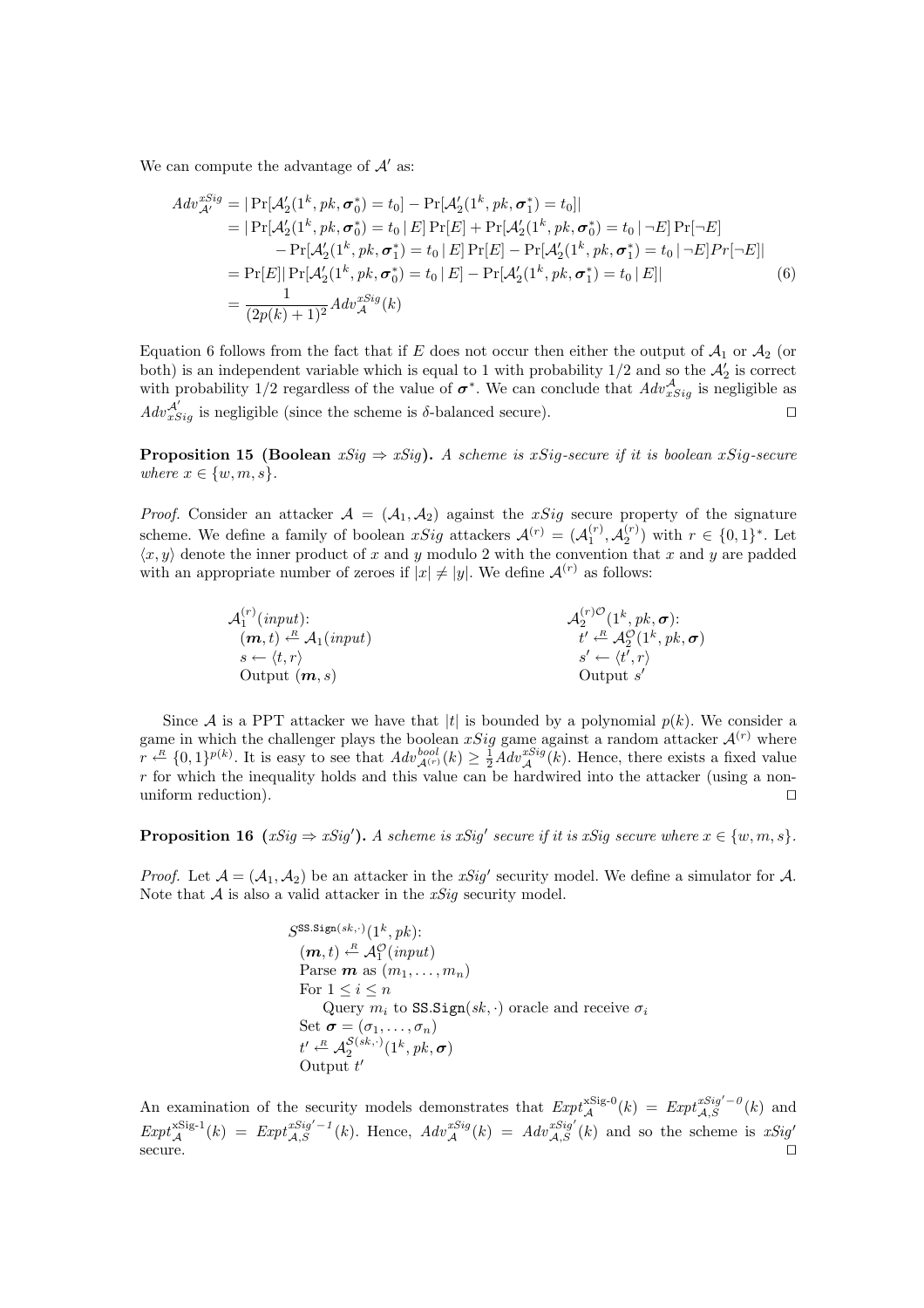We can compute the advantage of $\mathcal{A}'$ as:

$$
\begin{aligned}
Adv_{\mathcal{A}'}^{xSig} &= |\Pr[\mathcal{A}_2'(1^k, pk, \boldsymbol{\sigma}_0^*) = t_0] - \Pr[\mathcal{A}_2'(1^k, pk, \boldsymbol{\sigma}_1^*) = t_0]| \\
&= |\Pr[\mathcal{A}_2'(1^k, pk, \boldsymbol{\sigma}_0^*) = t_0 \,|\, E] \Pr[E] + \Pr[\mathcal{A}_2'(1^k, pk, \boldsymbol{\sigma}_0^*) = t_0 \,|\, \neg E] \Pr[\neg E] \\
&\quad - \Pr[\mathcal{A}_2'(1^k, pk, \boldsymbol{\sigma}_1^*) = t_0 \,|\, E] \Pr[E] - \Pr[\mathcal{A}_2'(1^k, pk, \boldsymbol{\sigma}_1^*) = t_0 \,|\, \neg E] Pr[\neg E]| \\
&= \Pr[E] |\Pr[\mathcal{A}_2'(1^k, pk, \boldsymbol{\sigma}_0^*) = t_0 \,|\, E] - \Pr[\mathcal{A}_2'(1^k, pk, \boldsymbol{\sigma}_1^*) = t_0 \,|\, E]| \qquad (6) \\
&= \frac{1}{(2p(k)+1)^2} Adv_{\mathcal{A}}^{xSig}(k)
\end{aligned}
$$

Equation 6 follows from the fact that if $E$ does not occur then either the output of $\mathcal{A}_1$ or $\mathcal{A}_2$ (or both) is an independent variable which is equal to 1 with probability 1/2 and so the $\mathcal{A}_2'$ is correct with probability 1/2 regardless of the value of $\boldsymbol{\sigma}^*$. We can conclude that $Adv_{xSig}^{\mathcal{A}}$ is negligible as $Adv_{xSig}^{\mathcal{A}'}$ is negligible (since the scheme is $\delta$-balanced secure). □

**Proposition 15 (Boolean $xSig \Rightarrow xSig$).** *A scheme is xSig-secure if it is boolean xSig-secure where $x \in \{w, m, s\}$.*

*Proof.* Consider an attacker $\mathcal{A} = (\mathcal{A}_1, \mathcal{A}_2)$ against the $xSig$ secure property of the signature scheme. We define a family of boolean $xSig$ attackers $\mathcal{A}^{(r)} = (\mathcal{A}_1^{(r)}, \mathcal{A}_2^{(r)})$ with $r \in \{0,1\}^*$. Let $\langle x, y \rangle$ denote the inner product of $x$ and $y$ modulo 2 with the convention that $x$ and $y$ are padded with an appropriate number of zeroes if $|x| \neq |y|$. We define $\mathcal{A}^{(r)}$ as follows:

```
A_1^(r)(input):                    A_2^(r)O(1^k, pk, σ):
  (m, t) <-R A_1(input)              t' <-R A_2^O(1^k, pk, σ)
  s <- <t, r>                        s' <- <t', r>
  Output (m, s)                      Output s'
```

Since $\mathcal{A}$ is a PPT attacker we have that $|t|$ is bounded by a polynomial $p(k)$. We consider a game in which the challenger plays the boolean $xSig$ game against a random attacker $\mathcal{A}^{(r)}$ where $r \xleftarrow{R} \{0,1\}^{p(k)}$. It is easy to see that $Adv_{\mathcal{A}^{(r)}}^{bool}(k) \geq \frac{1}{2} Adv_{\mathcal{A}}^{xSig}(k)$. Hence, there exists a fixed value $r$ for which the inequality holds and this value can be hardwired into the attacker (using a non-uniform reduction). □

**Proposition 16 ($xSig \Rightarrow xSig'$).** *A scheme is $xSig'$ secure if it is xSig secure where $x \in \{w, m, s\}$.*

*Proof.* Let $\mathcal{A} = (\mathcal{A}_1, \mathcal{A}_2)$ be an attacker in the $xSig'$ security model. We define a simulator for $\mathcal{A}$. Note that $\mathcal{A}$ is also a valid attacker in the $xSig$ security model.

```
S^SS.Sign(sk,·)(1^k, pk):
  (m, t) <-R A_1^O(input)
  Parse m as (m_1, ..., m_n)
  For 1 <= i <= n
      Query m_i to SS.Sign(sk, ·) oracle and receive σ_i
  Set σ = (σ_1, ..., σ_n)
  t' <-R A_2^S(sk,·)(1^k, pk, σ)
  Output t'
```

An examination of the security models demonstrates that $Expt_{\mathcal{A}}^{\text{xSig-0}}(k) = Expt_{\mathcal{A},S}^{xSig'-0}(k)$ and $Expt_{\mathcal{A}}^{\text{xSig-1}}(k) = Expt_{\mathcal{A},S}^{xSig'-1}(k)$. Hence, $Adv_{\mathcal{A}}^{xSig}(k) = Adv_{\mathcal{A},S}^{xSig'}(k)$ and so the scheme is $xSig'$ secure. □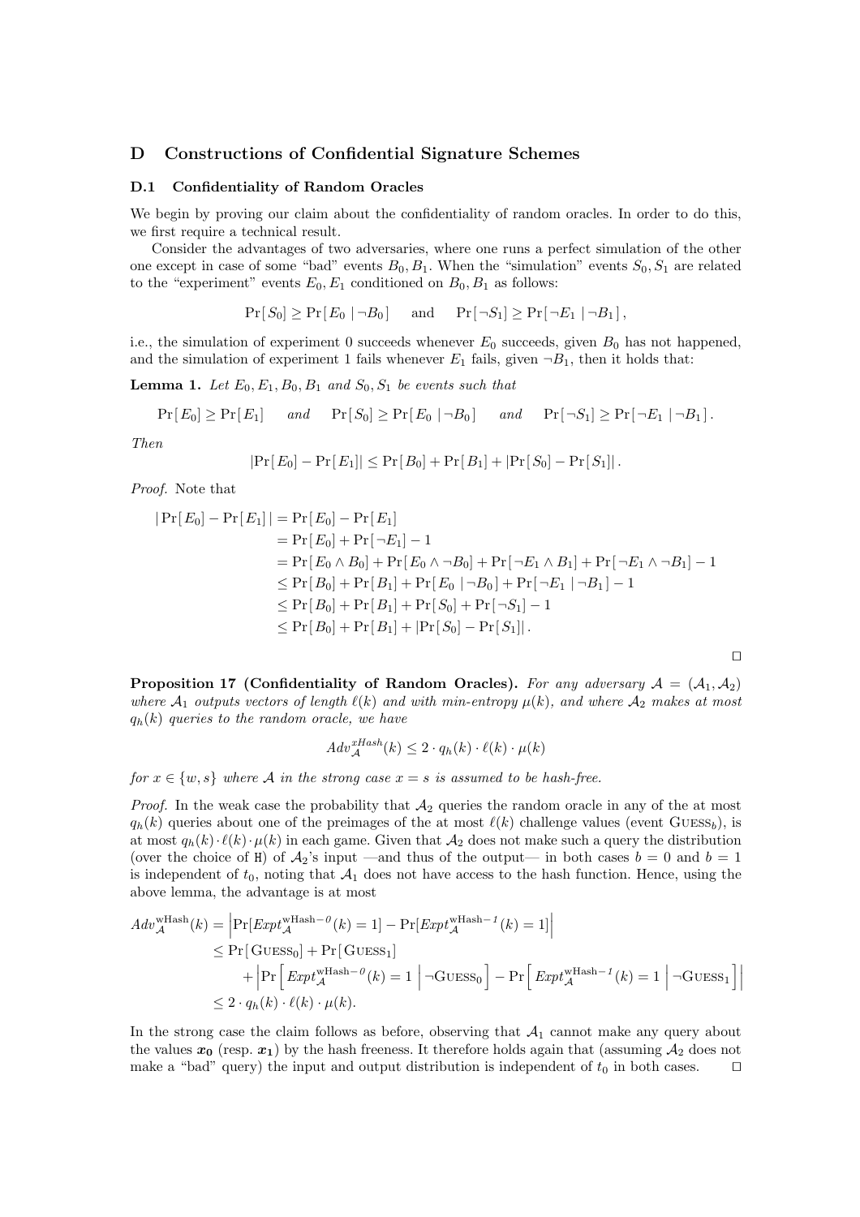## D Constructions of Confidential Signature Schemes

### D.1 Confidentiality of Random Oracles

We begin by proving our claim about the confidentiality of random oracles. In order to do this, we first require a technical result.

Consider the advantages of two adversaries, where one runs a perfect simulation of the other one except in case of some "bad" events $B_0, B_1$. When the "simulation" events $S_0, S_1$ are related to the "experiment" events $E_0, E_1$ conditioned on $B_0, B_1$ as follows:

$$\Pr[\, S_0] \geq \Pr[\, E_0 \mid \neg B_0] \quad \text{and} \quad \Pr[\, \neg S_1] \geq \Pr[\, \neg E_1 \mid \neg B_1]\,,$$

i.e., the simulation of experiment 0 succeeds whenever $E_0$ succeeds, given $B_0$ has not happened, and the simulation of experiment 1 fails whenever $E_1$ fails, given $\neg B_1$, then it holds that:

**Lemma 1.** *Let $E_0, E_1, B_0, B_1$ and $S_0, S_1$ be events such that*

$$\Pr[\, E_0] \geq \Pr[\, E_1] \quad \text{and} \quad \Pr[\, S_0] \geq \Pr[\, E_0 \mid \neg B_0] \quad \text{and} \quad \Pr[\, \neg S_1] \geq \Pr[\, \neg E_1 \mid \neg B_1]\,.$$

*Then*

$$|\Pr[\, E_0] - \Pr[\, E_1]| \leq \Pr[\, B_0] + \Pr[\, B_1] + |\Pr[\, S_0] - \Pr[\, S_1]|\,.$$

*Proof.* Note that

$$\begin{aligned}
|\Pr[\, E_0] - \Pr[\, E_1]\,| &= \Pr[\, E_0] - \Pr[\, E_1] \\
&= \Pr[\, E_0] + \Pr[\, \neg E_1] - 1 \\
&= \Pr[\, E_0 \wedge B_0] + \Pr[\, E_0 \wedge \neg B_0] + \Pr[\, \neg E_1 \wedge B_1] + \Pr[\, \neg E_1 \wedge \neg B_1] - 1 \\
&\leq \Pr[\, B_0] + \Pr[\, B_1] + \Pr[\, E_0 \mid \neg B_0] + \Pr[\, \neg E_1 \mid \neg B_1] - 1 \\
&\leq \Pr[\, B_0] + \Pr[\, B_1] + \Pr[\, S_0] + \Pr[\, \neg S_1] - 1 \\
&\leq \Pr[\, B_0] + \Pr[\, B_1] + |\Pr[\, S_0] - \Pr[\, S_1]|\,.
\end{aligned}$$

□

**Proposition 17 (Confidentiality of Random Oracles).** *For any adversary $\mathcal{A} = (\mathcal{A}_1, \mathcal{A}_2)$ where $\mathcal{A}_1$ outputs vectors of length $\ell(k)$ and with min-entropy $\mu(k)$, and where $\mathcal{A}_2$ makes at most $q_h(k)$ queries to the random oracle, we have*

$$Adv_{\mathcal{A}}^{xHash}(k) \leq 2 \cdot q_h(k) \cdot \ell(k) \cdot \mu(k)$$

*for $x \in \{w, s\}$ where $\mathcal{A}$ in the strong case $x = s$ is assumed to be hash-free.*

*Proof.* In the weak case the probability that $\mathcal{A}_2$ queries the random oracle in any of the at most $q_h(k)$ queries about one of the preimages of the at most $\ell(k)$ challenge values (event $\textsc{Guess}_b$), is at most $q_h(k) \cdot \ell(k) \cdot \mu(k)$ in each game. Given that $\mathcal{A}_2$ does not make such a query the distribution (over the choice of $\mathtt{H}$) of $\mathcal{A}_2$'s input —and thus of the output— in both cases $b = 0$ and $b = 1$ is independent of $t_0$, noting that $\mathcal{A}_1$ does not have access to the hash function. Hence, using the above lemma, the advantage is at most

$$\begin{aligned}
Adv_{\mathcal{A}}^{\text{wHash}}(k) &= \left|\Pr[Expt_{\mathcal{A}}^{\text{wHash}-0}(k) = 1] - \Pr[Expt_{\mathcal{A}}^{\text{wHash}-1}(k) = 1]\right| \\
&\leq \Pr[\, \textsc{Guess}_0] + \Pr[\, \textsc{Guess}_1] \\
&\quad + \left|\Pr\left[\, Expt_{\mathcal{A}}^{\text{wHash}-0}(k) = 1 \;\middle|\; \neg\textsc{Guess}_0\right] - \Pr\left[\, Expt_{\mathcal{A}}^{\text{wHash}-1}(k) = 1 \;\middle|\; \neg\textsc{Guess}_1\right]\right| \\
&\leq 2 \cdot q_h(k) \cdot \ell(k) \cdot \mu(k).
\end{aligned}$$

In the strong case the claim follows as before, observing that $\mathcal{A}_1$ cannot make any query about the values $\boldsymbol{x_0}$ (resp. $\boldsymbol{x_1}$) by the hash freeness. It therefore holds again that (assuming $\mathcal{A}_2$ does not make a "bad" query) the input and output distribution is independent of $t_0$ in both cases. □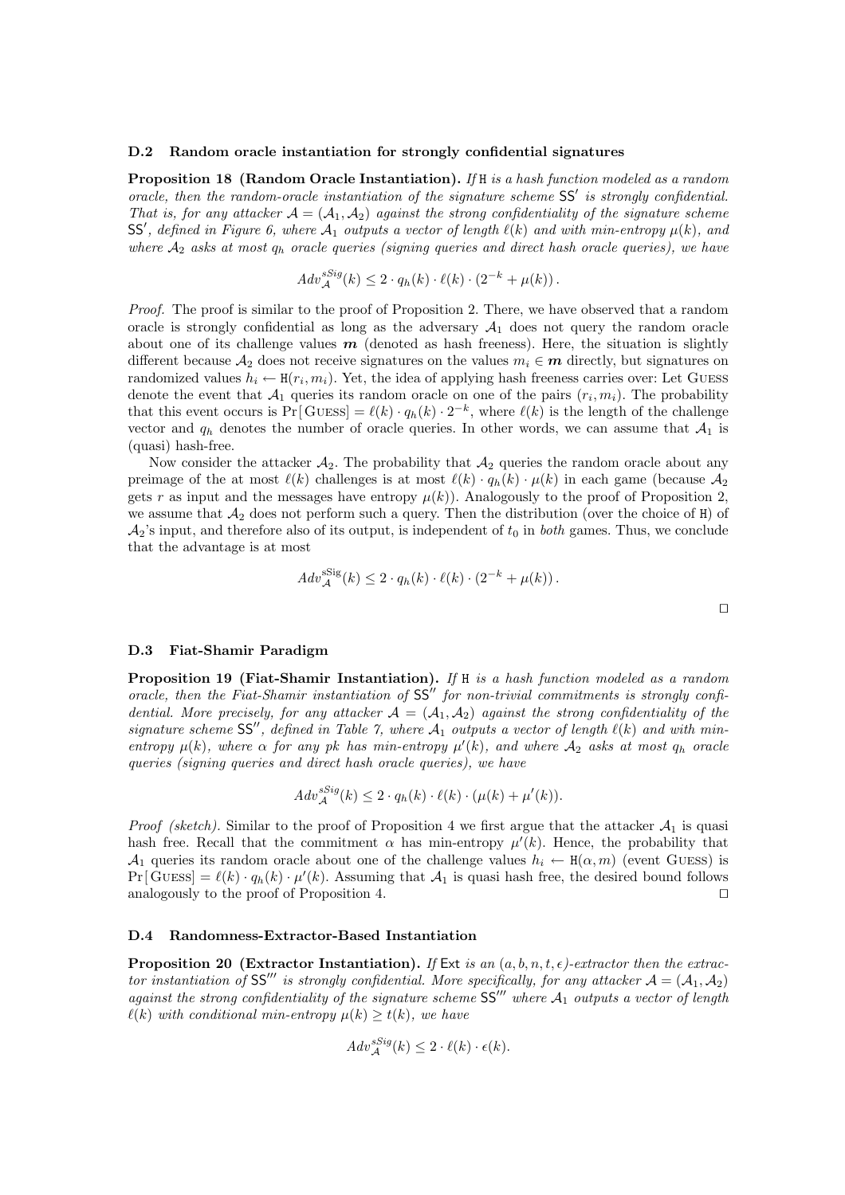### D.2 Random oracle instantiation for strongly confidential signatures

**Proposition 18 (Random Oracle Instantiation).** *If* $\mathtt{H}$ *is a hash function modeled as a random oracle, then the random-oracle instantiation of the signature scheme* $\mathsf{SS}'$ *is strongly confidential. That is, for any attacker* $\mathcal{A} = (\mathcal{A}_1, \mathcal{A}_2)$ *against the strong confidentiality of the signature scheme* $\mathsf{SS}'$*, defined in Figure 6, where* $\mathcal{A}_1$ *outputs a vector of length* $\ell(k)$ *and with min-entropy* $\mu(k)$*, and where* $\mathcal{A}_2$ *asks at most* $q_h$ *oracle queries (signing queries and direct hash oracle queries), we have*

$$Adv_{\mathcal{A}}^{sSig}(k) \leq 2 \cdot q_h(k) \cdot \ell(k) \cdot (2^{-k} + \mu(k)) .$$

*Proof.* The proof is similar to the proof of Proposition 2. There, we have observed that a random oracle is strongly confidential as long as the adversary $\mathcal{A}_1$ does not query the random oracle about one of its challenge values $\boldsymbol{m}$ (denoted as hash freeness). Here, the situation is slightly different because $\mathcal{A}_2$ does not receive signatures on the values $m_i \in \boldsymbol{m}$ directly, but signatures on randomized values $h_i \leftarrow \mathtt{H}(r_i, m_i)$. Yet, the idea of applying hash freeness carries over: Let Guess denote the event that $\mathcal{A}_1$ queries its random oracle on one of the pairs $(r_i, m_i)$. The probability that this event occurs is $\Pr[\text{Guess}] = \ell(k) \cdot q_h(k) \cdot 2^{-k}$, where $\ell(k)$ is the length of the challenge vector and $q_h$ denotes the number of oracle queries. In other words, we can assume that $\mathcal{A}_1$ is (quasi) hash-free.

Now consider the attacker $\mathcal{A}_2$. The probability that $\mathcal{A}_2$ queries the random oracle about any preimage of the at most $\ell(k)$ challenges is at most $\ell(k) \cdot q_h(k) \cdot \mu(k)$ in each game (because $\mathcal{A}_2$ gets $r$ as input and the messages have entropy $\mu(k)$). Analogously to the proof of Proposition 2, we assume that $\mathcal{A}_2$ does not perform such a query. Then the distribution (over the choice of $\mathtt{H}$) of $\mathcal{A}_2$'s input, and therefore also of its output, is independent of $t_0$ in *both* games. Thus, we conclude that the advantage is at most

$$Adv_{\mathcal{A}}^{\text{sSig}}(k) \leq 2 \cdot q_h(k) \cdot \ell(k) \cdot (2^{-k} + \mu(k)) .$$

□

### D.3 Fiat-Shamir Paradigm

**Proposition 19 (Fiat-Shamir Instantiation).** *If* $\mathtt{H}$ *is a hash function modeled as a random oracle, then the Fiat-Shamir instantiation of* $\mathsf{SS}''$ *for non-trivial commitments is strongly confidential. More precisely, for any attacker* $\mathcal{A} = (\mathcal{A}_1, \mathcal{A}_2)$ *against the strong confidentiality of the signature scheme* $\mathsf{SS}''$*, defined in Table 7, where* $\mathcal{A}_1$ *outputs a vector of length* $\ell(k)$ *and with min-entropy* $\mu(k)$*, where* $\alpha$ *for any pk has min-entropy* $\mu'(k)$*, and where* $\mathcal{A}_2$ *asks at most* $q_h$ *oracle queries (signing queries and direct hash oracle queries), we have*

$$Adv_{\mathcal{A}}^{sSig}(k) \leq 2 \cdot q_h(k) \cdot \ell(k) \cdot (\mu(k) + \mu'(k)).$$

*Proof (sketch).* Similar to the proof of Proposition 4 we first argue that the attacker $\mathcal{A}_1$ is quasi hash free. Recall that the commitment $\alpha$ has min-entropy $\mu'(k)$. Hence, the probability that $\mathcal{A}_1$ queries its random oracle about one of the challenge values $h_i \leftarrow \mathtt{H}(\alpha, m)$ (event Guess) is $\Pr[\text{Guess}] = \ell(k) \cdot q_h(k) \cdot \mu'(k)$. Assuming that $\mathcal{A}_1$ is quasi hash free, the desired bound follows analogously to the proof of Proposition 4. □

### D.4 Randomness-Extractor-Based Instantiation

**Proposition 20 (Extractor Instantiation).** *If* $\mathsf{Ext}$ *is an* $(a, b, n, t, \epsilon)$*-extractor then the extractor instantiation of* $\mathsf{SS}'''$ *is strongly confidential. More specifically, for any attacker* $\mathcal{A} = (\mathcal{A}_1, \mathcal{A}_2)$ *against the strong confidentiality of the signature scheme* $\mathsf{SS}'''$ *where* $\mathcal{A}_1$ *outputs a vector of length* $\ell(k)$ *with conditional min-entropy* $\mu(k) \geq t(k)$*, we have*

$$Adv_{\mathcal{A}}^{sSig}(k) \leq 2 \cdot \ell(k) \cdot \epsilon(k).$$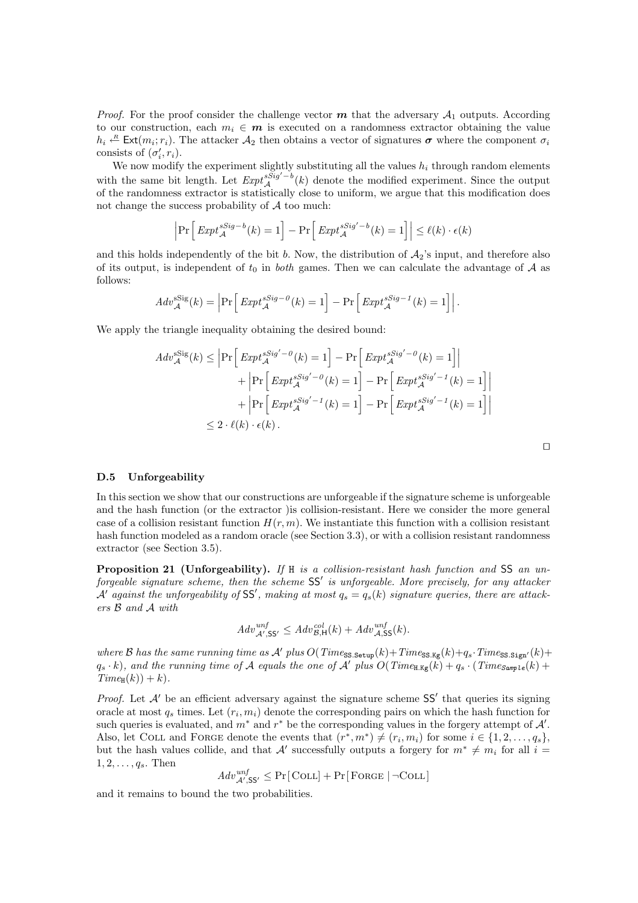*Proof.* For the proof consider the challenge vector $\boldsymbol{m}$ that the adversary $\mathcal{A}_1$ outputs. According to our construction, each $m_i \in \boldsymbol{m}$ is executed on a randomness extractor obtaining the value $h_i \stackrel{R}{\leftarrow} \mathsf{Ext}(m_i; r_i)$. The attacker $\mathcal{A}_2$ then obtains a vector of signatures $\boldsymbol{\sigma}$ where the component $\sigma_i$ consists of $(\sigma_i', r_i)$.

We now modify the experiment slightly substituting all the values $h_i$ through random elements with the same bit length. Let $Expt_{\mathcal{A}}^{sSig'-b}(k)$ denote the modified experiment. Since the output of the randomness extractor is statistically close to uniform, we argue that this modification does not change the success probability of $\mathcal{A}$ too much:

$$\left|\Pr\left[\, Expt_{\mathcal{A}}^{sSig-b}(k) = 1\right] - \Pr\left[\, Expt_{\mathcal{A}}^{sSig'-b}(k) = 1\right]\right| \leq \ell(k) \cdot \epsilon(k)$$

and this holds independently of the bit $b$. Now, the distribution of $\mathcal{A}_2$'s input, and therefore also of its output, is independent of $t_0$ in *both* games. Then we can calculate the advantage of $\mathcal{A}$ as follows:

$$Adv_{\mathcal{A}}^{\text{sSig}}(k) = \left|\Pr\left[\, Expt_{\mathcal{A}}^{sSig-0}(k) = 1\right] - \Pr\left[\, Expt_{\mathcal{A}}^{sSig-1}(k) = 1\right]\right|.$$

We apply the triangle inequality obtaining the desired bound:

$$\begin{aligned}
Adv_{\mathcal{A}}^{\text{sSig}}(k) \leq & \left|\Pr\left[\, Expt_{\mathcal{A}}^{sSig'-0}(k) = 1\right] - \Pr\left[\, Expt_{\mathcal{A}}^{sSig'-0}(k) = 1\right]\right| \\
& + \left|\Pr\left[\, Expt_{\mathcal{A}}^{sSig'-0}(k) = 1\right] - \Pr\left[\, Expt_{\mathcal{A}}^{sSig'-1}(k) = 1\right]\right| \\
& + \left|\Pr\left[\, Expt_{\mathcal{A}}^{sSig'-1}(k) = 1\right] - \Pr\left[\, Expt_{\mathcal{A}}^{sSig'-1}(k) = 1\right]\right| \\
\leq & \; 2 \cdot \ell(k) \cdot \epsilon(k)\,.
\end{aligned}$$

□

### D.5 Unforgeability

In this section we show that our constructions are unforgeable if the signature scheme is unforgeable and the hash function (or the extractor )is collision-resistant. Here we consider the more general case of a collision resistant function $H(r, m)$. We instantiate this function with a collision resistant hash function modeled as a random oracle (see Section 3.3), or with a collision resistant randomness extractor (see Section 3.5).

**Proposition 21 (Unforgeability).** *If* $\mathtt{H}$ *is a collision-resistant hash function and* $\mathsf{SS}$ *an unforgeable signature scheme, then the scheme* $\mathsf{SS}'$ *is unforgeable. More precisely, for any attacker* $\mathcal{A}'$ *against the unforgeability of* $\mathsf{SS}'$*, making at most* $q_s = q_s(k)$ *signature queries, there are attackers* $\mathcal{B}$ *and* $\mathcal{A}$ *with*

$$Adv_{\mathcal{A}',\mathsf{SS}'}^{unf} \leq Adv_{\mathcal{B},\mathsf{H}}^{col}(k) + Adv_{\mathcal{A},\mathsf{SS}}^{unf}(k).$$

*where* $\mathcal{B}$ *has the same running time as* $\mathcal{A}'$ *plus* $O(\,Time_{\mathtt{SS.Setup}}(k) + Time_{\mathtt{SS.Kg}}(k) + q_s \cdot Time_{\mathtt{SS.Sign'}}(k) + q_s \cdot k)$*, and the running time of* $\mathcal{A}$ *equals the one of* $\mathcal{A}'$ *plus* $O(\,Time_{\mathtt{H.Kg}}(k) + q_s \cdot (Time_{\mathtt{Sample}}(k) + Time_{\mathtt{H}}(k)) + k)$.

*Proof.* Let $\mathcal{A}'$ be an efficient adversary against the signature scheme $\mathsf{SS}'$ that queries its signing oracle at most $q_s$ times. Let $(r_i, m_i)$ denote the corresponding pairs on which the hash function for such queries is evaluated, and $m^*$ and $r^*$ be the corresponding values in the forgery attempt of $\mathcal{A}'$. Also, let Coll and Forge denote the events that $(r^*, m^*) \neq (r_i, m_i)$ for some $i \in \{1, 2, \ldots, q_s\}$, but the hash values collide, and that $\mathcal{A}'$ successfully outputs a forgery for $m^* \neq m_i$ for all $i = 1, 2, \ldots, q_s$. Then

$$Adv_{\mathcal{A}',\mathsf{SS}'}^{unf} \leq \Pr[\,\text{Coll}\,] + \Pr[\,\text{Forge} \mid \neg\text{Coll}\,]$$

and it remains to bound the two probabilities.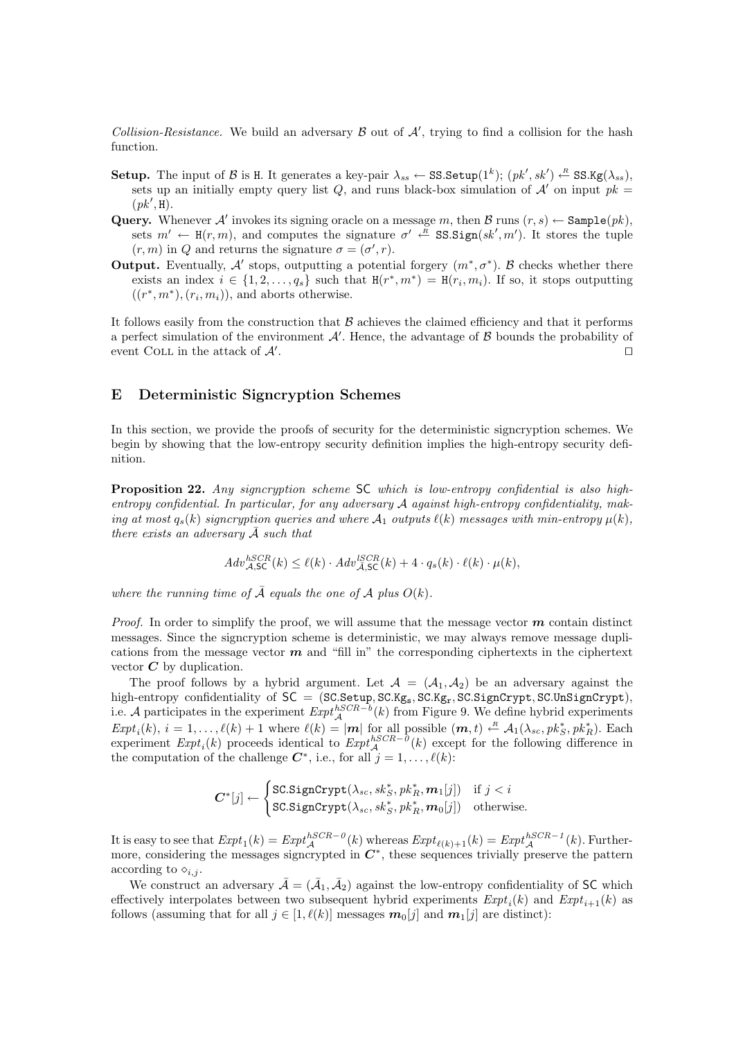*Collision-Resistance.* We build an adversary $\mathcal{B}$ out of $\mathcal{A}'$, trying to find a collision for the hash function.

**Setup.** The input of $\mathcal{B}$ is $\mathtt{H}$. It generates a key-pair $\lambda_{ss} \leftarrow \mathtt{SS.Setup}(1^k)$; $(pk', sk') \xleftarrow{R} \mathtt{SS.Kg}(\lambda_{ss})$, sets up an initially empty query list $Q$, and runs black-box simulation of $\mathcal{A}'$ on input $pk = (pk', \mathtt{H})$.

**Query.** Whenever $\mathcal{A}'$ invokes its signing oracle on a message $m$, then $\mathcal{B}$ runs $(r, s) \leftarrow \mathtt{Sample}(pk)$, sets $m' \leftarrow \mathtt{H}(r, m)$, and computes the signature $\sigma' \xleftarrow{R} \mathtt{SS.Sign}(sk', m')$. It stores the tuple $(r, m)$ in $Q$ and returns the signature $\sigma = (\sigma', r)$.

**Output.** Eventually, $\mathcal{A}'$ stops, outputting a potential forgery $(m^*, \sigma^*)$. $\mathcal{B}$ checks whether there exists an index $i \in \{1, 2, \ldots, q_s\}$ such that $\mathtt{H}(r^*, m^*) = \mathtt{H}(r_i, m_i)$. If so, it stops outputting $((r^*, m^*), (r_i, m_i))$, and aborts otherwise.

It follows easily from the construction that $\mathcal{B}$ achieves the claimed efficiency and that it performs a perfect simulation of the environment $\mathcal{A}'$. Hence, the advantage of $\mathcal{B}$ bounds the probability of event COLL in the attack of $\mathcal{A}'$. □

## E Deterministic Signcryption Schemes

In this section, we provide the proofs of security for the deterministic signcryption schemes. We begin by showing that the low-entropy security definition implies the high-entropy security definition.

**Proposition 22.** *Any signcryption scheme* $\mathsf{SC}$ *which is low-entropy confidential is also high-entropy confidential. In particular, for any adversary* $\mathcal{A}$ *against high-entropy confidentiality, making at most* $q_s(k)$ *signcryption queries and where* $\mathcal{A}_1$ *outputs* $\ell(k)$ *messages with min-entropy* $\mu(k)$*, there exists an adversary* $\bar{\mathcal{A}}$ *such that*

$$Adv^{hSCR}_{\mathcal{A},\mathsf{SC}}(k) \le \ell(k) \cdot Adv^{lSCR}_{\bar{\mathcal{A}},\mathsf{SC}}(k) + 4 \cdot q_s(k) \cdot \ell(k) \cdot \mu(k),$$

*where the running time of* $\bar{\mathcal{A}}$ *equals the one of* $\mathcal{A}$ *plus* $O(k)$.

*Proof.* In order to simplify the proof, we will assume that the message vector $\boldsymbol{m}$ contain distinct messages. Since the signcryption scheme is deterministic, we may always remove message duplications from the message vector $\boldsymbol{m}$ and "fill in" the corresponding ciphertexts in the ciphertext vector $\boldsymbol{C}$ by duplication.

The proof follows by a hybrid argument. Let $\mathcal{A} = (\mathcal{A}_1, \mathcal{A}_2)$ be an adversary against the high-entropy confidentiality of $\mathsf{SC} = (\mathtt{SC.Setup}, \mathtt{SC.Kg_s}, \mathtt{SC.Kg_r}, \mathtt{SC.SignCrypt}, \mathtt{SC.UnSignCrypt})$, i.e. $\mathcal{A}$ participates in the experiment $Expt^{hSCR-b}_{\mathcal{A}}(k)$ from Figure 9. We define hybrid experiments $Expt_i(k)$, $i = 1, \ldots, \ell(k) + 1$ where $\ell(k) = |\boldsymbol{m}|$ for all possible $(\boldsymbol{m}, t) \xleftarrow{R} \mathcal{A}_1(\lambda_{sc}, pk^*_S, pk^*_R)$. Each experiment $Expt_i(k)$ proceeds identical to $Expt^{hSCR-0}_{\mathcal{A}}(k)$ except for the following difference in the computation of the challenge $\boldsymbol{C}^*$, i.e., for all $j = 1, \ldots, \ell(k)$:

$$\boldsymbol{C}^*[j] \leftarrow \begin{cases} \mathtt{SC.SignCrypt}(\lambda_{sc}, sk^*_S, pk^*_R, \boldsymbol{m}_1[j]) & \text{if } j < i \\ \mathtt{SC.SignCrypt}(\lambda_{sc}, sk^*_S, pk^*_R, \boldsymbol{m}_0[j]) & \text{otherwise.} \end{cases}$$

It is easy to see that $Expt_1(k) = Expt^{hSCR-0}_{\mathcal{A}}(k)$ whereas $Expt_{\ell(k)+1}(k) = Expt^{hSCR-1}_{\mathcal{A}}(k)$. Furthermore, considering the messages signcrypted in $\boldsymbol{C}^*$, these sequences trivially preserve the pattern according to $\diamond_{i,j}$.

We construct an adversary $\bar{\mathcal{A}} = (\bar{\mathcal{A}}_1, \bar{\mathcal{A}}_2)$ against the low-entropy confidentiality of $\mathsf{SC}$ which effectively interpolates between two subsequent hybrid experiments $Expt_i(k)$ and $Expt_{i+1}(k)$ as follows (assuming that for all $j \in [1, \ell(k)]$ messages $\boldsymbol{m}_0[j]$ and $\boldsymbol{m}_1[j]$ are distinct):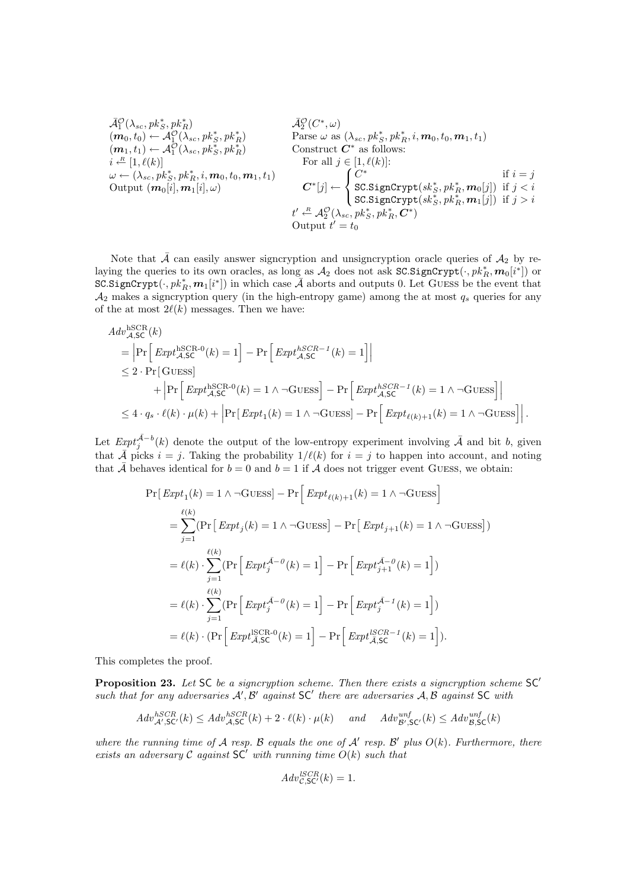$\bar{\mathcal{A}}_1^{\mathcal{O}}(\lambda_{sc}, pk_S^*, pk_R^*)$
$(\boldsymbol{m}_0, t_0) \leftarrow \mathcal{A}_1^{\mathcal{O}}(\lambda_{sc}, pk_S^*, pk_R^*)$
$(\boldsymbol{m}_1, t_1) \leftarrow \mathcal{A}_1^{\mathcal{O}}(\lambda_{sc}, pk_S^*, pk_R^*)$
$i \xleftarrow{R} [1, \ell(k)]$
$\omega \leftarrow (\lambda_{sc}, pk_S^*, pk_R^*, i, \boldsymbol{m}_0, t_0, \boldsymbol{m}_1, t_1)$
Output $(\boldsymbol{m}_0[i], \boldsymbol{m}_1[i], \omega)$

$\bar{\mathcal{A}}_2^{\mathcal{O}}(C^*, \omega)$
Parse $\omega$ as $(\lambda_{sc}, pk_S^*, pk_R^*, i, \boldsymbol{m}_0, t_0, \boldsymbol{m}_1, t_1)$
Construct $\boldsymbol{C}^*$ as follows:
For all $j \in [1, \ell(k)]$:

$$\boldsymbol{C}^*[j] \leftarrow \begin{cases} C^* & \text{if } i = j \\ \texttt{SC.SignCrypt}(sk_S^*, pk_R^*, \boldsymbol{m}_0[j]) & \text{if } j < i \\ \texttt{SC.SignCrypt}(sk_S^*, pk_R^*, \boldsymbol{m}_1[j]) & \text{if } j > i \end{cases}$$

$t' \xleftarrow{R} \mathcal{A}_2^{\mathcal{O}}(\lambda_{sc}, pk_S^*, pk_R^*, \boldsymbol{C}^*)$
Output $t' = t_0$

Note that $\bar{\mathcal{A}}$ can easily answer signcryption and unsigncryption oracle queries of $\mathcal{A}_2$ by relaying the queries to its own oracles, as long as $\mathcal{A}_2$ does not ask $\texttt{SC.SignCrypt}(\cdot, pk_R^*, \boldsymbol{m}_0[i^*])$ or $\texttt{SC.SignCrypt}(\cdot, pk_R^*, \boldsymbol{m}_1[i^*])$ in which case $\bar{\mathcal{A}}$ aborts and outputs 0. Let Guess be the event that $\mathcal{A}_2$ makes a signcryption query (in the high-entropy game) among the at most $q_s$ queries for any of the at most $2\ell(k)$ messages. Then we have:

$$\begin{aligned}
&Adv_{\mathcal{A},\mathsf{SC}}^{\text{hSCR}}(k) \\
&= \left|\Pr\left[\, Expt_{\mathcal{A},\mathsf{SC}}^{\text{hSCR-0}}(k) = 1\right] - \Pr\left[\, Expt_{\mathcal{A},\mathsf{SC}}^{hSCR-1}(k) = 1\right]\right| \\
&\leq 2 \cdot \Pr[\,\textsc{Guess}] \\
&\qquad + \left|\Pr\left[\, Expt_{\mathcal{A},\mathsf{SC}}^{\text{hSCR-0}}(k) = 1 \wedge \neg\textsc{Guess}\right] - \Pr\left[\, Expt_{\mathcal{A},\mathsf{SC}}^{hSCR-1}(k) = 1 \wedge \neg\textsc{Guess}\right]\right| \\
&\leq 4 \cdot q_s \cdot \ell(k) \cdot \mu(k) + \left|\Pr[\, Expt_1(k) = 1 \wedge \neg\textsc{Guess}] - \Pr\left[\, Expt_{\ell(k)+1}(k) = 1 \wedge \neg\textsc{Guess}\right]\right|.
\end{aligned}$$

Let $Expt_j^{\bar{\mathcal{A}}-b}(k)$ denote the output of the low-entropy experiment involving $\bar{\mathcal{A}}$ and bit $b$, given that $\bar{\mathcal{A}}$ picks $i = j$. Taking the probability $1/\ell(k)$ for $i = j$ to happen into account, and noting that $\bar{\mathcal{A}}$ behaves identical for $b = 0$ and $b = 1$ if $\mathcal{A}$ does not trigger event Guess, we obtain:

$$\begin{aligned}
&\Pr[\, Expt_1(k) = 1 \wedge \neg\textsc{Guess}] - \Pr\left[\, Expt_{\ell(k)+1}(k) = 1 \wedge \neg\textsc{Guess}\right] \\
&= \sum_{j=1}^{\ell(k)} \left(\Pr\left[\, Expt_j(k) = 1 \wedge \neg\textsc{Guess}\right] - \Pr\left[\, Expt_{j+1}(k) = 1 \wedge \neg\textsc{Guess}\right]\right) \\
&= \ell(k) \cdot \sum_{j=1}^{\ell(k)} \left(\Pr\left[\, Expt_j^{\bar{\mathcal{A}}-0}(k) = 1\right] - \Pr\left[\, Expt_{j+1}^{\bar{\mathcal{A}}-0}(k) = 1\right]\right) \\
&= \ell(k) \cdot \sum_{j=1}^{\ell(k)} \left(\Pr\left[\, Expt_j^{\bar{\mathcal{A}}-0}(k) = 1\right] - \Pr\left[\, Expt_j^{\bar{\mathcal{A}}-1}(k) = 1\right]\right) \\
&= \ell(k) \cdot \left(\Pr\left[\, Expt_{\mathcal{A},\mathsf{SC}}^{\text{lSCR-0}}(k) = 1\right] - \Pr\left[\, Expt_{\mathcal{A},\mathsf{SC}}^{lSCR-1}(k) = 1\right]\right).
\end{aligned}$$

This completes the proof.

**Proposition 23.** *Let* $\mathsf{SC}$ *be a signcryption scheme. Then there exists a signcryption scheme* $\mathsf{SC}'$ *such that for any adversaries* $\mathcal{A}', \mathcal{B}'$ *against* $\mathsf{SC}'$ *there are adversaries* $\mathcal{A}, \mathcal{B}$ *against* $\mathsf{SC}$ *with*

$$Adv_{\mathcal{A}',\mathsf{SC}'}^{hSCR}(k) \leq Adv_{\mathcal{A},\mathsf{SC}}^{hSCR}(k) + 2 \cdot \ell(k) \cdot \mu(k) \quad \text{ and } \quad Adv_{\mathcal{B}',\mathsf{SC}'}^{unf}(k) \leq Adv_{\mathcal{B},\mathsf{SC}}^{unf}(k)$$

*where the running time of* $\mathcal{A}$ *resp.* $\mathcal{B}$ *equals the one of* $\mathcal{A}'$ *resp.* $\mathcal{B}'$ *plus* $O(k)$*. Furthermore, there exists an adversary* $\mathcal{C}$ *against* $\mathsf{SC}'$ *with running time* $O(k)$ *such that*

$$Adv_{\mathcal{C},\mathsf{SC}'}^{lSCR}(k) = 1.$$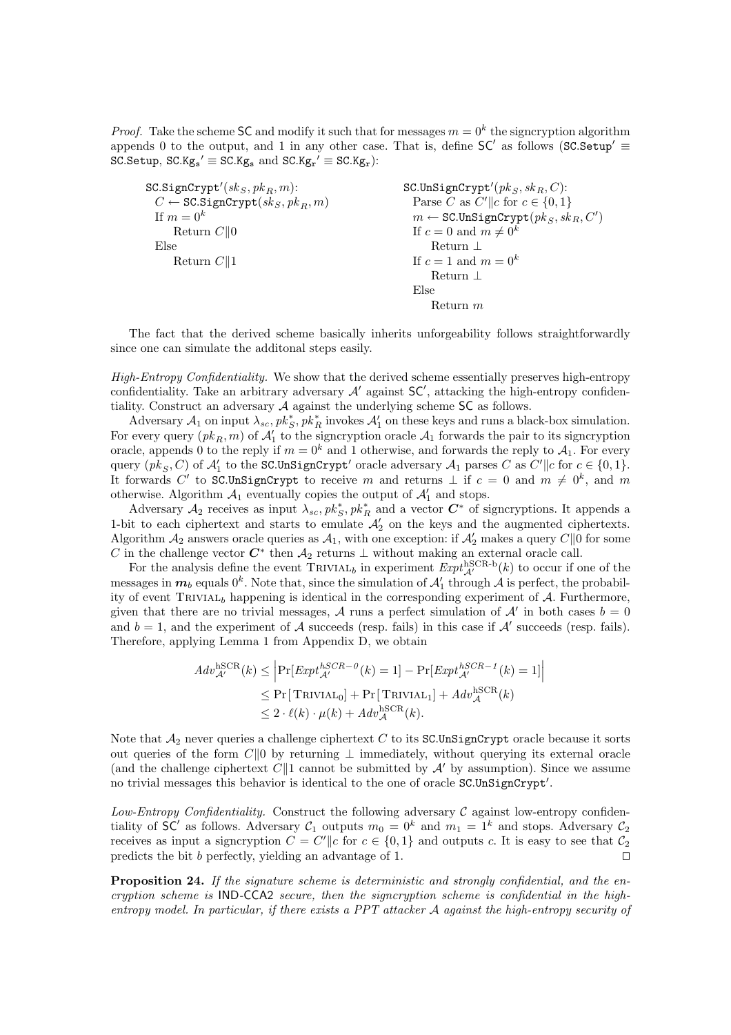*Proof.* Take the scheme $\mathsf{SC}$ and modify it such that for messages $m = 0^k$ the signcryption algorithm appends 0 to the output, and 1 in any other case. That is, define $\mathsf{SC}'$ as follows ($\texttt{SC.Setup}' \equiv \texttt{SC.Setup}$, $\texttt{SC.Kg}_\texttt{s}' \equiv \texttt{SC.Kg}_\texttt{s}$ and $\texttt{SC.Kg}_\texttt{r}' \equiv \texttt{SC.Kg}_\texttt{r}$):

```
SC.SignCrypt'(sk_S, pk_R, m):
  C ← SC.SignCrypt(sk_S, pk_R, m)
  If m = 0^k
      Return C||0
  Else
      Return C||1

SC.UnSignCrypt'(pk_S, sk_R, C):
  Parse C as C'||c for c ∈ {0,1}
  m ← SC.UnSignCrypt(pk_S, sk_R, C')
  If c = 0 and m ≠ 0^k
      Return ⊥
  If c = 1 and m = 0^k
      Return ⊥
  Else
      Return m
```

The fact that the derived scheme basically inherits unforgeability follows straightforwardly since one can simulate the additonal steps easily.

*High-Entropy Confidentiality.* We show that the derived scheme essentially preserves high-entropy confidentiality. Take an arbitrary adversary $\mathcal{A}'$ against $\mathsf{SC}'$, attacking the high-entropy confidentiality. Construct an adversary $\mathcal{A}$ against the underlying scheme $\mathsf{SC}$ as follows.

Adversary $\mathcal{A}_1$ on input $\lambda_{sc}, pk_S^*, pk_R^*$ invokes $\mathcal{A}_1'$ on these keys and runs a black-box simulation. For every query $(pk_R, m)$ of $\mathcal{A}_1'$ to the signcryption oracle $\mathcal{A}_1$ forwards the pair to its signcryption oracle, appends 0 to the reply if $m = 0^k$ and 1 otherwise, and forwards the reply to $\mathcal{A}_1$. For every query $(pk_S, C)$ of $\mathcal{A}_1'$ to the $\texttt{SC.UnSignCrypt}'$ oracle adversary $\mathcal{A}_1$ parses $C$ as $C'\|c$ for $c \in \{0,1\}$. It forwards $C'$ to $\texttt{SC.UnSignCrypt}$ to receive $m$ and returns $\perp$ if $c = 0$ and $m \neq 0^k$, and $m$ otherwise. Algorithm $\mathcal{A}_1$ eventually copies the output of $\mathcal{A}_1'$ and stops.

Adversary $\mathcal{A}_2$ receives as input $\lambda_{sc}, pk_S^*, pk_R^*$ and a vector $\boldsymbol{C}^*$ of signcryptions. It appends a 1-bit to each ciphertext and starts to emulate $\mathcal{A}_2'$ on the keys and the augmented ciphertexts. Algorithm $\mathcal{A}_2$ answers oracle queries as $\mathcal{A}_1$, with one exception: if $\mathcal{A}_2'$ makes a query $C\|0$ for some $C$ in the challenge vector $\boldsymbol{C}^*$ then $\mathcal{A}_2$ returns $\perp$ without making an external oracle call.

For the analysis define the event $\textsc{Trivial}_b$ in experiment $Expt_{\mathcal{A}'}^{\text{hSCR-b}}(k)$ to occur if one of the messages in $\boldsymbol{m}_b$ equals $0^k$. Note that, since the simulation of $\mathcal{A}_1'$ through $\mathcal{A}$ is perfect, the probability of event $\textsc{Trivial}_b$ happening is identical in the corresponding experiment of $\mathcal{A}$. Furthermore, given that there are no trivial messages, $\mathcal{A}$ runs a perfect simulation of $\mathcal{A}'$ in both cases $b = 0$ and $b = 1$, and the experiment of $\mathcal{A}$ succeeds (resp. fails) in this case if $\mathcal{A}'$ succeeds (resp. fails). Therefore, applying Lemma 1 from Appendix D, we obtain

$$
\begin{aligned}
Adv_{\mathcal{A}'}^{\text{hSCR}}(k) &\leq \left| \Pr[Expt_{\mathcal{A}'}^{hSCR-0}(k) = 1] - \Pr[Expt_{\mathcal{A}'}^{hSCR-1}(k) = 1] \right| \\
&\leq \Pr[\textsc{Trivial}_0] + \Pr[\textsc{Trivial}_1] + Adv_{\mathcal{A}}^{\text{hSCR}}(k) \\
&\leq 2 \cdot \ell(k) \cdot \mu(k) + Adv_{\mathcal{A}}^{\text{hSCR}}(k).
\end{aligned}
$$

Note that $\mathcal{A}_2$ never queries a challenge ciphertext $C$ to its $\texttt{SC.UnSignCrypt}$ oracle because it sorts out queries of the form $C\|0$ by returning $\perp$ immediately, without querying its external oracle (and the challenge ciphertext $C\|1$ cannot be submitted by $\mathcal{A}'$ by assumption). Since we assume no trivial messages this behavior is identical to the one of oracle $\texttt{SC.UnSignCrypt}'$.

*Low-Entropy Confidentiality.* Construct the following adversary $\mathcal{C}$ against low-entropy confidentiality of $\mathsf{SC}'$ as follows. Adversary $\mathcal{C}_1$ outputs $m_0 = 0^k$ and $m_1 = 1^k$ and stops. Adversary $\mathcal{C}_2$ receives as input a signcryption $C = C'\|c$ for $c \in \{0,1\}$ and outputs $c$. It is easy to see that $\mathcal{C}_2$ predicts the bit $b$ perfectly, yielding an advantage of 1. $\square$

**Proposition 24.** *If the signature scheme is deterministic and strongly confidential, and the encryption scheme is* $\mathsf{IND\text{-}CCA2}$ *secure, then the signcryption scheme is confidential in the high-entropy model. In particular, if there exists a PPT attacker* $\mathcal{A}$ *against the high-entropy security of*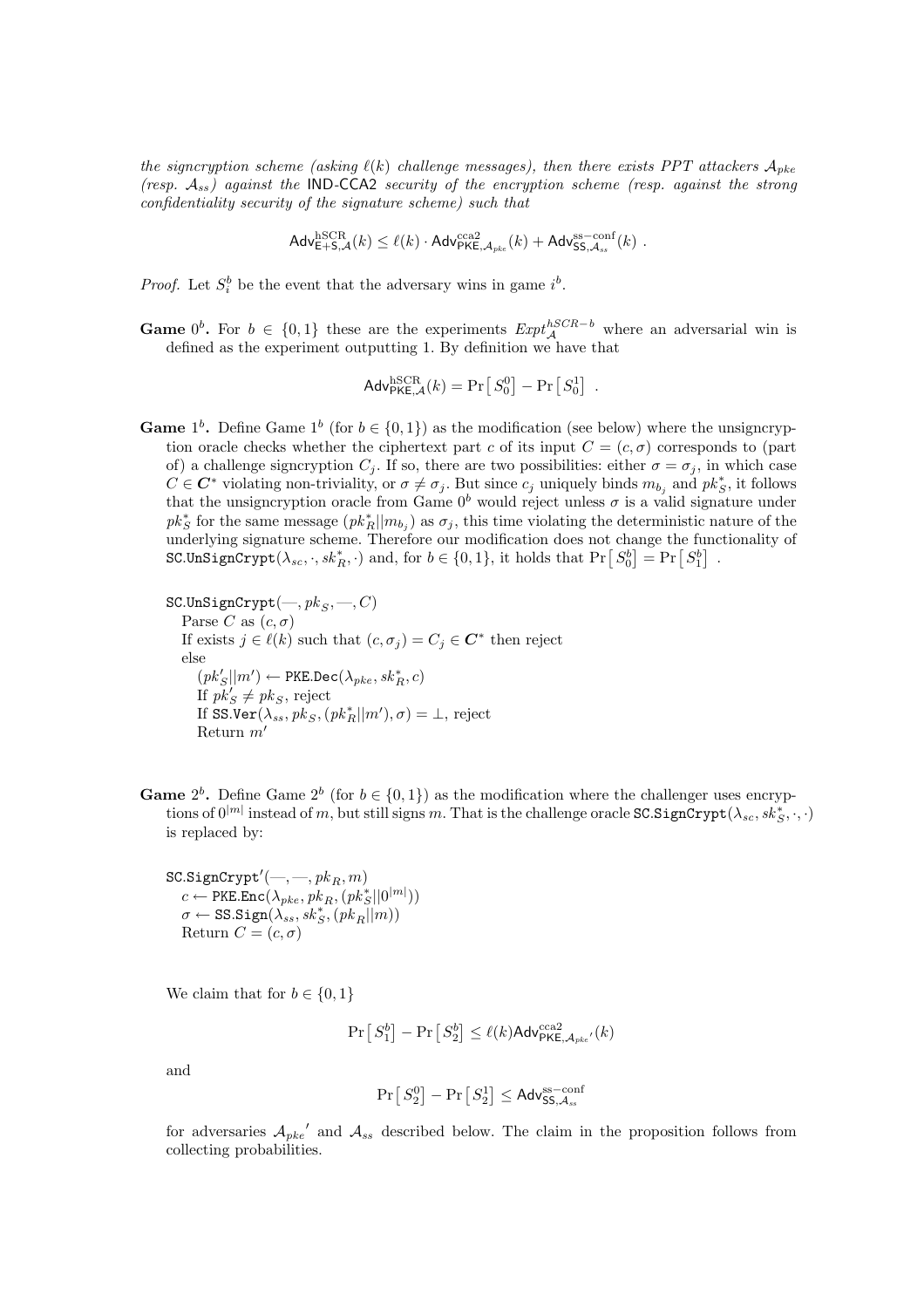*the signcryption scheme (asking $\ell(k)$ challenge messages), then there exists PPT attackers $\mathcal{A}_{pke}$ (resp. $\mathcal{A}_{ss}$) against the* IND-CCA2 *security of the encryption scheme (resp. against the strong confidentiality security of the signature scheme) such that*

$$\mathsf{Adv}^{\mathrm{hSCR}}_{\mathsf{E+S},\mathcal{A}}(k) \leq \ell(k) \cdot \mathsf{Adv}^{\mathrm{cca2}}_{\mathsf{PKE},\mathcal{A}_{pke}}(k) + \mathsf{Adv}^{\mathrm{ss-conf}}_{\mathsf{SS},\mathcal{A}_{ss}}(k) \ .$$

*Proof.* Let $S^b_i$ be the event that the adversary wins in game $i^b$.

**Game $0^b$.** For $b \in \{0,1\}$ these are the experiments $Expt^{hSCR-b}_{\mathcal{A}}$ where an adversarial win is defined as the experiment outputting 1. By definition we have that

$$\mathsf{Adv}^{\mathrm{hSCR}}_{\mathsf{PKE},\mathcal{A}}(k) = \Pr\left[\, S^0_0 \right] - \Pr\left[\, S^1_0 \right] \ .$$

**Game $1^b$.** Define Game $1^b$ (for $b \in \{0,1\}$) as the modification (see below) where the unsigncryption oracle checks whether the ciphertext part $c$ of its input $C = (c, \sigma)$ corresponds to (part of) a challenge signcryption $C_j$. If so, there are two possibilities: either $\sigma = \sigma_j$, in which case $C \in \boldsymbol{C}^*$ violating non-triviality, or $\sigma \neq \sigma_j$. But since $c_j$ uniquely binds $m_{b_j}$ and $pk^*_S$, it follows that the unsigncryption oracle from Game $0^b$ would reject unless $\sigma$ is a valid signature under $pk^*_S$ for the same message $(pk^*_R||m_{b_j})$ as $\sigma_j$, this time violating the deterministic nature of the underlying signature scheme. Therefore our modification does not change the functionality of $\mathtt{SC.UnSignCrypt}(\lambda_{sc}, \cdot, sk^*_R, \cdot)$ and, for $b \in \{0,1\}$, it holds that $\Pr\left[\, S^b_0 \right] = \Pr\left[\, S^b_1 \right]$ .

```
SC.UnSignCrypt(—, pk_S, —, C)
   Parse C as (c, σ)
   If exists j ∈ ℓ(k) such that (c, σ_j) = C_j ∈ C* then reject
   else
      (pk'_S||m') ← PKE.Dec(λ_pke, sk*_R, c)
      If pk'_S ≠ pk_S, reject
      If SS.Ver(λ_ss, pk_S, (pk*_R||m'), σ) = ⊥, reject
      Return m'
```

**Game $2^b$.** Define Game $2^b$ (for $b \in \{0,1\}$) as the modification where the challenger uses encryptions of $0^{|m|}$ instead of $m$, but still signs $m$. That is the challenge oracle $\mathtt{SC.SignCrypt}(\lambda_{sc}, sk^*_S, \cdot, \cdot)$ is replaced by:

```
SC.SignCrypt'(—, —, pk_R, m)
   c ← PKE.Enc(λ_pke, pk_R, (pk*_S||0^|m|))
   σ ← SS.Sign(λ_ss, sk*_S, (pk_R||m))
   Return C = (c, σ)
```

We claim that for $b \in \{0,1\}$

$$\Pr\left[\, S^b_1 \right] - \Pr\left[\, S^b_2 \right] \leq \ell(k)\mathsf{Adv}^{\mathrm{cca2}}_{\mathsf{PKE},\mathcal{A}_{pke}'}(k)$$

and

$$\Pr\left[\, S^0_2 \right] - \Pr\left[\, S^1_2 \right] \leq \mathsf{Adv}^{\mathrm{ss-conf}}_{\mathsf{SS},\mathcal{A}_{ss}}$$

for adversaries $\mathcal{A}_{pke}{}'$ and $\mathcal{A}_{ss}$ described below. The claim in the proposition follows from collecting probabilities.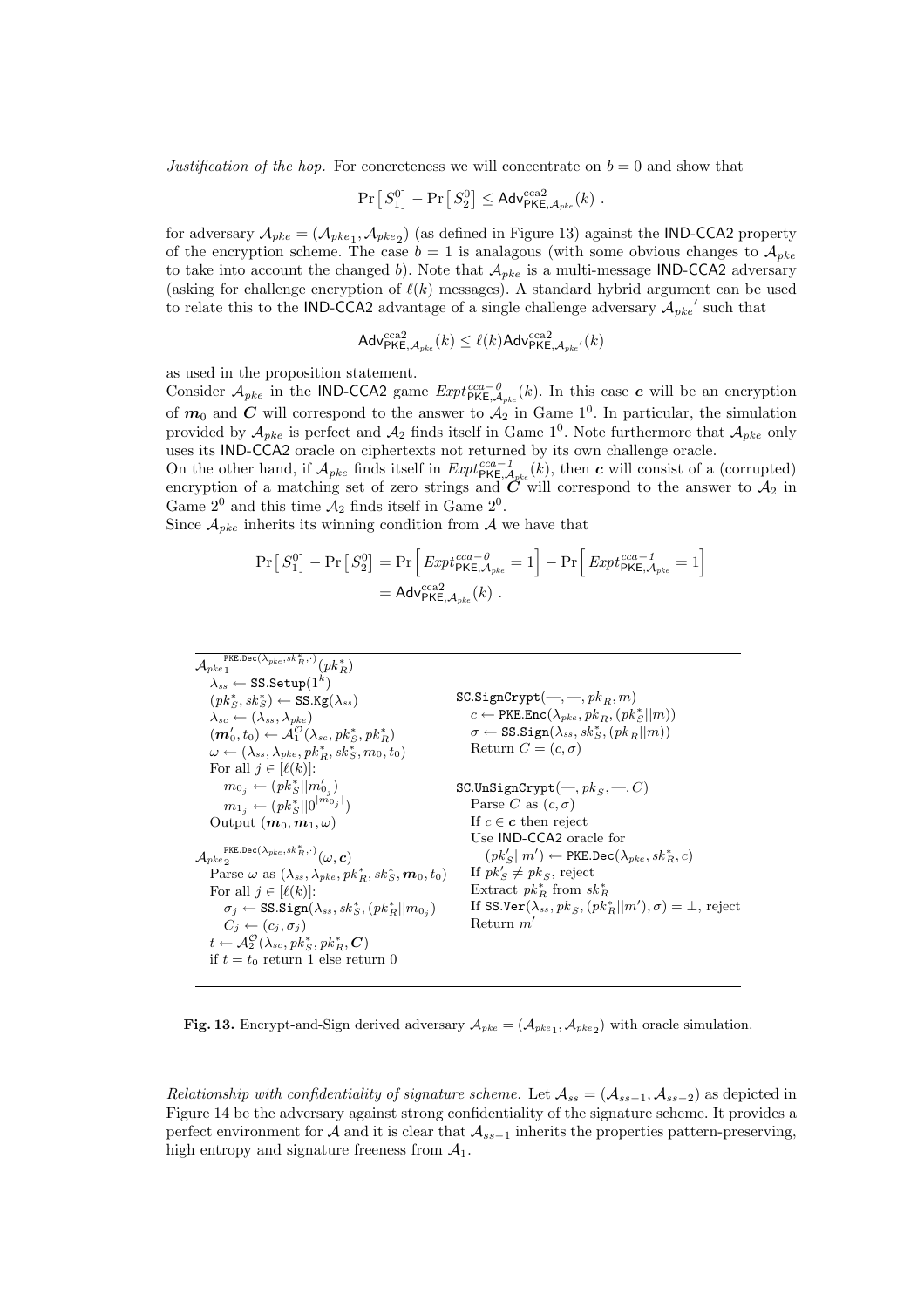*Justification of the hop.* For concreteness we will concentrate on $b = 0$ and show that

$$\Pr\left[\, S_1^0 \right] - \Pr\left[\, S_2^0 \right] \le \mathsf{Adv}^{\mathrm{cca2}}_{\mathsf{PKE},\mathcal{A}_{pke}}(k) \; .$$

for adversary $\mathcal{A}_{pke} = (\mathcal{A}_{pke_1}, \mathcal{A}_{pke_2})$ (as defined in Figure 13) against the IND-CCA2 property of the encryption scheme. The case $b = 1$ is analagous (with some obvious changes to $\mathcal{A}_{pke}$ to take into account the changed $b$). Note that $\mathcal{A}_{pke}$ is a multi-message IND-CCA2 adversary (asking for challenge encryption of $\ell(k)$ messages). A standard hybrid argument can be used to relate this to the IND-CCA2 advantage of a single challenge adversary $\mathcal{A}_{pke}{}'$ such that

$$\mathsf{Adv}^{\mathrm{cca2}}_{\mathsf{PKE},\mathcal{A}_{pke}}(k) \le \ell(k)\mathsf{Adv}^{\mathrm{cca2}}_{\mathsf{PKE},\mathcal{A}_{pke}{}'}(k)$$

as used in the proposition statement.
Consider $\mathcal{A}_{pke}$ in the IND-CCA2 game $Expt^{cca-0}_{\mathsf{PKE},\mathcal{A}_{pke}}(k)$. In this case $\boldsymbol{c}$ will be an encryption of $\boldsymbol{m}_0$ and $\boldsymbol{C}$ will correspond to the answer to $\mathcal{A}_2$ in Game $1^0$. In particular, the simulation provided by $\mathcal{A}_{pke}$ is perfect and $\mathcal{A}_2$ finds itself in Game $1^0$. Note furthermore that $\mathcal{A}_{pke}$ only uses its IND-CCA2 oracle on ciphertexts not returned by its own challenge oracle.
On the other hand, if $\mathcal{A}_{pke}$ finds itself in $Expt^{cca-1}_{\mathsf{PKE},\mathcal{A}_{pke}}(k)$, then $\boldsymbol{c}$ will consist of a (corrupted) encryption of a matching set of zero strings and $\boldsymbol{C}$ will correspond to the answer to $\mathcal{A}_2$ in Game $2^0$ and this time $\mathcal{A}_2$ finds itself in Game $2^0$.
Since $\mathcal{A}_{pke}$ inherits its winning condition from $\mathcal{A}$ we have that

$$\begin{aligned}
\Pr\left[\, S_1^0 \right] - \Pr\left[\, S_2^0 \right] &= \Pr\left[\, Expt^{cca-0}_{\mathsf{PKE},\mathcal{A}_{pke}} = 1 \right] - \Pr\left[\, Expt^{cca-1}_{\mathsf{PKE},\mathcal{A}_{pke}} = 1 \right] \\
&= \mathsf{Adv}^{\mathrm{cca2}}_{\mathsf{PKE},\mathcal{A}_{pke}}(k) \; .
\end{aligned}$$

```
A_pke1^{PKE.Dec(λ_pke, sk*_R, ·)}(pk*_R)
  λ_ss ← SS.Setup(1^k)
  (pk*_S, sk*_S) ← SS.Kg(λ_ss)
  λ_sc ← (λ_ss, λ_pke)
  (m'_0, t_0) ← A_1^O(λ_sc, pk*_S, pk*_R)
  ω ← (λ_ss, λ_pke, pk*_R, sk*_S, m_0, t_0)
  For all j ∈ [ℓ(k)]:
    m_0j ← (pk*_S || m'_0j)
    m_1j ← (pk*_S || 0^{|m_0j|})
  Output (m_0, m_1, ω)

A_pke2^{PKE.Dec(λ_pke, sk*_R, ·)}(ω, c)
  Parse ω as (λ_ss, λ_pke, pk*_R, sk*_S, m_0, t_0)
  For all j ∈ [ℓ(k)]:
    σ_j ← SS.Sign(λ_ss, sk*_S, (pk*_R || m_0j))
    C_j ← (c_j, σ_j)
  t ← A_2^O(λ_sc, pk*_S, pk*_R, C)
  if t = t_0 return 1 else return 0

SC.SignCrypt(—, —, pk_R, m)
  c ← PKE.Enc(λ_pke, pk_R, (pk*_S || m))
  σ ← SS.Sign(λ_ss, sk*_S, (pk_R || m))
  Return C = (c, σ)

SC.UnSignCrypt(—, pk_S, —, C)
  Parse C as (c, σ)
  If c ∈ c then reject
  Use IND-CCA2 oracle for
    (pk'_S || m') ← PKE.Dec(λ_pke, sk*_R, c)
  If pk'_S ≠ pk_S, reject
  Extract pk*_R from sk*_R
  If SS.Ver(λ_ss, pk_S, (pk*_R || m'), σ) = ⊥, reject
  Return m'
```

**Fig. 13.** Encrypt-and-Sign derived adversary $\mathcal{A}_{pke} = (\mathcal{A}_{pke_1}, \mathcal{A}_{pke_2})$ with oracle simulation.

*Relationship with confidentiality of signature scheme.* Let $\mathcal{A}_{ss} = (\mathcal{A}_{ss-1}, \mathcal{A}_{ss-2})$ as depicted in Figure 14 be the adversary against strong confidentiality of the signature scheme. It provides a perfect environment for $\mathcal{A}$ and it is clear that $\mathcal{A}_{ss-1}$ inherits the properties pattern-preserving, high entropy and signature freeness from $\mathcal{A}_1$.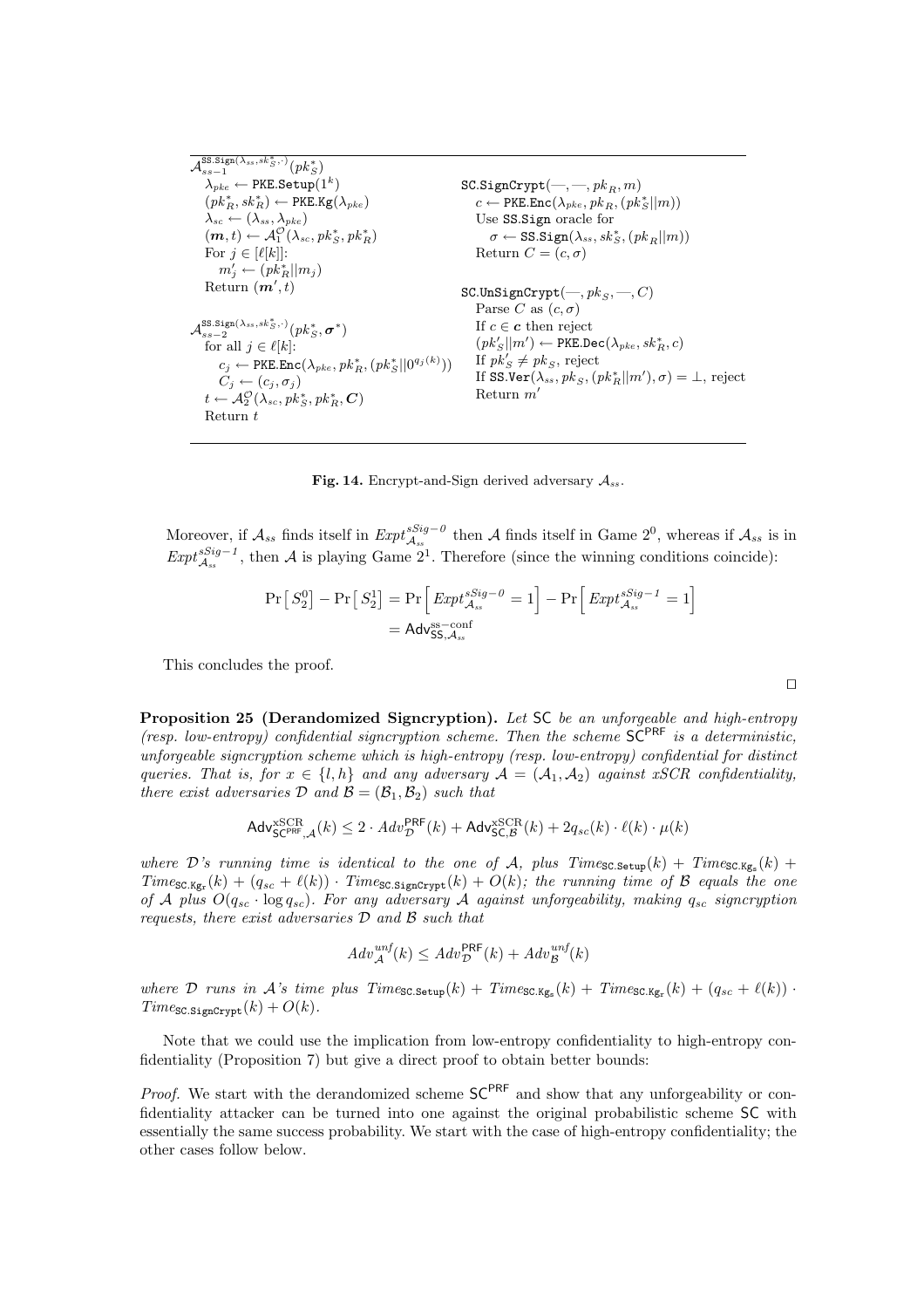```
A_{ss-1}^{SS.Sign(λ_ss, sk*_S, ·)}(pk*_S)
  λ_pke ← PKE.Setup(1^k)
  (pk*_R, sk*_R) ← PKE.Kg(λ_pke)
  λ_sc ← (λ_ss, λ_pke)
  (m, t) ← A_1^O(λ_sc, pk*_S, pk*_R)
  For j ∈ [ℓ[k]]:
    m'_j ← (pk*_R || m_j)
  Return (m', t)

A_{ss-2}^{SS.Sign(λ_ss, sk*_S, ·)}(pk*_S, σ*)
  for all j ∈ ℓ[k]:
    c_j ← PKE.Enc(λ_pke, pk*_R, (pk*_S || 0^{q_j(k)}))
    C_j ← (c_j, σ_j)
  t ← A_2^O(λ_sc, pk*_S, pk*_R, C)
  Return t

SC.SignCrypt(—, —, pk_R, m)
  c ← PKE.Enc(λ_pke, pk_R, (pk*_S || m))
  Use SS.Sign oracle for
    σ ← SS.Sign(λ_ss, sk*_S, (pk_R || m))
  Return C = (c, σ)

SC.UnSignCrypt(—, pk_S, —, C)
  Parse C as (c, σ)
  If c ∈ c then reject
  (pk'_S || m') ← PKE.Dec(λ_pke, sk*_R, c)
  If pk'_S ≠ pk_S, reject
  If SS.Ver(λ_ss, pk_S, (pk*_R || m'), σ) = ⊥, reject
  Return m'
```

**Fig. 14.** Encrypt-and-Sign derived adversary $\mathcal{A}_{ss}$.

Moreover, if $\mathcal{A}_{ss}$ finds itself in $Expt^{sSig-0}_{\mathcal{A}_{ss}}$ then $\mathcal{A}$ finds itself in Game $2^0$, whereas if $\mathcal{A}_{ss}$ is in $Expt^{sSig-1}_{\mathcal{A}_{ss}}$, then $\mathcal{A}$ is playing Game $2^1$. Therefore (since the winning conditions coincide):

$$\Pr\left[\,S_2^0\,\right] - \Pr\left[\,S_2^1\,\right] = \Pr\left[\,Expt^{sSig-0}_{\mathcal{A}_{ss}} = 1\right] - \Pr\left[\,Expt^{sSig-1}_{\mathcal{A}_{ss}} = 1\right] = \mathsf{Adv}^{\mathrm{ss-conf}}_{\mathsf{SS},\mathcal{A}_{ss}}$$

This concludes the proof.

□

**Proposition 25 (Derandomized Signcryption).** *Let $\mathsf{SC}$ be an unforgeable and high-entropy (resp. low-entropy) confidential signcryption scheme. Then the scheme $\mathsf{SC}^{\mathsf{PRF}}$ is a deterministic, unforgeable signcryption scheme which is high-entropy (resp. low-entropy) confidential for distinct queries. That is, for $x \in \{l, h\}$ and any adversary $\mathcal{A} = (\mathcal{A}_1, \mathcal{A}_2)$ against xSCR confidentiality, there exist adversaries $\mathcal{D}$ and $\mathcal{B} = (\mathcal{B}_1, \mathcal{B}_2)$ such that*

$$\mathsf{Adv}^{\mathrm{xSCR}}_{\mathsf{SC}^{\mathsf{PRF}},\mathcal{A}}(k) \leq 2 \cdot Adv^{\mathsf{PRF}}_{\mathcal{D}}(k) + \mathsf{Adv}^{\mathrm{xSCR}}_{\mathsf{SC},\mathcal{B}}(k) + 2q_{sc}(k) \cdot \ell(k) \cdot \mu(k)$$

*where $\mathcal{D}$'s running time is identical to the one of $\mathcal{A}$, plus $Time_{\mathtt{SC.Setup}}(k) + Time_{\mathtt{SC.Kg_s}}(k) + Time_{\mathtt{SC.Kg_r}}(k) + (q_{sc} + \ell(k)) \cdot Time_{\mathtt{SC.SignCrypt}}(k) + O(k)$; the running time of $\mathcal{B}$ equals the one of $\mathcal{A}$ plus $O(q_{sc} \cdot \log q_{sc})$. For any adversary $\mathcal{A}$ against unforgeability, making $q_{sc}$ signcryption requests, there exist adversaries $\mathcal{D}$ and $\mathcal{B}$ such that*

$$Adv^{unf}_{\mathcal{A}}(k) \leq Adv^{\mathsf{PRF}}_{\mathcal{D}}(k) + Adv^{unf}_{\mathcal{B}}(k)$$

*where $\mathcal{D}$ runs in $\mathcal{A}$'s time plus $Time_{\mathtt{SC.Setup}}(k) + Time_{\mathtt{SC.Kg_s}}(k) + Time_{\mathtt{SC.Kg_r}}(k) + (q_{sc} + \ell(k)) \cdot Time_{\mathtt{SC.SignCrypt}}(k) + O(k)$.*

Note that we could use the implication from low-entropy confidentiality to high-entropy confidentiality (Proposition 7) but give a direct proof to obtain better bounds:

*Proof.* We start with the derandomized scheme $\mathsf{SC}^{\mathsf{PRF}}$ and show that any unforgeability or confidentiality attacker can be turned into one against the original probabilistic scheme $\mathsf{SC}$ with essentially the same success probability. We start with the case of high-entropy confidentiality; the other cases follow below.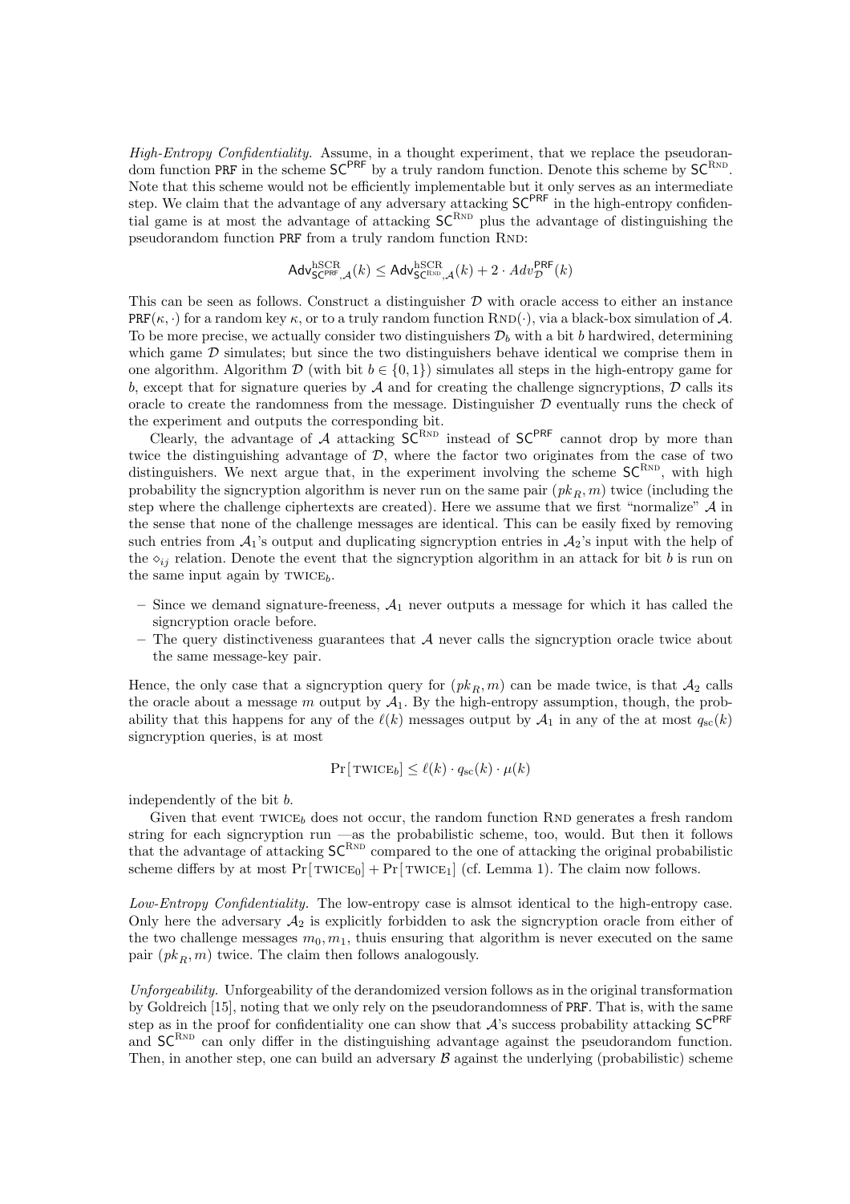*High-Entropy Confidentiality.* Assume, in a thought experiment, that we replace the pseudorandom function PRF in the scheme $\mathsf{SC}^{\mathsf{PRF}}$ by a truly random function. Denote this scheme by $\mathsf{SC}^{\text{RND}}$. Note that this scheme would not be efficiently implementable but it only serves as an intermediate step. We claim that the advantage of any adversary attacking $\mathsf{SC}^{\mathsf{PRF}}$ in the high-entropy confidential game is at most the advantage of attacking $\mathsf{SC}^{\text{RND}}$ plus the advantage of distinguishing the pseudorandom function PRF from a truly random function RND:

$$\mathsf{Adv}^{\text{hSCR}}_{\mathsf{SC}^{\mathsf{PRF}},\mathcal{A}}(k) \leq \mathsf{Adv}^{\text{hSCR}}_{\mathsf{SC}^{\text{RND}},\mathcal{A}}(k) + 2 \cdot Adv^{\mathsf{PRF}}_{\mathcal{D}}(k)$$

This can be seen as follows. Construct a distinguisher $\mathcal{D}$ with oracle access to either an instance $\mathsf{PRF}(\kappa, \cdot)$ for a random key $\kappa$, or to a truly random function $\text{RND}(\cdot)$, via a black-box simulation of $\mathcal{A}$. To be more precise, we actually consider two distinguishers $\mathcal{D}_b$ with a bit $b$ hardwired, determining which game $\mathcal{D}$ simulates; but since the two distinguishers behave identical we comprise them in one algorithm. Algorithm $\mathcal{D}$ (with bit $b \in \{0, 1\}$) simulates all steps in the high-entropy game for $b$, except that for signature queries by $\mathcal{A}$ and for creating the challenge signcryptions, $\mathcal{D}$ calls its oracle to create the randomness from the message. Distinguisher $\mathcal{D}$ eventually runs the check of the experiment and outputs the corresponding bit.

Clearly, the advantage of $\mathcal{A}$ attacking $\mathsf{SC}^{\text{RND}}$ instead of $\mathsf{SC}^{\mathsf{PRF}}$ cannot drop by more than twice the distinguishing advantage of $\mathcal{D}$, where the factor two originates from the case of two distinguishers. We next argue that, in the experiment involving the scheme $\mathsf{SC}^{\text{RND}}$, with high probability the signcryption algorithm is never run on the same pair $(pk_R, m)$ twice (including the step where the challenge ciphertexts are created). Here we assume that we first "normalize" $\mathcal{A}$ in the sense that none of the challenge messages are identical. This can be easily fixed by removing such entries from $\mathcal{A}_1$'s output and duplicating signcryption entries in $\mathcal{A}_2$'s input with the help of the $\diamond_{ij}$ relation. Denote the event that the signcryption algorithm in an attack for bit $b$ is run on the same input again by $\text{TWICE}_b$.

- Since we demand signature-freeness, $\mathcal{A}_1$ never outputs a message for which it has called the signcryption oracle before.
- The query distinctiveness guarantees that $\mathcal{A}$ never calls the signcryption oracle twice about the same message-key pair.

Hence, the only case that a signcryption query for $(pk_R, m)$ can be made twice, is that $\mathcal{A}_2$ calls the oracle about a message $m$ output by $\mathcal{A}_1$. By the high-entropy assumption, though, the probability that this happens for any of the $\ell(k)$ messages output by $\mathcal{A}_1$ in any of the at most $q_{\text{sc}}(k)$ signcryption queries, is at most

$$\Pr[\text{TWICE}_b] \leq \ell(k) \cdot q_{\text{sc}}(k) \cdot \mu(k)$$

independently of the bit $b$.

Given that event $\text{TWICE}_b$ does not occur, the random function RND generates a fresh random string for each signcryption run —as the probabilistic scheme, too, would. But then it follows that the advantage of attacking $\mathsf{SC}^{\text{RND}}$ compared to the one of attacking the original probabilistic scheme differs by at most $\Pr[\text{TWICE}_0] + \Pr[\text{TWICE}_1]$ (cf. Lemma 1). The claim now follows.

*Low-Entropy Confidentiality.* The low-entropy case is almsot identical to the high-entropy case. Only here the adversary $\mathcal{A}_2$ is explicitly forbidden to ask the signcryption oracle from either of the two challenge messages $m_0, m_1$, thuis ensuring that algorithm is never executed on the same pair $(pk_R, m)$ twice. The claim then follows analogously.

*Unforgeability.* Unforgeability of the derandomized version follows as in the original transformation by Goldreich [15], noting that we only rely on the pseudorandomness of PRF. That is, with the same step as in the proof for confidentiality one can show that $\mathcal{A}$'s success probability attacking $\mathsf{SC}^{\mathsf{PRF}}$ and $\mathsf{SC}^{\text{RND}}$ can only differ in the distinguishing advantage against the pseudorandom function. Then, in another step, one can build an adversary $\mathcal{B}$ against the underlying (probabilistic) scheme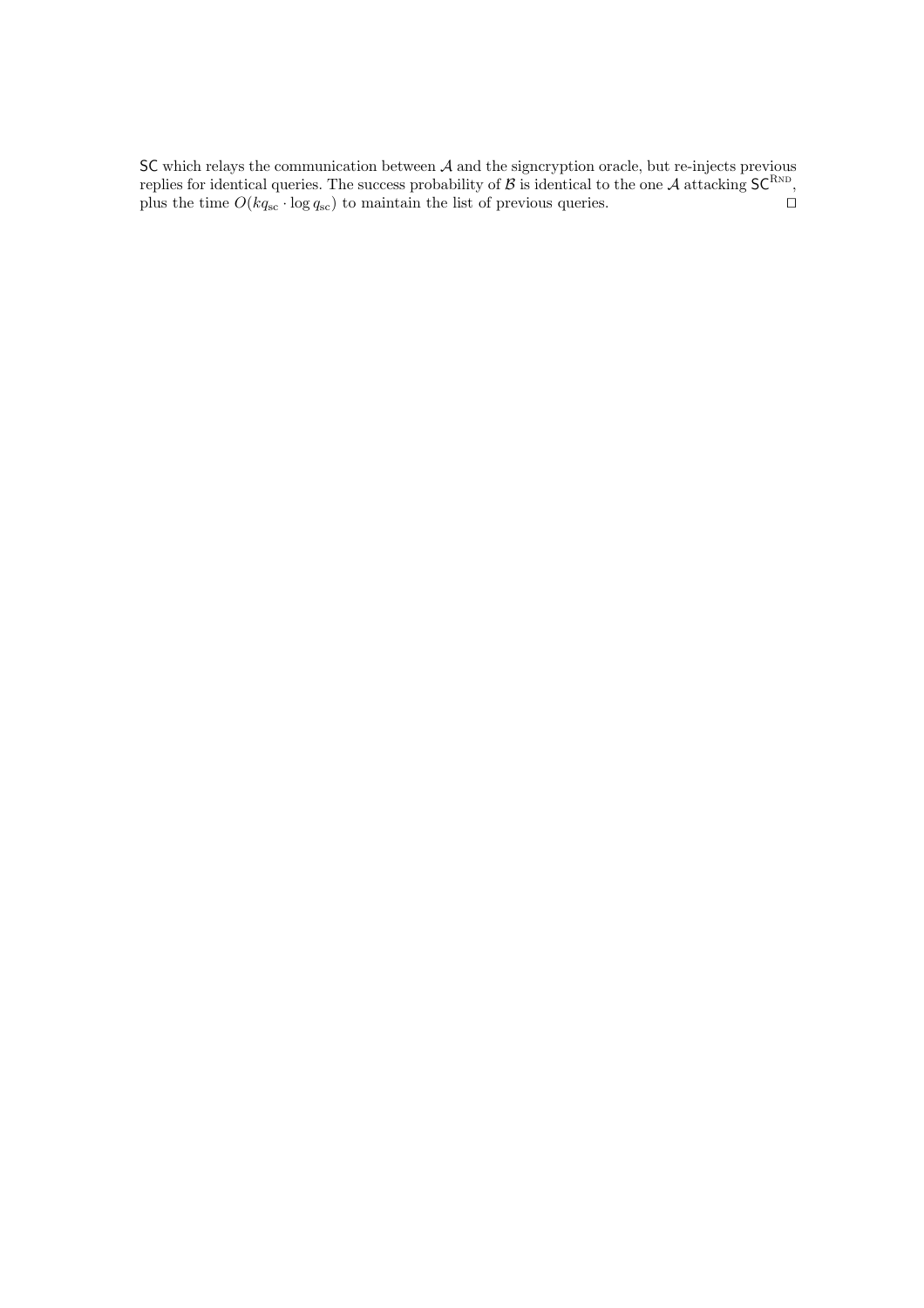$\mathsf{SC}$ which relays the communication between $\mathcal{A}$ and the signcryption oracle, but re-injects previous replies for identical queries. The success probability of $\mathcal{B}$ is identical to the one $\mathcal{A}$ attacking $\mathsf{SC}^{\text{Rnd}}$, plus the time $O(kq_{\text{sc}} \cdot \log q_{\text{sc}})$ to maintain the list of previous queries. □